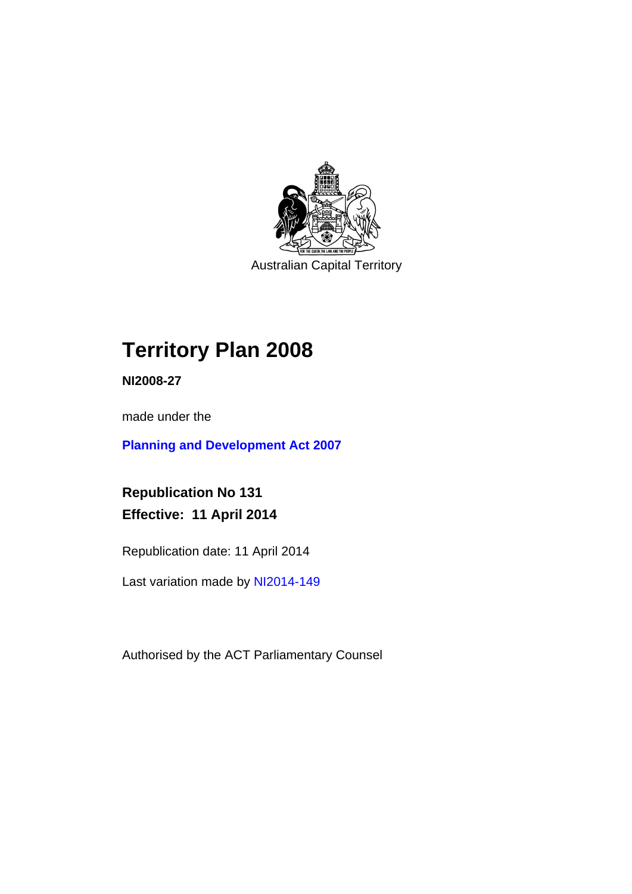Australian Capital Territory

# Territory Plan 2008

**NI2008-27**

made under the

**Planning and Development Act 2007**

**Republication No 131**
**Effective: 11 April 2014**

Republication date: 11 April 2014

Last variation made by NI2014-149

Authorised by the ACT Parliamentary Counsel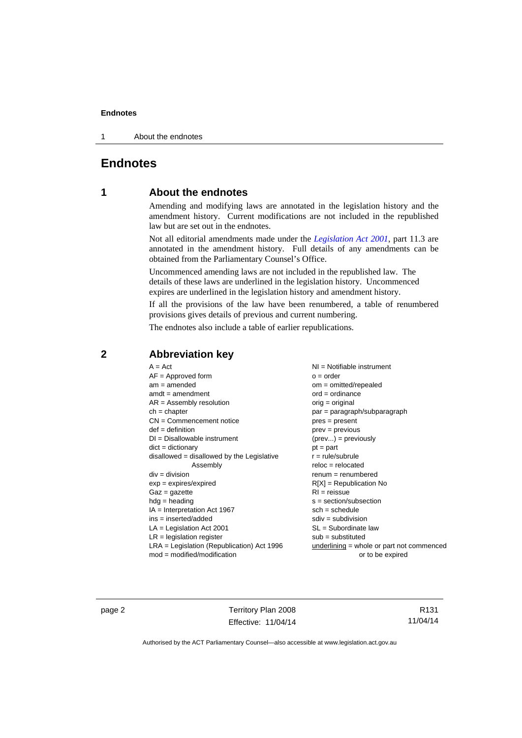# Endnotes

## 1 About the endnotes

Amending and modifying laws are annotated in the legislation history and the amendment history. Current modifications are not included in the republished law but are set out in the endnotes.

Not all editorial amendments made under the *Legislation Act 2001*, part 11.3 are annotated in the amendment history. Full details of any amendments can be obtained from the Parliamentary Counsel's Office.

Uncommenced amending laws are not included in the republished law. The details of these laws are underlined in the legislation history. Uncommenced expires are underlined in the legislation history and amendment history.

If all the provisions of the law have been renumbered, a table of renumbered provisions gives details of previous and current numbering.

The endnotes also include a table of earlier republications.

## 2 Abbreviation key

A = Act
AF = Approved form
am = amended
amdt = amendment
AR = Assembly resolution
ch = chapter
CN = Commencement notice
def = definition
DI = Disallowable instrument
dict = dictionary
disallowed = disallowed by the Legislative Assembly
div = division
exp = expires/expired
Gaz = gazette
hdg = heading
IA = Interpretation Act 1967
ins = inserted/added
LA = Legislation Act 2001
LR = legislation register
LRA = Legislation (Republication) Act 1996
mod = modified/modification
NI = Notifiable instrument
o = order
om = omitted/repealed
ord = ordinance
orig = original
par = paragraph/subparagraph
pres = present
prev = previous
(prev...) = previously
pt = part
r = rule/subrule
reloc = relocated
renum = renumbered
R[X] = Republication No
RI = reissue
s = section/subsection
sch = schedule
sdiv = subdivision
SL = Subordinate law
sub = substituted
underlining = whole or part not commenced or to be expired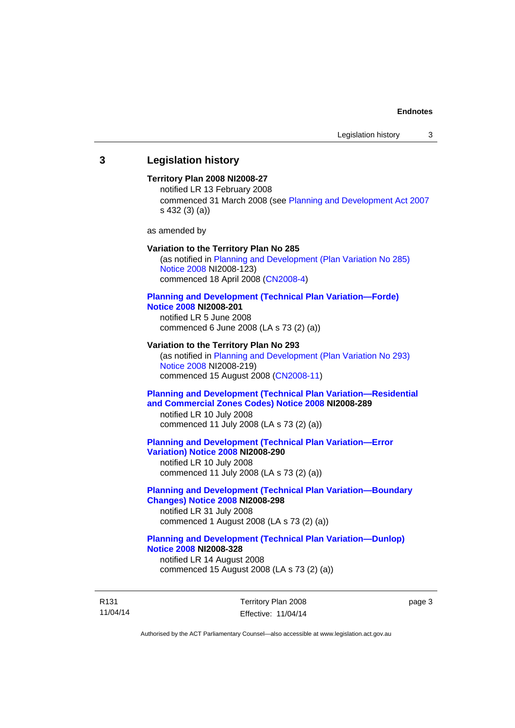## 3 Legislation history

**Territory Plan 2008 NI2008-27**

notified LR 13 February 2008

commenced 31 March 2008 (see Planning and Development Act 2007 s 432 (3) (a))

as amended by

**Variation to the Territory Plan No 285**

(as notified in Planning and Development (Plan Variation No 285) Notice 2008 NI2008-123)

commenced 18 April 2008 (CN2008-4)

**Planning and Development (Technical Plan Variation—Forde) Notice 2008 NI2008-201**

notified LR 5 June 2008

commenced 6 June 2008 (LA s 73 (2) (a))

**Variation to the Territory Plan No 293**

(as notified in Planning and Development (Plan Variation No 293) Notice 2008 NI2008-219)

commenced 15 August 2008 (CN2008-11)

**Planning and Development (Technical Plan Variation—Residential and Commercial Zones Codes) Notice 2008 NI2008-289**

notified LR 10 July 2008

commenced 11 July 2008 (LA s 73 (2) (a))

**Planning and Development (Technical Plan Variation—Error Variation) Notice 2008 NI2008-290**

notified LR 10 July 2008

commenced 11 July 2008 (LA s 73 (2) (a))

**Planning and Development (Technical Plan Variation—Boundary Changes) Notice 2008 NI2008-298**

notified LR 31 July 2008

commenced 1 August 2008 (LA s 73 (2) (a))

**Planning and Development (Technical Plan Variation—Dunlop) Notice 2008 NI2008-328**

notified LR 14 August 2008

commenced 15 August 2008 (LA s 73 (2) (a))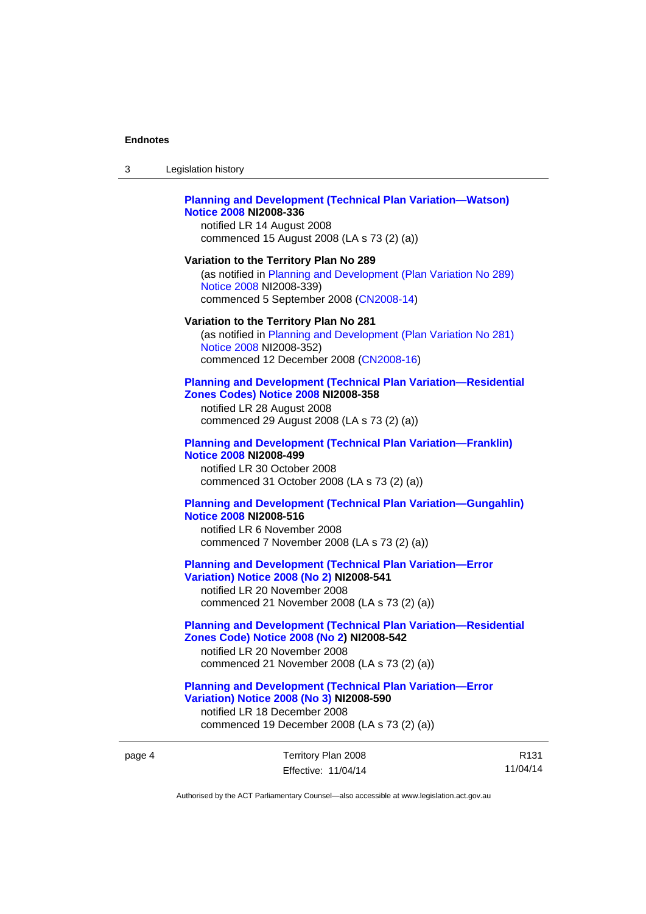**Planning and Development (Technical Plan Variation—Watson) Notice 2008 NI2008-336**
notified LR 14 August 2008
commenced 15 August 2008 (LA s 73 (2) (a))

**Variation to the Territory Plan No 289**
(as notified in Planning and Development (Plan Variation No 289) Notice 2008 NI2008-339)
commenced 5 September 2008 (CN2008-14)

**Variation to the Territory Plan No 281**
(as notified in Planning and Development (Plan Variation No 281) Notice 2008 NI2008-352)
commenced 12 December 2008 (CN2008-16)

**Planning and Development (Technical Plan Variation—Residential Zones Codes) Notice 2008 NI2008-358**
notified LR 28 August 2008
commenced 29 August 2008 (LA s 73 (2) (a))

**Planning and Development (Technical Plan Variation—Franklin) Notice 2008 NI2008-499**
notified LR 30 October 2008
commenced 31 October 2008 (LA s 73 (2) (a))

**Planning and Development (Technical Plan Variation—Gungahlin) Notice 2008 NI2008-516**
notified LR 6 November 2008
commenced 7 November 2008 (LA s 73 (2) (a))

**Planning and Development (Technical Plan Variation—Error Variation) Notice 2008 (No 2) NI2008-541**
notified LR 20 November 2008
commenced 21 November 2008 (LA s 73 (2) (a))

**Planning and Development (Technical Plan Variation—Residential Zones Code) Notice 2008 (No 2) NI2008-542**
notified LR 20 November 2008
commenced 21 November 2008 (LA s 73 (2) (a))

**Planning and Development (Technical Plan Variation—Error Variation) Notice 2008 (No 3) NI2008-590**
notified LR 18 December 2008
commenced 19 December 2008 (LA s 73 (2) (a))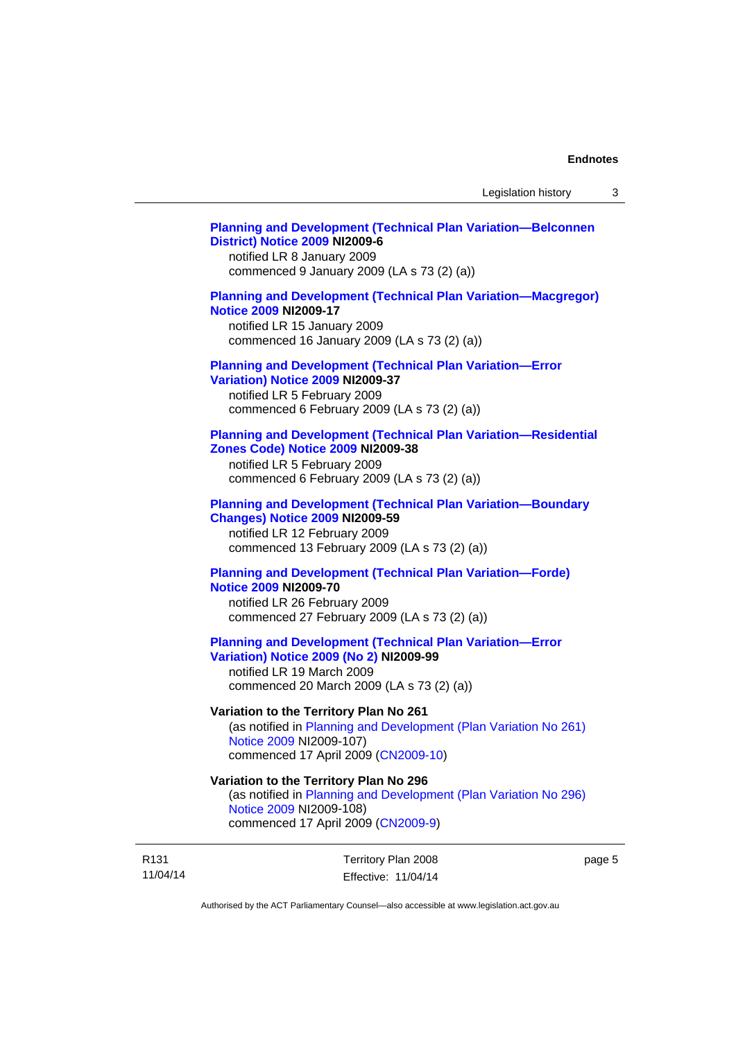**Planning and Development (Technical Plan Variation—Belconnen District) Notice 2009 NI2009-6**
notified LR 8 January 2009
commenced 9 January 2009 (LA s 73 (2) (a))

**Planning and Development (Technical Plan Variation—Macgregor) Notice 2009 NI2009-17**
notified LR 15 January 2009
commenced 16 January 2009 (LA s 73 (2) (a))

**Planning and Development (Technical Plan Variation—Error Variation) Notice 2009 NI2009-37**
notified LR 5 February 2009
commenced 6 February 2009 (LA s 73 (2) (a))

**Planning and Development (Technical Plan Variation—Residential Zones Code) Notice 2009 NI2009-38**
notified LR 5 February 2009
commenced 6 February 2009 (LA s 73 (2) (a))

**Planning and Development (Technical Plan Variation—Boundary Changes) Notice 2009 NI2009-59**
notified LR 12 February 2009
commenced 13 February 2009 (LA s 73 (2) (a))

**Planning and Development (Technical Plan Variation—Forde) Notice 2009 NI2009-70**
notified LR 26 February 2009
commenced 27 February 2009 (LA s 73 (2) (a))

**Planning and Development (Technical Plan Variation—Error Variation) Notice 2009 (No 2) NI2009-99**
notified LR 19 March 2009
commenced 20 March 2009 (LA s 73 (2) (a))

**Variation to the Territory Plan No 261**
(as notified in Planning and Development (Plan Variation No 261) Notice 2009 NI2009-107)
commenced 17 April 2009 (CN2009-10)

**Variation to the Territory Plan No 296**
(as notified in Planning and Development (Plan Variation No 296) Notice 2009 NI2009-108)
commenced 17 April 2009 (CN2009-9)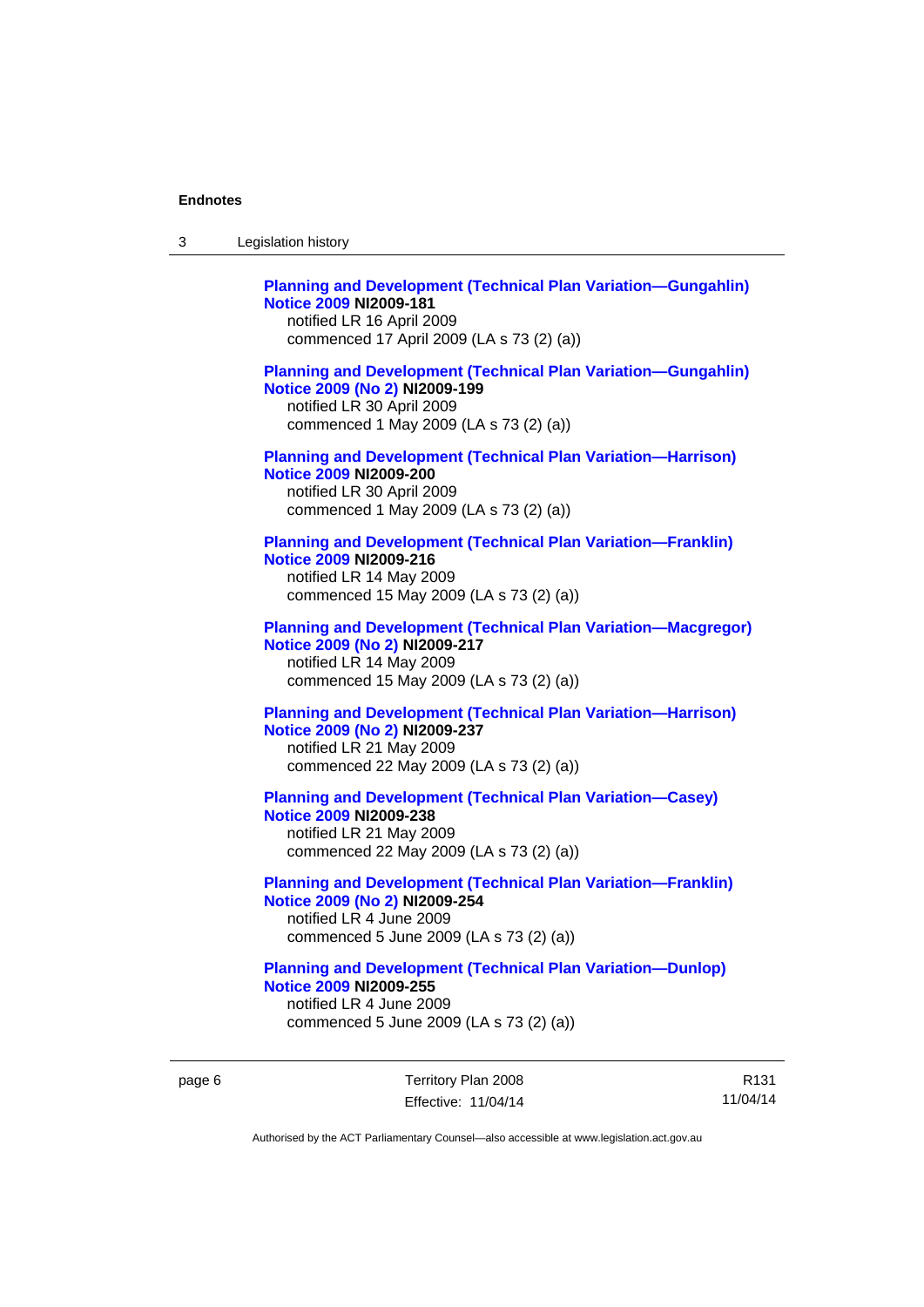**Planning and Development (Technical Plan Variation—Gungahlin) Notice 2009 NI2009-181**
notified LR 16 April 2009
commenced 17 April 2009 (LA s 73 (2) (a))

**Planning and Development (Technical Plan Variation—Gungahlin) Notice 2009 (No 2) NI2009-199**
notified LR 30 April 2009
commenced 1 May 2009 (LA s 73 (2) (a))

**Planning and Development (Technical Plan Variation—Harrison) Notice 2009 NI2009-200**
notified LR 30 April 2009
commenced 1 May 2009 (LA s 73 (2) (a))

**Planning and Development (Technical Plan Variation—Franklin) Notice 2009 NI2009-216**
notified LR 14 May 2009
commenced 15 May 2009 (LA s 73 (2) (a))

**Planning and Development (Technical Plan Variation—Macgregor) Notice 2009 (No 2) NI2009-217**
notified LR 14 May 2009
commenced 15 May 2009 (LA s 73 (2) (a))

**Planning and Development (Technical Plan Variation—Harrison) Notice 2009 (No 2) NI2009-237**
notified LR 21 May 2009
commenced 22 May 2009 (LA s 73 (2) (a))

**Planning and Development (Technical Plan Variation—Casey) Notice 2009 NI2009-238**
notified LR 21 May 2009
commenced 22 May 2009 (LA s 73 (2) (a))

**Planning and Development (Technical Plan Variation—Franklin) Notice 2009 (No 2) NI2009-254**
notified LR 4 June 2009
commenced 5 June 2009 (LA s 73 (2) (a))

**Planning and Development (Technical Plan Variation—Dunlop) Notice 2009 NI2009-255**
notified LR 4 June 2009
commenced 5 June 2009 (LA s 73 (2) (a))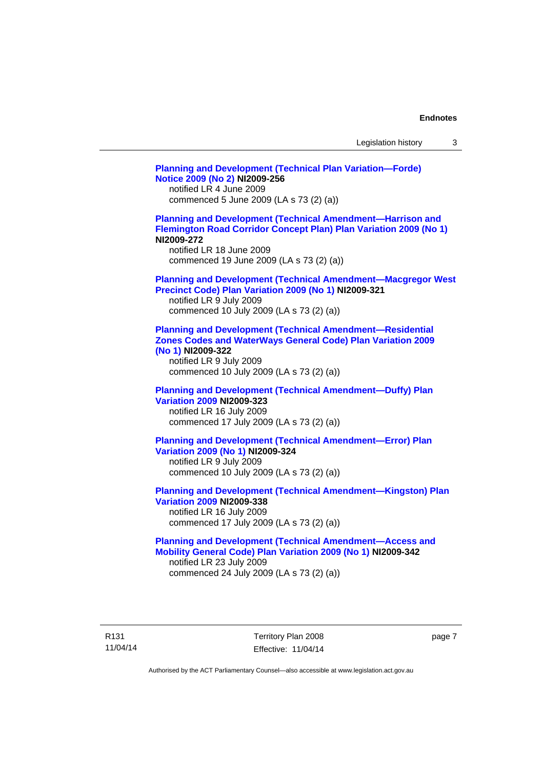**Planning and Development (Technical Plan Variation—Forde) Notice 2009 (No 2) NI2009-256**
notified LR 4 June 2009
commenced 5 June 2009 (LA s 73 (2) (a))

**Planning and Development (Technical Amendment—Harrison and Flemington Road Corridor Concept Plan) Plan Variation 2009 (No 1) NI2009-272**
notified LR 18 June 2009
commenced 19 June 2009 (LA s 73 (2) (a))

**Planning and Development (Technical Amendment—Macgregor West Precinct Code) Plan Variation 2009 (No 1) NI2009-321**
notified LR 9 July 2009
commenced 10 July 2009 (LA s 73 (2) (a))

**Planning and Development (Technical Amendment—Residential Zones Codes and WaterWays General Code) Plan Variation 2009 (No 1) NI2009-322**
notified LR 9 July 2009
commenced 10 July 2009 (LA s 73 (2) (a))

**Planning and Development (Technical Amendment—Duffy) Plan Variation 2009 NI2009-323**
notified LR 16 July 2009
commenced 17 July 2009 (LA s 73 (2) (a))

**Planning and Development (Technical Amendment—Error) Plan Variation 2009 (No 1) NI2009-324**
notified LR 9 July 2009
commenced 10 July 2009 (LA s 73 (2) (a))

**Planning and Development (Technical Amendment—Kingston) Plan Variation 2009 NI2009-338**
notified LR 16 July 2009
commenced 17 July 2009 (LA s 73 (2) (a))

**Planning and Development (Technical Amendment—Access and Mobility General Code) Plan Variation 2009 (No 1) NI2009-342**
notified LR 23 July 2009
commenced 24 July 2009 (LA s 73 (2) (a))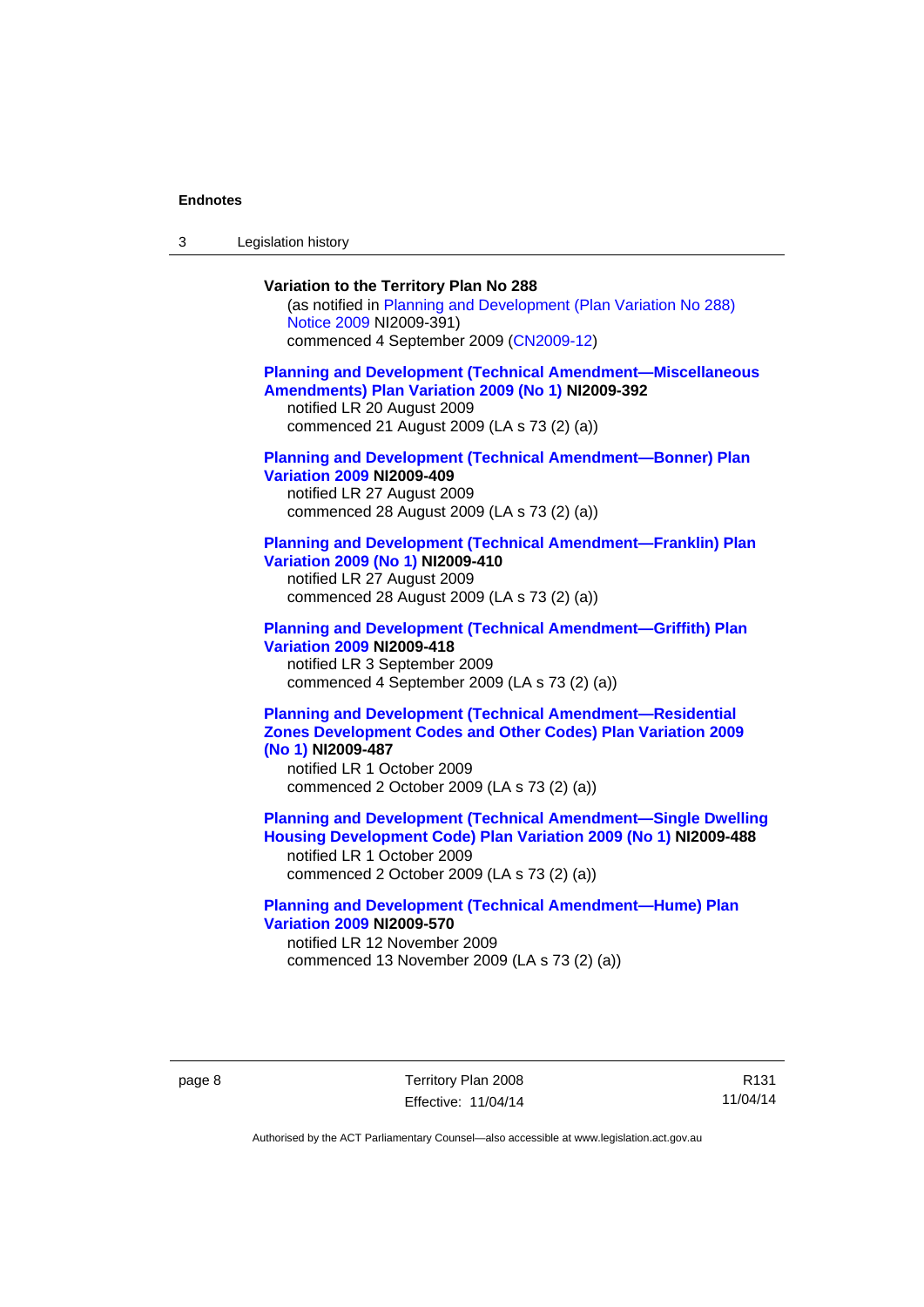**Variation to the Territory Plan No 288**

(as notified in Planning and Development (Plan Variation No 288) Notice 2009 NI2009-391)
commenced 4 September 2009 (CN2009-12)

**Planning and Development (Technical Amendment—Miscellaneous Amendments) Plan Variation 2009 (No 1) NI2009-392**

notified LR 20 August 2009
commenced 21 August 2009 (LA s 73 (2) (a))

**Planning and Development (Technical Amendment—Bonner) Plan Variation 2009 NI2009-409**

notified LR 27 August 2009
commenced 28 August 2009 (LA s 73 (2) (a))

**Planning and Development (Technical Amendment—Franklin) Plan Variation 2009 (No 1) NI2009-410**

notified LR 27 August 2009
commenced 28 August 2009 (LA s 73 (2) (a))

**Planning and Development (Technical Amendment—Griffith) Plan Variation 2009 NI2009-418**

notified LR 3 September 2009
commenced 4 September 2009 (LA s 73 (2) (a))

**Planning and Development (Technical Amendment—Residential Zones Development Codes and Other Codes) Plan Variation 2009 (No 1) NI2009-487**

notified LR 1 October 2009
commenced 2 October 2009 (LA s 73 (2) (a))

**Planning and Development (Technical Amendment—Single Dwelling Housing Development Code) Plan Variation 2009 (No 1) NI2009-488**

notified LR 1 October 2009
commenced 2 October 2009 (LA s 73 (2) (a))

**Planning and Development (Technical Amendment—Hume) Plan Variation 2009 NI2009-570**

notified LR 12 November 2009
commenced 13 November 2009 (LA s 73 (2) (a))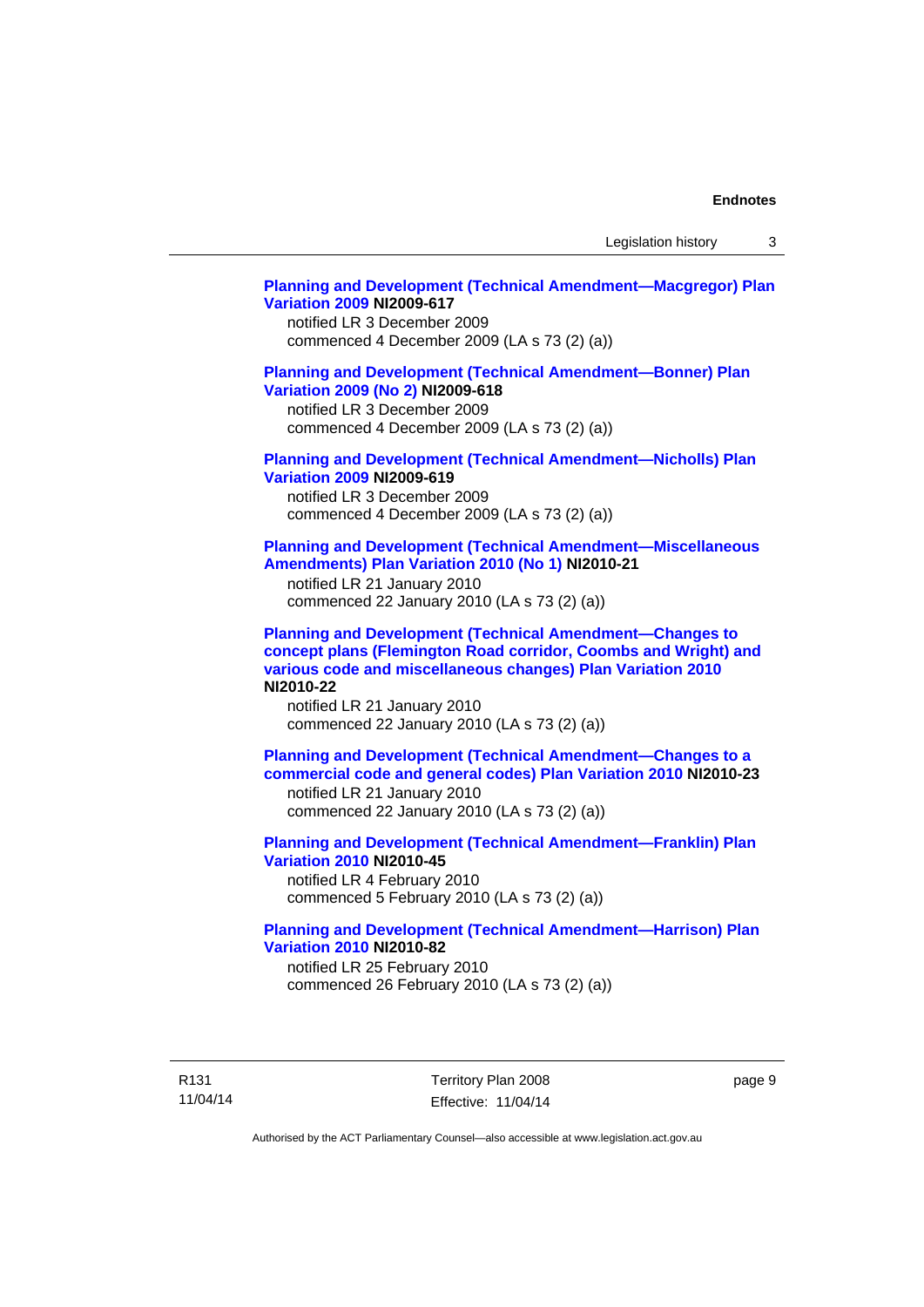**Planning and Development (Technical Amendment—Macgregor) Plan Variation 2009 NI2009-617**
notified LR 3 December 2009
commenced 4 December 2009 (LA s 73 (2) (a))

**Planning and Development (Technical Amendment—Bonner) Plan Variation 2009 (No 2) NI2009-618**
notified LR 3 December 2009
commenced 4 December 2009 (LA s 73 (2) (a))

**Planning and Development (Technical Amendment—Nicholls) Plan Variation 2009 NI2009-619**
notified LR 3 December 2009
commenced 4 December 2009 (LA s 73 (2) (a))

**Planning and Development (Technical Amendment—Miscellaneous Amendments) Plan Variation 2010 (No 1) NI2010-21**
notified LR 21 January 2010
commenced 22 January 2010 (LA s 73 (2) (a))

**Planning and Development (Technical Amendment—Changes to concept plans (Flemington Road corridor, Coombs and Wright) and various code and miscellaneous changes) Plan Variation 2010 NI2010-22**
notified LR 21 January 2010
commenced 22 January 2010 (LA s 73 (2) (a))

**Planning and Development (Technical Amendment—Changes to a commercial code and general codes) Plan Variation 2010 NI2010-23**
notified LR 21 January 2010
commenced 22 January 2010 (LA s 73 (2) (a))

**Planning and Development (Technical Amendment—Franklin) Plan Variation 2010 NI2010-45**
notified LR 4 February 2010
commenced 5 February 2010 (LA s 73 (2) (a))

**Planning and Development (Technical Amendment—Harrison) Plan Variation 2010 NI2010-82**
notified LR 25 February 2010
commenced 26 February 2010 (LA s 73 (2) (a))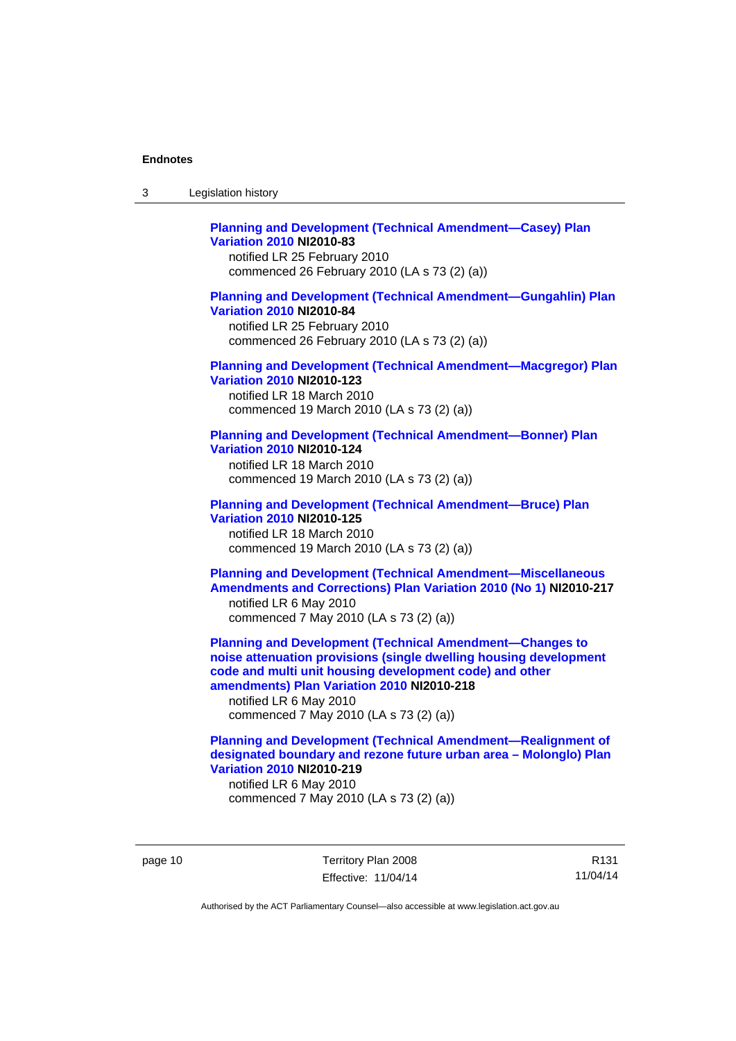**Planning and Development (Technical Amendment—Casey) Plan Variation 2010** **NI2010-83**
notified LR 25 February 2010
commenced 26 February 2010 (LA s 73 (2) (a))

**Planning and Development (Technical Amendment—Gungahlin) Plan Variation 2010** **NI2010-84**
notified LR 25 February 2010
commenced 26 February 2010 (LA s 73 (2) (a))

**Planning and Development (Technical Amendment—Macgregor) Plan Variation 2010** **NI2010-123**
notified LR 18 March 2010
commenced 19 March 2010 (LA s 73 (2) (a))

**Planning and Development (Technical Amendment—Bonner) Plan Variation 2010** **NI2010-124**
notified LR 18 March 2010
commenced 19 March 2010 (LA s 73 (2) (a))

**Planning and Development (Technical Amendment—Bruce) Plan Variation 2010** **NI2010-125**
notified LR 18 March 2010
commenced 19 March 2010 (LA s 73 (2) (a))

**Planning and Development (Technical Amendment—Miscellaneous Amendments and Corrections) Plan Variation 2010 (No 1)** **NI2010-217**
notified LR 6 May 2010
commenced 7 May 2010 (LA s 73 (2) (a))

**Planning and Development (Technical Amendment—Changes to noise attenuation provisions (single dwelling housing development code and multi unit housing development code) and other amendments) Plan Variation 2010** **NI2010-218**
notified LR 6 May 2010
commenced 7 May 2010 (LA s 73 (2) (a))

**Planning and Development (Technical Amendment—Realignment of designated boundary and rezone future urban area – Molonglo) Plan Variation 2010** **NI2010-219**
notified LR 6 May 2010
commenced 7 May 2010 (LA s 73 (2) (a))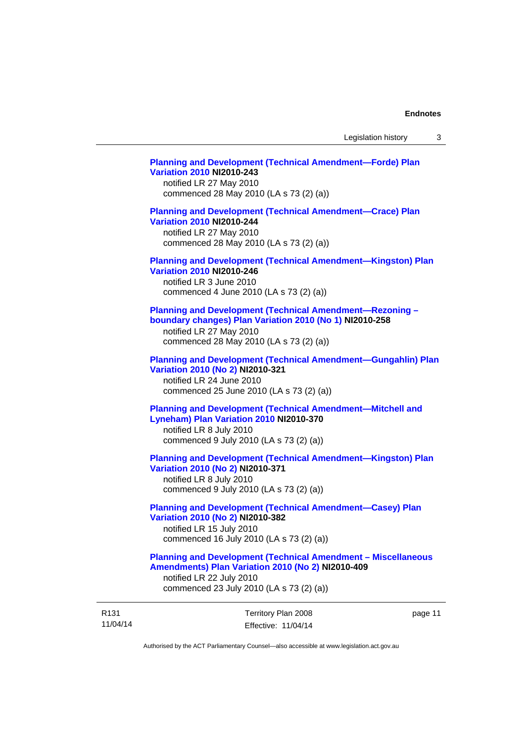**Planning and Development (Technical Amendment—Forde) Plan Variation 2010 NI2010-243**
notified LR 27 May 2010
commenced 28 May 2010 (LA s 73 (2) (a))

**Planning and Development (Technical Amendment—Crace) Plan Variation 2010 NI2010-244**
notified LR 27 May 2010
commenced 28 May 2010 (LA s 73 (2) (a))

**Planning and Development (Technical Amendment—Kingston) Plan Variation 2010 NI2010-246**
notified LR 3 June 2010
commenced 4 June 2010 (LA s 73 (2) (a))

**Planning and Development (Technical Amendment—Rezoning – boundary changes) Plan Variation 2010 (No 1) NI2010-258**
notified LR 27 May 2010
commenced 28 May 2010 (LA s 73 (2) (a))

**Planning and Development (Technical Amendment—Gungahlin) Plan Variation 2010 (No 2) NI2010-321**
notified LR 24 June 2010
commenced 25 June 2010 (LA s 73 (2) (a))

**Planning and Development (Technical Amendment—Mitchell and Lyneham) Plan Variation 2010 NI2010-370**
notified LR 8 July 2010
commenced 9 July 2010 (LA s 73 (2) (a))

**Planning and Development (Technical Amendment—Kingston) Plan Variation 2010 (No 2) NI2010-371**
notified LR 8 July 2010
commenced 9 July 2010 (LA s 73 (2) (a))

**Planning and Development (Technical Amendment—Casey) Plan Variation 2010 (No 2) NI2010-382**
notified LR 15 July 2010
commenced 16 July 2010 (LA s 73 (2) (a))

**Planning and Development (Technical Amendment – Miscellaneous Amendments) Plan Variation 2010 (No 2) NI2010-409**
notified LR 22 July 2010
commenced 23 July 2010 (LA s 73 (2) (a))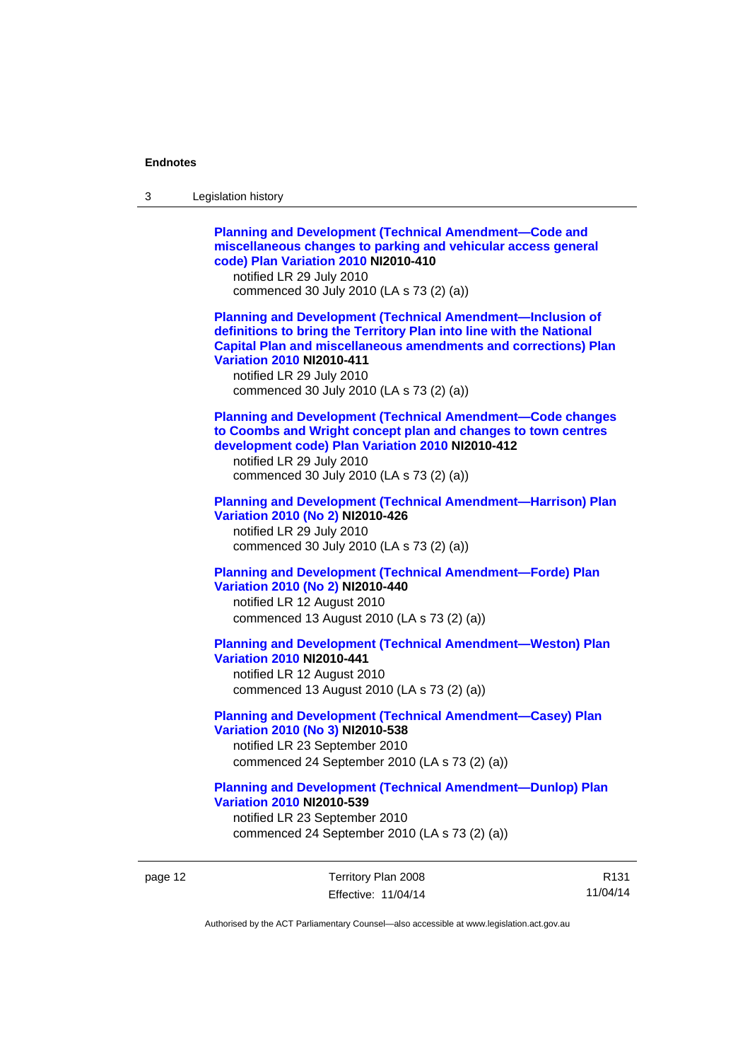**Planning and Development (Technical Amendment—Code and miscellaneous changes to parking and vehicular access general code) Plan Variation 2010 NI2010-410**
notified LR 29 July 2010
commenced 30 July 2010 (LA s 73 (2) (a))

**Planning and Development (Technical Amendment—Inclusion of definitions to bring the Territory Plan into line with the National Capital Plan and miscellaneous amendments and corrections) Plan Variation 2010 NI2010-411**
notified LR 29 July 2010
commenced 30 July 2010 (LA s 73 (2) (a))

**Planning and Development (Technical Amendment—Code changes to Coombs and Wright concept plan and changes to town centres development code) Plan Variation 2010 NI2010-412**
notified LR 29 July 2010
commenced 30 July 2010 (LA s 73 (2) (a))

**Planning and Development (Technical Amendment—Harrison) Plan Variation 2010 (No 2) NI2010-426**
notified LR 29 July 2010
commenced 30 July 2010 (LA s 73 (2) (a))

**Planning and Development (Technical Amendment—Forde) Plan Variation 2010 (No 2) NI2010-440**
notified LR 12 August 2010
commenced 13 August 2010 (LA s 73 (2) (a))

**Planning and Development (Technical Amendment—Weston) Plan Variation 2010 NI2010-441**
notified LR 12 August 2010
commenced 13 August 2010 (LA s 73 (2) (a))

**Planning and Development (Technical Amendment—Casey) Plan Variation 2010 (No 3) NI2010-538**
notified LR 23 September 2010
commenced 24 September 2010 (LA s 73 (2) (a))

**Planning and Development (Technical Amendment—Dunlop) Plan Variation 2010 NI2010-539**
notified LR 23 September 2010
commenced 24 September 2010 (LA s 73 (2) (a))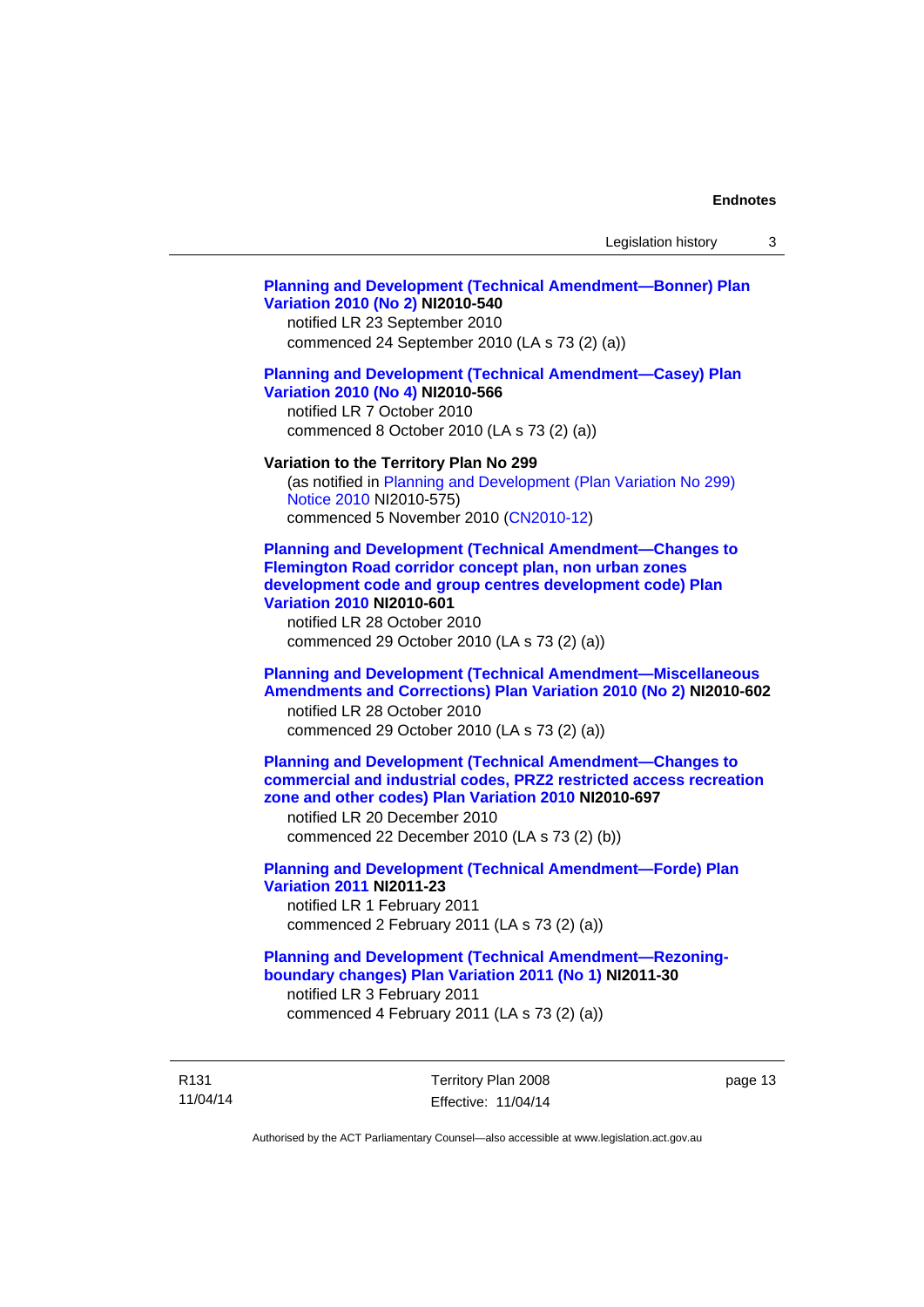**Planning and Development (Technical Amendment—Bonner) Plan Variation 2010 (No 2) NI2010-540**
notified LR 23 September 2010
commenced 24 September 2010 (LA s 73 (2) (a))

**Planning and Development (Technical Amendment—Casey) Plan Variation 2010 (No 4) NI2010-566**
notified LR 7 October 2010
commenced 8 October 2010 (LA s 73 (2) (a))

**Variation to the Territory Plan No 299**
(as notified in Planning and Development (Plan Variation No 299) Notice 2010 NI2010-575)
commenced 5 November 2010 (CN2010-12)

**Planning and Development (Technical Amendment—Changes to Flemington Road corridor concept plan, non urban zones development code and group centres development code) Plan Variation 2010 NI2010-601**
notified LR 28 October 2010
commenced 29 October 2010 (LA s 73 (2) (a))

**Planning and Development (Technical Amendment—Miscellaneous Amendments and Corrections) Plan Variation 2010 (No 2) NI2010-602**
notified LR 28 October 2010
commenced 29 October 2010 (LA s 73 (2) (a))

**Planning and Development (Technical Amendment—Changes to commercial and industrial codes, PRZ2 restricted access recreation zone and other codes) Plan Variation 2010 NI2010-697**
notified LR 20 December 2010
commenced 22 December 2010 (LA s 73 (2) (b))

**Planning and Development (Technical Amendment—Forde) Plan Variation 2011 NI2011-23**
notified LR 1 February 2011
commenced 2 February 2011 (LA s 73 (2) (a))

**Planning and Development (Technical Amendment—Rezoning-boundary changes) Plan Variation 2011 (No 1) NI2011-30**
notified LR 3 February 2011
commenced 4 February 2011 (LA s 73 (2) (a))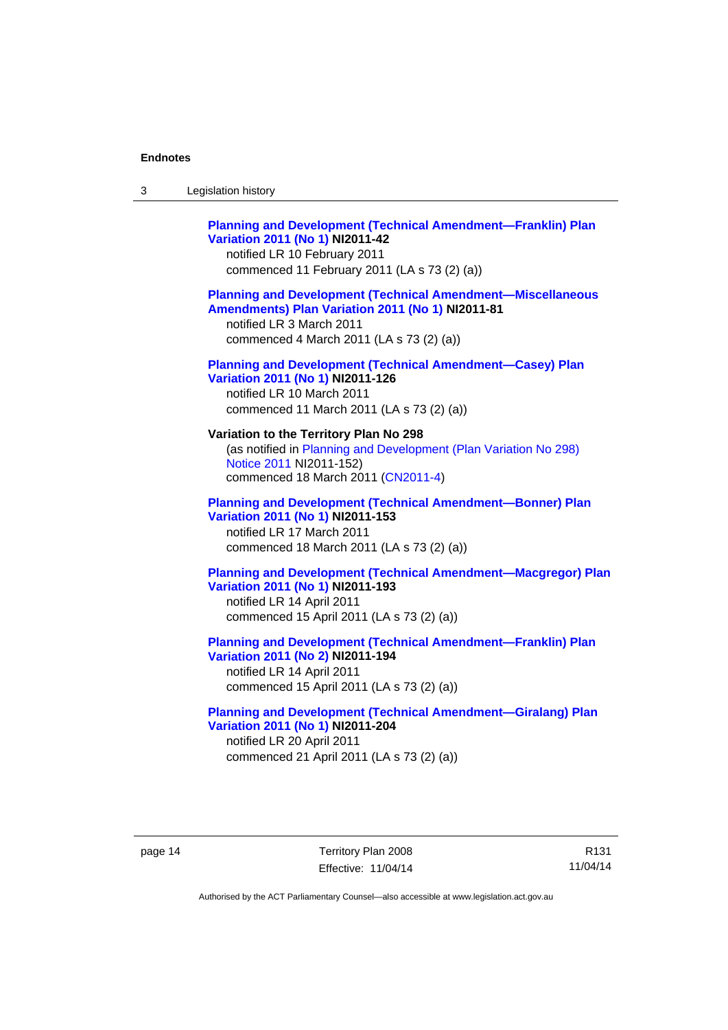**Planning and Development (Technical Amendment—Franklin) Plan Variation 2011 (No 1) NI2011-42**
notified LR 10 February 2011
commenced 11 February 2011 (LA s 73 (2) (a))

**Planning and Development (Technical Amendment—Miscellaneous Amendments) Plan Variation 2011 (No 1) NI2011-81**
notified LR 3 March 2011
commenced 4 March 2011 (LA s 73 (2) (a))

**Planning and Development (Technical Amendment—Casey) Plan Variation 2011 (No 1) NI2011-126**
notified LR 10 March 2011
commenced 11 March 2011 (LA s 73 (2) (a))

**Variation to the Territory Plan No 298**
(as notified in Planning and Development (Plan Variation No 298) Notice 2011 NI2011-152)
commenced 18 March 2011 (CN2011-4)

**Planning and Development (Technical Amendment—Bonner) Plan Variation 2011 (No 1) NI2011-153**
notified LR 17 March 2011
commenced 18 March 2011 (LA s 73 (2) (a))

**Planning and Development (Technical Amendment—Macgregor) Plan Variation 2011 (No 1) NI2011-193**
notified LR 14 April 2011
commenced 15 April 2011 (LA s 73 (2) (a))

**Planning and Development (Technical Amendment—Franklin) Plan Variation 2011 (No 2) NI2011-194**
notified LR 14 April 2011
commenced 15 April 2011 (LA s 73 (2) (a))

**Planning and Development (Technical Amendment—Giralang) Plan Variation 2011 (No 1) NI2011-204**
notified LR 20 April 2011
commenced 21 April 2011 (LA s 73 (2) (a))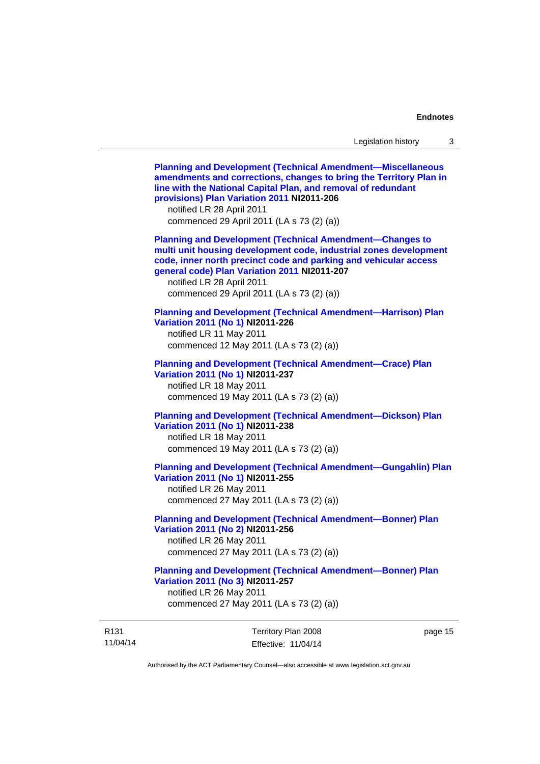**Planning and Development (Technical Amendment—Miscellaneous amendments and corrections, changes to bring the Territory Plan in line with the National Capital Plan, and removal of redundant provisions) Plan Variation 2011 NI2011-206**
notified LR 28 April 2011
commenced 29 April 2011 (LA s 73 (2) (a))

**Planning and Development (Technical Amendment—Changes to multi unit housing development code, industrial zones development code, inner north precinct code and parking and vehicular access general code) Plan Variation 2011 NI2011-207**
notified LR 28 April 2011
commenced 29 April 2011 (LA s 73 (2) (a))

**Planning and Development (Technical Amendment—Harrison) Plan Variation 2011 (No 1) NI2011-226**
notified LR 11 May 2011
commenced 12 May 2011 (LA s 73 (2) (a))

**Planning and Development (Technical Amendment—Crace) Plan Variation 2011 (No 1) NI2011-237**
notified LR 18 May 2011
commenced 19 May 2011 (LA s 73 (2) (a))

**Planning and Development (Technical Amendment—Dickson) Plan Variation 2011 (No 1) NI2011-238**
notified LR 18 May 2011
commenced 19 May 2011 (LA s 73 (2) (a))

**Planning and Development (Technical Amendment—Gungahlin) Plan Variation 2011 (No 1) NI2011-255**
notified LR 26 May 2011
commenced 27 May 2011 (LA s 73 (2) (a))

**Planning and Development (Technical Amendment—Bonner) Plan Variation 2011 (No 2) NI2011-256**
notified LR 26 May 2011
commenced 27 May 2011 (LA s 73 (2) (a))

**Planning and Development (Technical Amendment—Bonner) Plan Variation 2011 (No 3) NI2011-257**
notified LR 26 May 2011
commenced 27 May 2011 (LA s 73 (2) (a))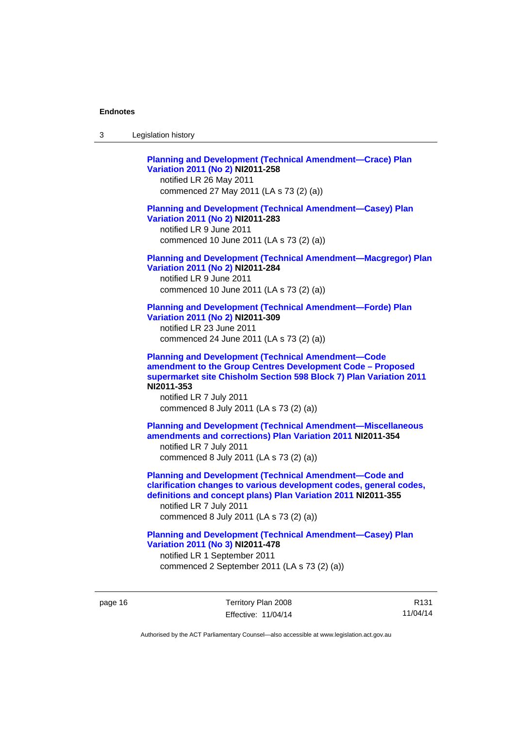**Planning and Development (Technical Amendment—Crace) Plan Variation 2011 (No 2) NI2011-258**
notified LR 26 May 2011
commenced 27 May 2011 (LA s 73 (2) (a))

**Planning and Development (Technical Amendment—Casey) Plan Variation 2011 (No 2) NI2011-283**
notified LR 9 June 2011
commenced 10 June 2011 (LA s 73 (2) (a))

**Planning and Development (Technical Amendment—Macgregor) Plan Variation 2011 (No 2) NI2011-284**
notified LR 9 June 2011
commenced 10 June 2011 (LA s 73 (2) (a))

**Planning and Development (Technical Amendment—Forde) Plan Variation 2011 (No 2) NI2011-309**
notified LR 23 June 2011
commenced 24 June 2011 (LA s 73 (2) (a))

**Planning and Development (Technical Amendment—Code amendment to the Group Centres Development Code – Proposed supermarket site Chisholm Section 598 Block 7) Plan Variation 2011 NI2011-353**
notified LR 7 July 2011
commenced 8 July 2011 (LA s 73 (2) (a))

**Planning and Development (Technical Amendment—Miscellaneous amendments and corrections) Plan Variation 2011 NI2011-354**
notified LR 7 July 2011
commenced 8 July 2011 (LA s 73 (2) (a))

**Planning and Development (Technical Amendment—Code and clarification changes to various development codes, general codes, definitions and concept plans) Plan Variation 2011 NI2011-355**
notified LR 7 July 2011
commenced 8 July 2011 (LA s 73 (2) (a))

**Planning and Development (Technical Amendment—Casey) Plan Variation 2011 (No 3) NI2011-478**
notified LR 1 September 2011
commenced 2 September 2011 (LA s 73 (2) (a))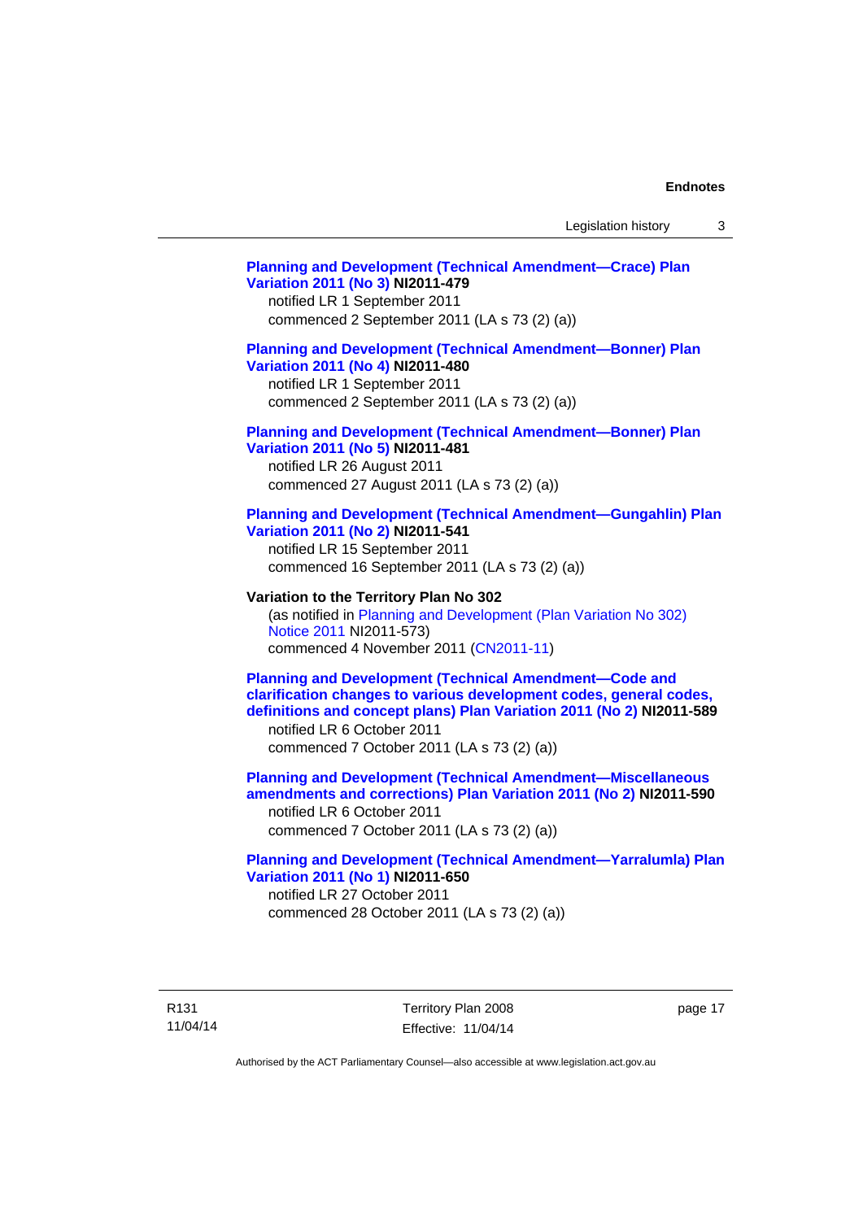**Planning and Development (Technical Amendment—Crace) Plan Variation 2011 (No 3) NI2011-479**
notified LR 1 September 2011
commenced 2 September 2011 (LA s 73 (2) (a))

**Planning and Development (Technical Amendment—Bonner) Plan Variation 2011 (No 4) NI2011-480**
notified LR 1 September 2011
commenced 2 September 2011 (LA s 73 (2) (a))

**Planning and Development (Technical Amendment—Bonner) Plan Variation 2011 (No 5) NI2011-481**
notified LR 26 August 2011
commenced 27 August 2011 (LA s 73 (2) (a))

**Planning and Development (Technical Amendment—Gungahlin) Plan Variation 2011 (No 2) NI2011-541**
notified LR 15 September 2011
commenced 16 September 2011 (LA s 73 (2) (a))

**Variation to the Territory Plan No 302**
(as notified in Planning and Development (Plan Variation No 302) Notice 2011 NI2011-573)
commenced 4 November 2011 (CN2011-11)

**Planning and Development (Technical Amendment—Code and clarification changes to various development codes, general codes, definitions and concept plans) Plan Variation 2011 (No 2) NI2011-589**
notified LR 6 October 2011
commenced 7 October 2011 (LA s 73 (2) (a))

**Planning and Development (Technical Amendment—Miscellaneous amendments and corrections) Plan Variation 2011 (No 2) NI2011-590**
notified LR 6 October 2011
commenced 7 October 2011 (LA s 73 (2) (a))

**Planning and Development (Technical Amendment—Yarralumla) Plan Variation 2011 (No 1) NI2011-650**
notified LR 27 October 2011
commenced 28 October 2011 (LA s 73 (2) (a))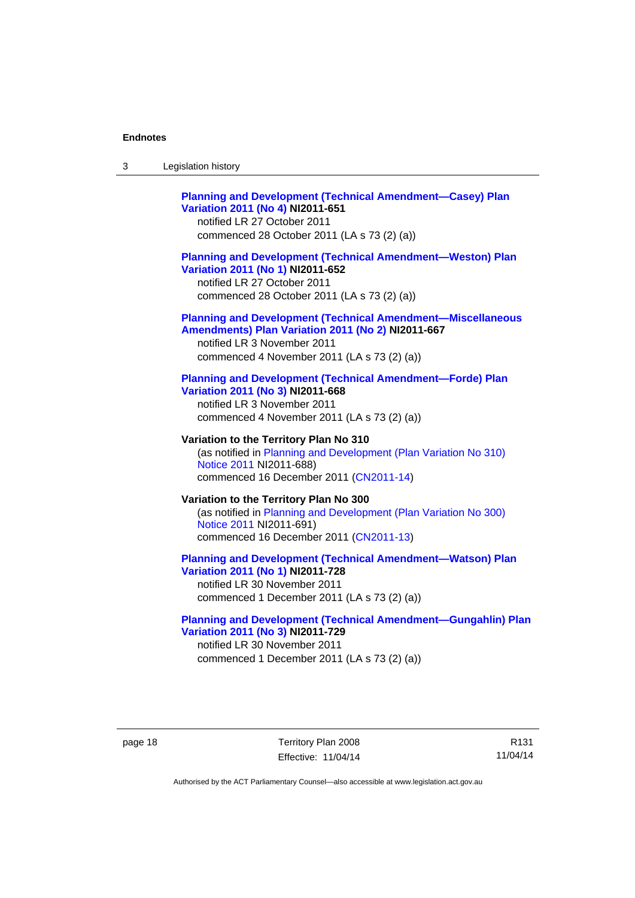**Planning and Development (Technical Amendment—Casey) Plan Variation 2011 (No 4) NI2011-651**
notified LR 27 October 2011
commenced 28 October 2011 (LA s 73 (2) (a))

**Planning and Development (Technical Amendment—Weston) Plan Variation 2011 (No 1) NI2011-652**
notified LR 27 October 2011
commenced 28 October 2011 (LA s 73 (2) (a))

**Planning and Development (Technical Amendment—Miscellaneous Amendments) Plan Variation 2011 (No 2) NI2011-667**
notified LR 3 November 2011
commenced 4 November 2011 (LA s 73 (2) (a))

**Planning and Development (Technical Amendment—Forde) Plan Variation 2011 (No 3) NI2011-668**
notified LR 3 November 2011
commenced 4 November 2011 (LA s 73 (2) (a))

**Variation to the Territory Plan No 310**
(as notified in Planning and Development (Plan Variation No 310) Notice 2011 NI2011-688)
commenced 16 December 2011 (CN2011-14)

**Variation to the Territory Plan No 300**
(as notified in Planning and Development (Plan Variation No 300) Notice 2011 NI2011-691)
commenced 16 December 2011 (CN2011-13)

**Planning and Development (Technical Amendment—Watson) Plan Variation 2011 (No 1) NI2011-728**
notified LR 30 November 2011
commenced 1 December 2011 (LA s 73 (2) (a))

**Planning and Development (Technical Amendment—Gungahlin) Plan Variation 2011 (No 3) NI2011-729**
notified LR 30 November 2011
commenced 1 December 2011 (LA s 73 (2) (a))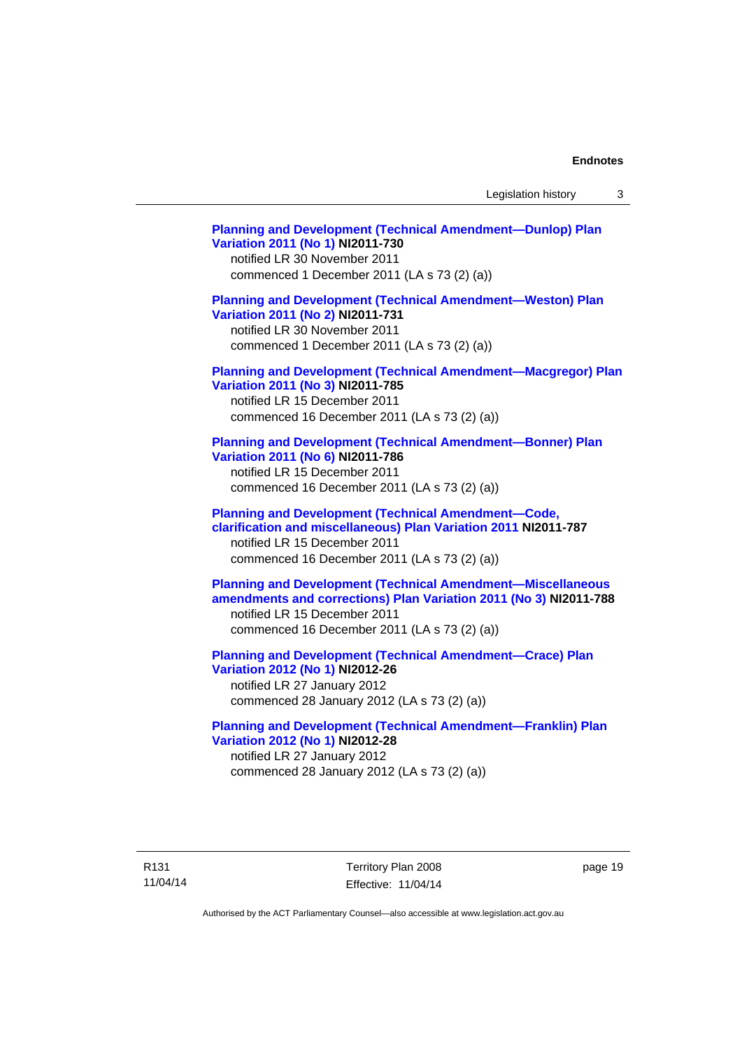**Planning and Development (Technical Amendment—Dunlop) Plan Variation 2011 (No 1) NI2011-730**
notified LR 30 November 2011
commenced 1 December 2011 (LA s 73 (2) (a))

**Planning and Development (Technical Amendment—Weston) Plan Variation 2011 (No 2) NI2011-731**
notified LR 30 November 2011
commenced 1 December 2011 (LA s 73 (2) (a))

**Planning and Development (Technical Amendment—Macgregor) Plan Variation 2011 (No 3) NI2011-785**
notified LR 15 December 2011
commenced 16 December 2011 (LA s 73 (2) (a))

**Planning and Development (Technical Amendment—Bonner) Plan Variation 2011 (No 6) NI2011-786**
notified LR 15 December 2011
commenced 16 December 2011 (LA s 73 (2) (a))

**Planning and Development (Technical Amendment—Code, clarification and miscellaneous) Plan Variation 2011 NI2011-787**
notified LR 15 December 2011
commenced 16 December 2011 (LA s 73 (2) (a))

**Planning and Development (Technical Amendment—Miscellaneous amendments and corrections) Plan Variation 2011 (No 3) NI2011-788**
notified LR 15 December 2011
commenced 16 December 2011 (LA s 73 (2) (a))

**Planning and Development (Technical Amendment—Crace) Plan Variation 2012 (No 1) NI2012-26**
notified LR 27 January 2012
commenced 28 January 2012 (LA s 73 (2) (a))

**Planning and Development (Technical Amendment—Franklin) Plan Variation 2012 (No 1) NI2012-28**
notified LR 27 January 2012
commenced 28 January 2012 (LA s 73 (2) (a))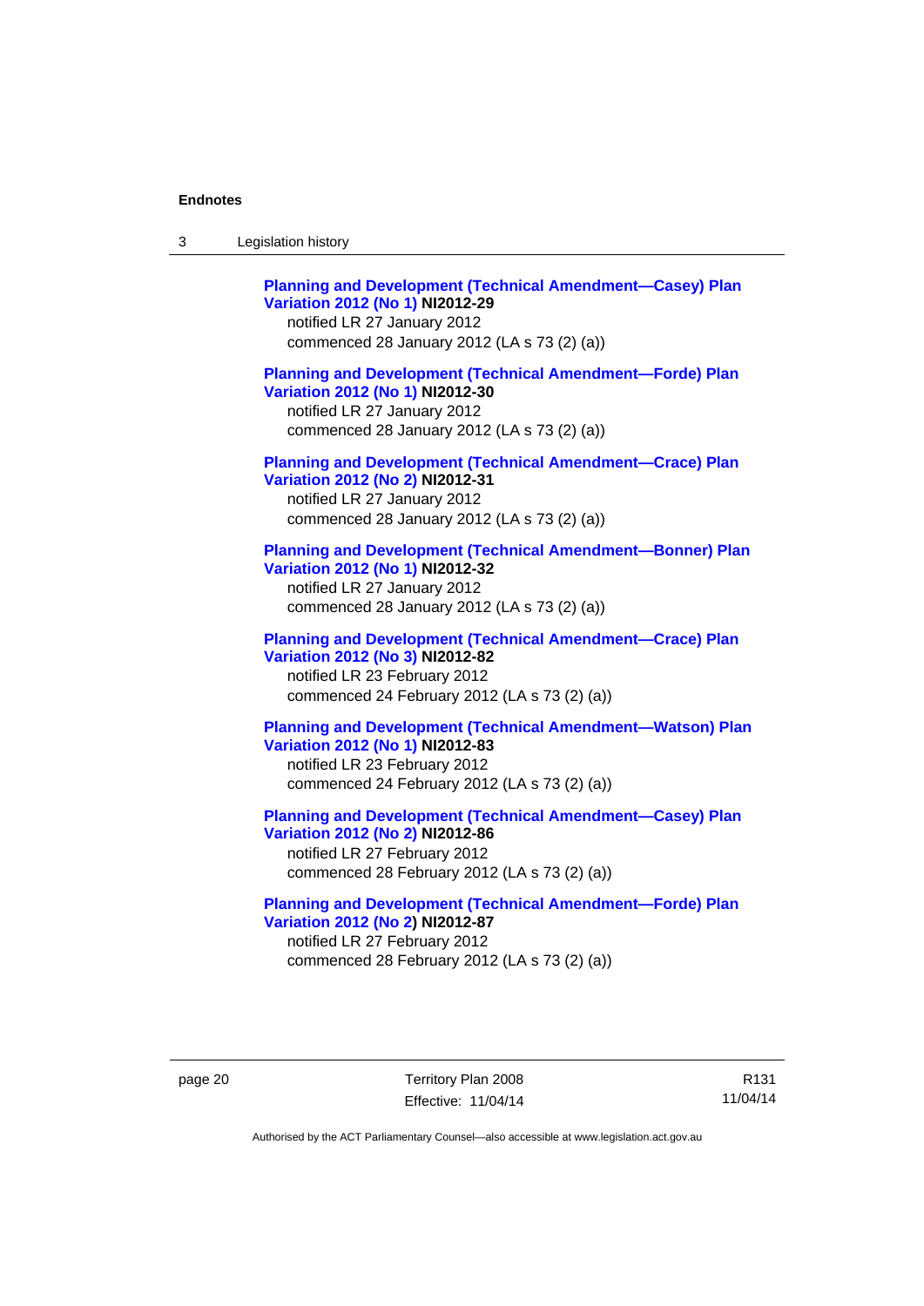**Planning and Development (Technical Amendment—Casey) Plan Variation 2012 (No 1) NI2012-29**
notified LR 27 January 2012
commenced 28 January 2012 (LA s 73 (2) (a))

**Planning and Development (Technical Amendment—Forde) Plan Variation 2012 (No 1) NI2012-30**
notified LR 27 January 2012
commenced 28 January 2012 (LA s 73 (2) (a))

**Planning and Development (Technical Amendment—Crace) Plan Variation 2012 (No 2) NI2012-31**
notified LR 27 January 2012
commenced 28 January 2012 (LA s 73 (2) (a))

**Planning and Development (Technical Amendment—Bonner) Plan Variation 2012 (No 1) NI2012-32**
notified LR 27 January 2012
commenced 28 January 2012 (LA s 73 (2) (a))

**Planning and Development (Technical Amendment—Crace) Plan Variation 2012 (No 3) NI2012-82**
notified LR 23 February 2012
commenced 24 February 2012 (LA s 73 (2) (a))

**Planning and Development (Technical Amendment—Watson) Plan Variation 2012 (No 1) NI2012-83**
notified LR 23 February 2012
commenced 24 February 2012 (LA s 73 (2) (a))

**Planning and Development (Technical Amendment—Casey) Plan Variation 2012 (No 2) NI2012-86**
notified LR 27 February 2012
commenced 28 February 2012 (LA s 73 (2) (a))

**Planning and Development (Technical Amendment—Forde) Plan Variation 2012 (No 2) NI2012-87**
notified LR 27 February 2012
commenced 28 February 2012 (LA s 73 (2) (a))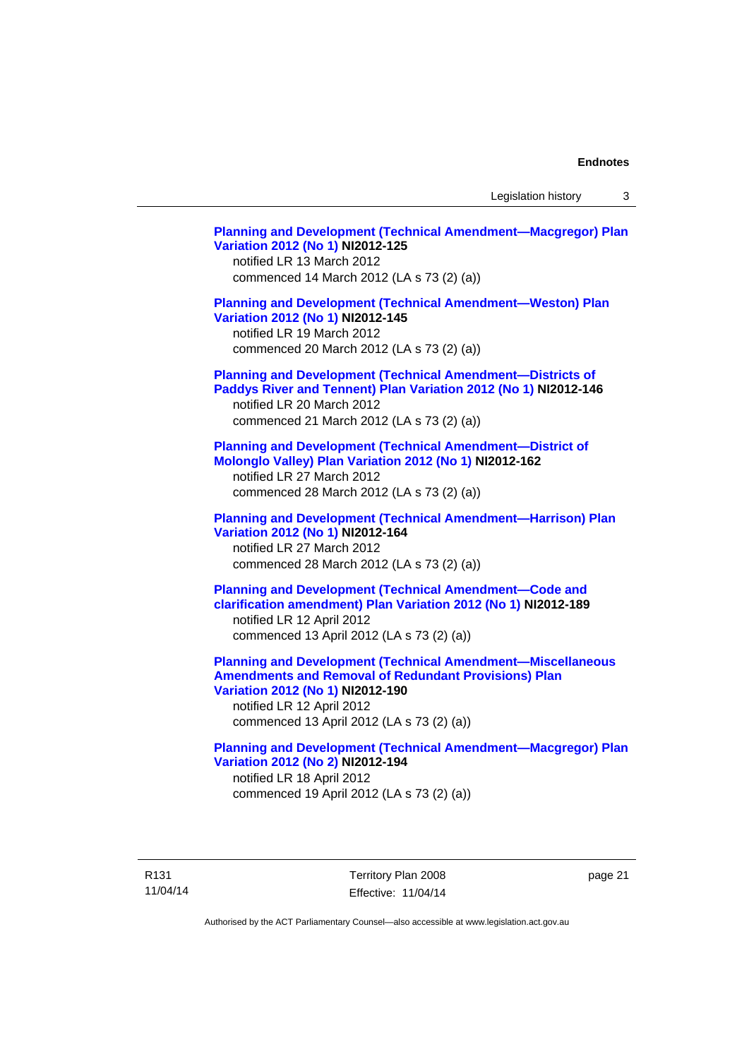**Planning and Development (Technical Amendment—Macgregor) Plan Variation 2012 (No 1) NI2012-125**
notified LR 13 March 2012
commenced 14 March 2012 (LA s 73 (2) (a))

**Planning and Development (Technical Amendment—Weston) Plan Variation 2012 (No 1) NI2012-145**
notified LR 19 March 2012
commenced 20 March 2012 (LA s 73 (2) (a))

**Planning and Development (Technical Amendment—Districts of Paddys River and Tennent) Plan Variation 2012 (No 1) NI2012-146**
notified LR 20 March 2012
commenced 21 March 2012 (LA s 73 (2) (a))

**Planning and Development (Technical Amendment—District of Molonglo Valley) Plan Variation 2012 (No 1) NI2012-162**
notified LR 27 March 2012
commenced 28 March 2012 (LA s 73 (2) (a))

**Planning and Development (Technical Amendment—Harrison) Plan Variation 2012 (No 1) NI2012-164**
notified LR 27 March 2012
commenced 28 March 2012 (LA s 73 (2) (a))

**Planning and Development (Technical Amendment—Code and clarification amendment) Plan Variation 2012 (No 1) NI2012-189**
notified LR 12 April 2012
commenced 13 April 2012 (LA s 73 (2) (a))

**Planning and Development (Technical Amendment—Miscellaneous Amendments and Removal of Redundant Provisions) Plan Variation 2012 (No 1) NI2012-190**
notified LR 12 April 2012
commenced 13 April 2012 (LA s 73 (2) (a))

**Planning and Development (Technical Amendment—Macgregor) Plan Variation 2012 (No 2) NI2012-194**
notified LR 18 April 2012
commenced 19 April 2012 (LA s 73 (2) (a))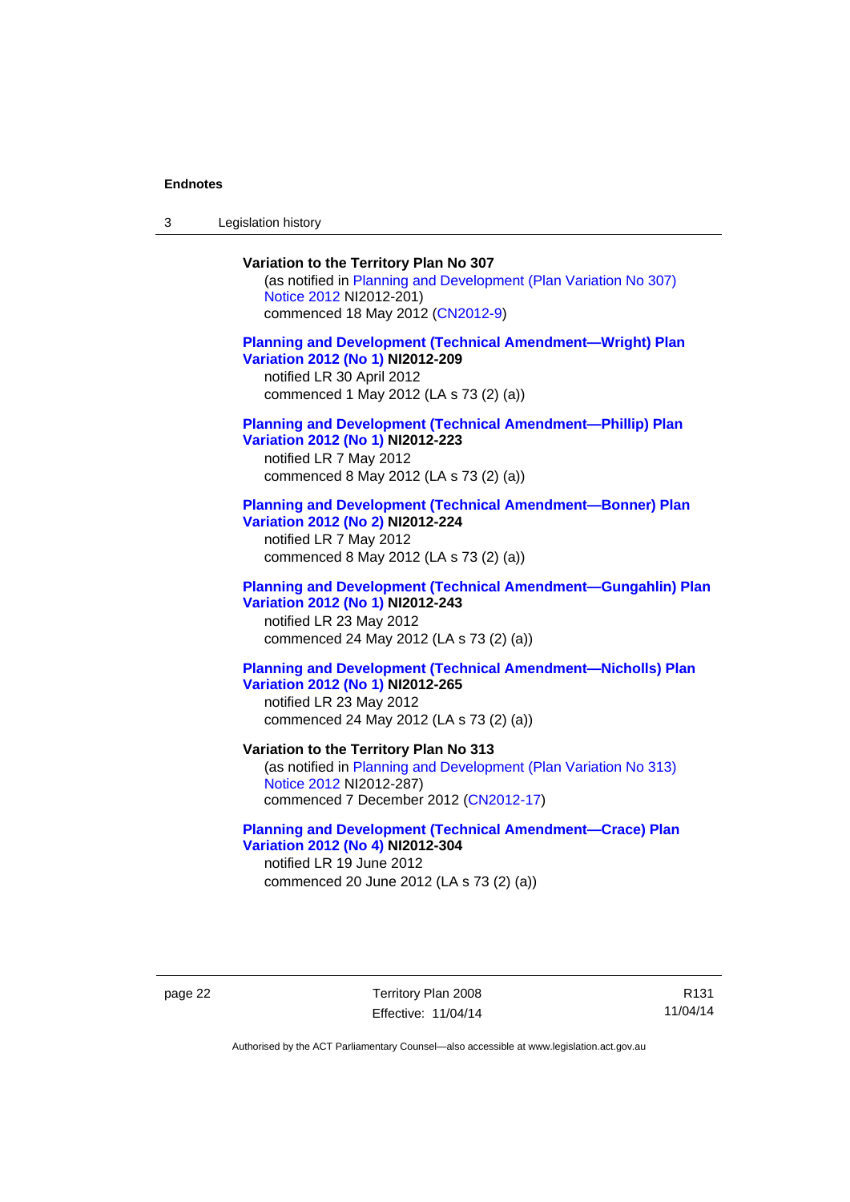**Variation to the Territory Plan No 307**

(as notified in Planning and Development (Plan Variation No 307) Notice 2012 NI2012-201)
commenced 18 May 2012 (CN2012-9)

**Planning and Development (Technical Amendment—Wright) Plan Variation 2012 (No 1) NI2012-209**

notified LR 30 April 2012
commenced 1 May 2012 (LA s 73 (2) (a))

**Planning and Development (Technical Amendment—Phillip) Plan Variation 2012 (No 1) NI2012-223**

notified LR 7 May 2012
commenced 8 May 2012 (LA s 73 (2) (a))

**Planning and Development (Technical Amendment—Bonner) Plan Variation 2012 (No 2) NI2012-224**

notified LR 7 May 2012
commenced 8 May 2012 (LA s 73 (2) (a))

**Planning and Development (Technical Amendment—Gungahlin) Plan Variation 2012 (No 1) NI2012-243**

notified LR 23 May 2012
commenced 24 May 2012 (LA s 73 (2) (a))

**Planning and Development (Technical Amendment—Nicholls) Plan Variation 2012 (No 1) NI2012-265**

notified LR 23 May 2012
commenced 24 May 2012 (LA s 73 (2) (a))

**Variation to the Territory Plan No 313**

(as notified in Planning and Development (Plan Variation No 313) Notice 2012 NI2012-287)
commenced 7 December 2012 (CN2012-17)

**Planning and Development (Technical Amendment—Crace) Plan Variation 2012 (No 4) NI2012-304**

notified LR 19 June 2012
commenced 20 June 2012 (LA s 73 (2) (a))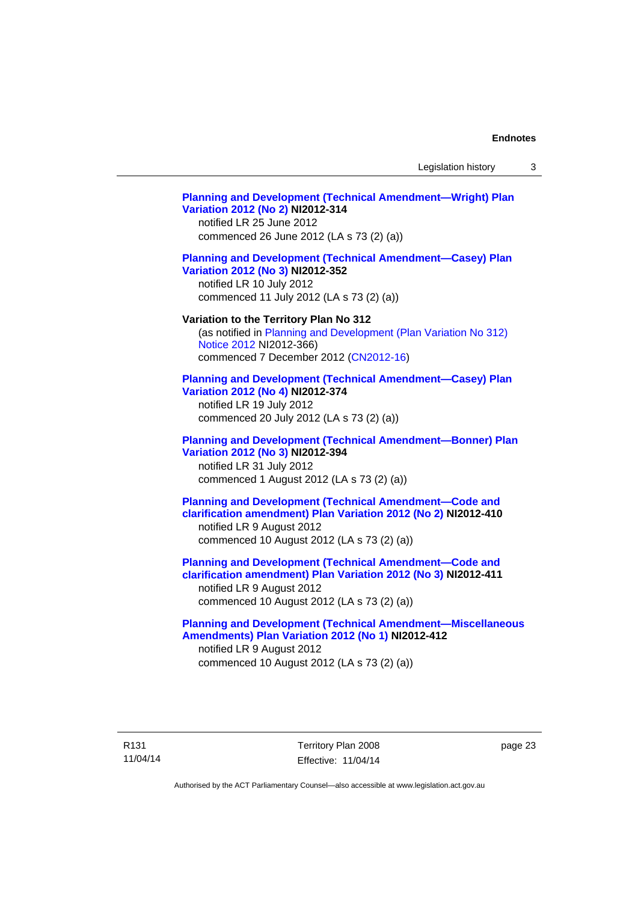**Planning and Development (Technical Amendment—Wright) Plan Variation 2012 (No 2) NI2012-314**
notified LR 25 June 2012
commenced 26 June 2012 (LA s 73 (2) (a))

**Planning and Development (Technical Amendment—Casey) Plan Variation 2012 (No 3) NI2012-352**
notified LR 10 July 2012
commenced 11 July 2012 (LA s 73 (2) (a))

**Variation to the Territory Plan No 312**
(as notified in Planning and Development (Plan Variation No 312) Notice 2012 NI2012-366)
commenced 7 December 2012 (CN2012-16)

**Planning and Development (Technical Amendment—Casey) Plan Variation 2012 (No 4) NI2012-374**
notified LR 19 July 2012
commenced 20 July 2012 (LA s 73 (2) (a))

**Planning and Development (Technical Amendment—Bonner) Plan Variation 2012 (No 3) NI2012-394**
notified LR 31 July 2012
commenced 1 August 2012 (LA s 73 (2) (a))

**Planning and Development (Technical Amendment—Code and clarification amendment) Plan Variation 2012 (No 2) NI2012-410**
notified LR 9 August 2012
commenced 10 August 2012 (LA s 73 (2) (a))

**Planning and Development (Technical Amendment—Code and clarification amendment) Plan Variation 2012 (No 3) NI2012-411**
notified LR 9 August 2012
commenced 10 August 2012 (LA s 73 (2) (a))

**Planning and Development (Technical Amendment—Miscellaneous Amendments) Plan Variation 2012 (No 1) NI2012-412**
notified LR 9 August 2012
commenced 10 August 2012 (LA s 73 (2) (a))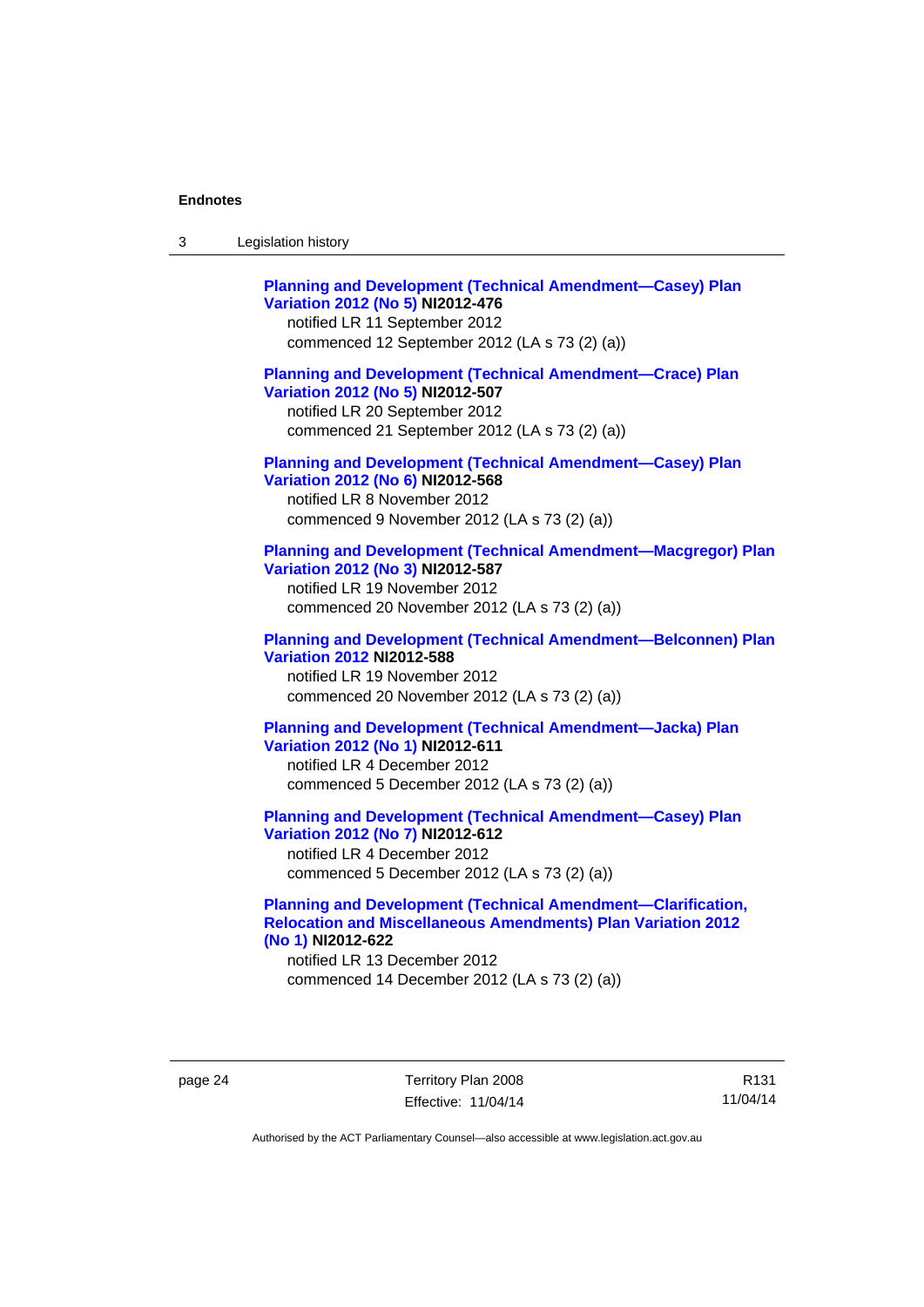**Planning and Development (Technical Amendment—Casey) Plan Variation 2012 (No 5) NI2012-476**
notified LR 11 September 2012
commenced 12 September 2012 (LA s 73 (2) (a))

**Planning and Development (Technical Amendment—Crace) Plan Variation 2012 (No 5) NI2012-507**
notified LR 20 September 2012
commenced 21 September 2012 (LA s 73 (2) (a))

**Planning and Development (Technical Amendment—Casey) Plan Variation 2012 (No 6) NI2012-568**
notified LR 8 November 2012
commenced 9 November 2012 (LA s 73 (2) (a))

**Planning and Development (Technical Amendment—Macgregor) Plan Variation 2012 (No 3) NI2012-587**
notified LR 19 November 2012
commenced 20 November 2012 (LA s 73 (2) (a))

**Planning and Development (Technical Amendment—Belconnen) Plan Variation 2012 NI2012-588**
notified LR 19 November 2012
commenced 20 November 2012 (LA s 73 (2) (a))

**Planning and Development (Technical Amendment—Jacka) Plan Variation 2012 (No 1) NI2012-611**
notified LR 4 December 2012
commenced 5 December 2012 (LA s 73 (2) (a))

**Planning and Development (Technical Amendment—Casey) Plan Variation 2012 (No 7) NI2012-612**
notified LR 4 December 2012
commenced 5 December 2012 (LA s 73 (2) (a))

**Planning and Development (Technical Amendment—Clarification, Relocation and Miscellaneous Amendments) Plan Variation 2012 (No 1) NI2012-622**
notified LR 13 December 2012
commenced 14 December 2012 (LA s 73 (2) (a))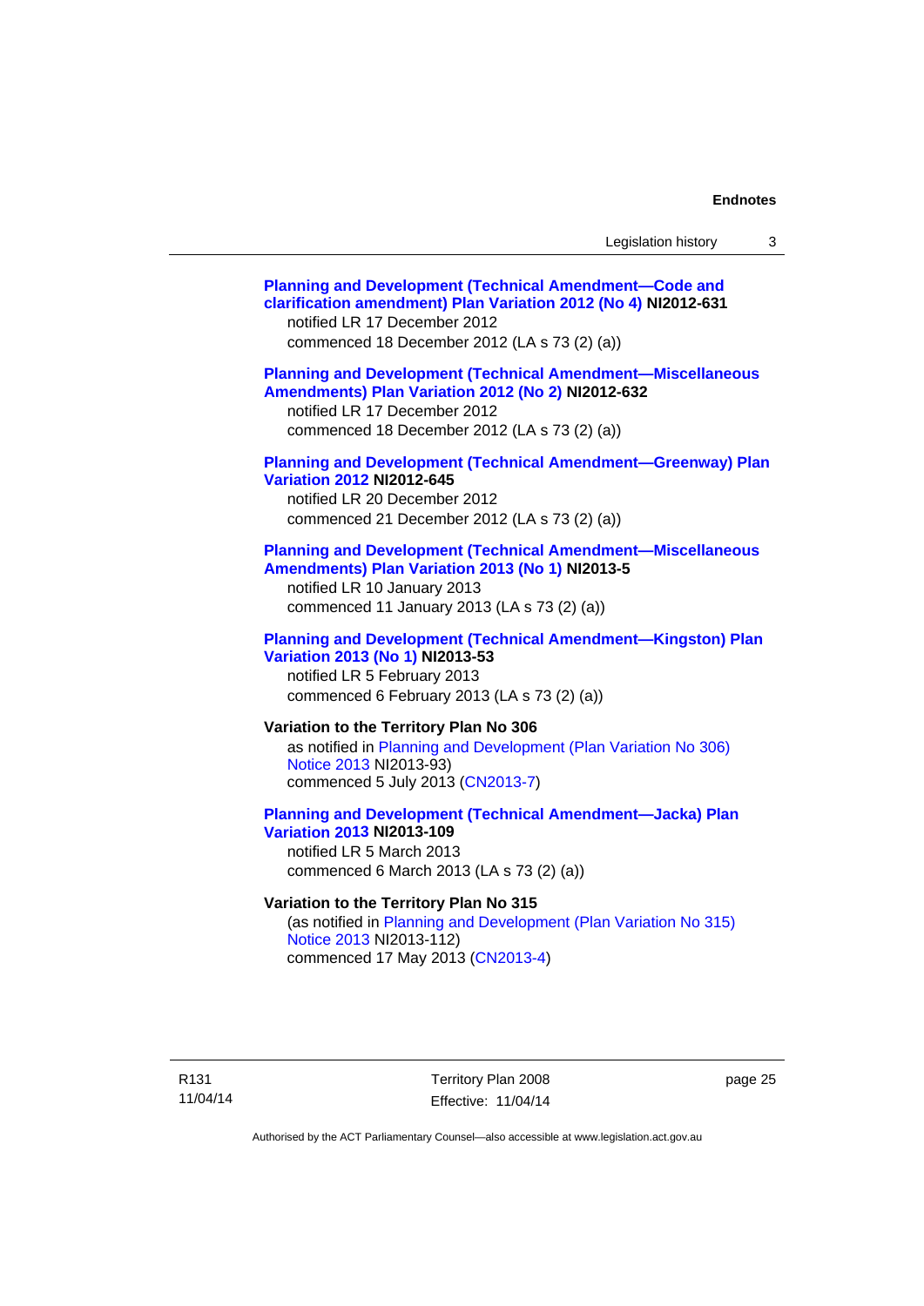**Planning and Development (Technical Amendment—Code and clarification amendment) Plan Variation 2012 (No 4) NI2012-631**
notified LR 17 December 2012
commenced 18 December 2012 (LA s 73 (2) (a))

**Planning and Development (Technical Amendment—Miscellaneous Amendments) Plan Variation 2012 (No 2) NI2012-632**
notified LR 17 December 2012
commenced 18 December 2012 (LA s 73 (2) (a))

**Planning and Development (Technical Amendment—Greenway) Plan Variation 2012 NI2012-645**
notified LR 20 December 2012
commenced 21 December 2012 (LA s 73 (2) (a))

**Planning and Development (Technical Amendment—Miscellaneous Amendments) Plan Variation 2013 (No 1) NI2013-5**
notified LR 10 January 2013
commenced 11 January 2013 (LA s 73 (2) (a))

**Planning and Development (Technical Amendment—Kingston) Plan Variation 2013 (No 1) NI2013-53**
notified LR 5 February 2013
commenced 6 February 2013 (LA s 73 (2) (a))

**Variation to the Territory Plan No 306**
as notified in Planning and Development (Plan Variation No 306) Notice 2013 NI2013-93)
commenced 5 July 2013 (CN2013-7)

**Planning and Development (Technical Amendment—Jacka) Plan Variation 2013 NI2013-109**
notified LR 5 March 2013
commenced 6 March 2013 (LA s 73 (2) (a))

**Variation to the Territory Plan No 315**
(as notified in Planning and Development (Plan Variation No 315) Notice 2013 NI2013-112)
commenced 17 May 2013 (CN2013-4)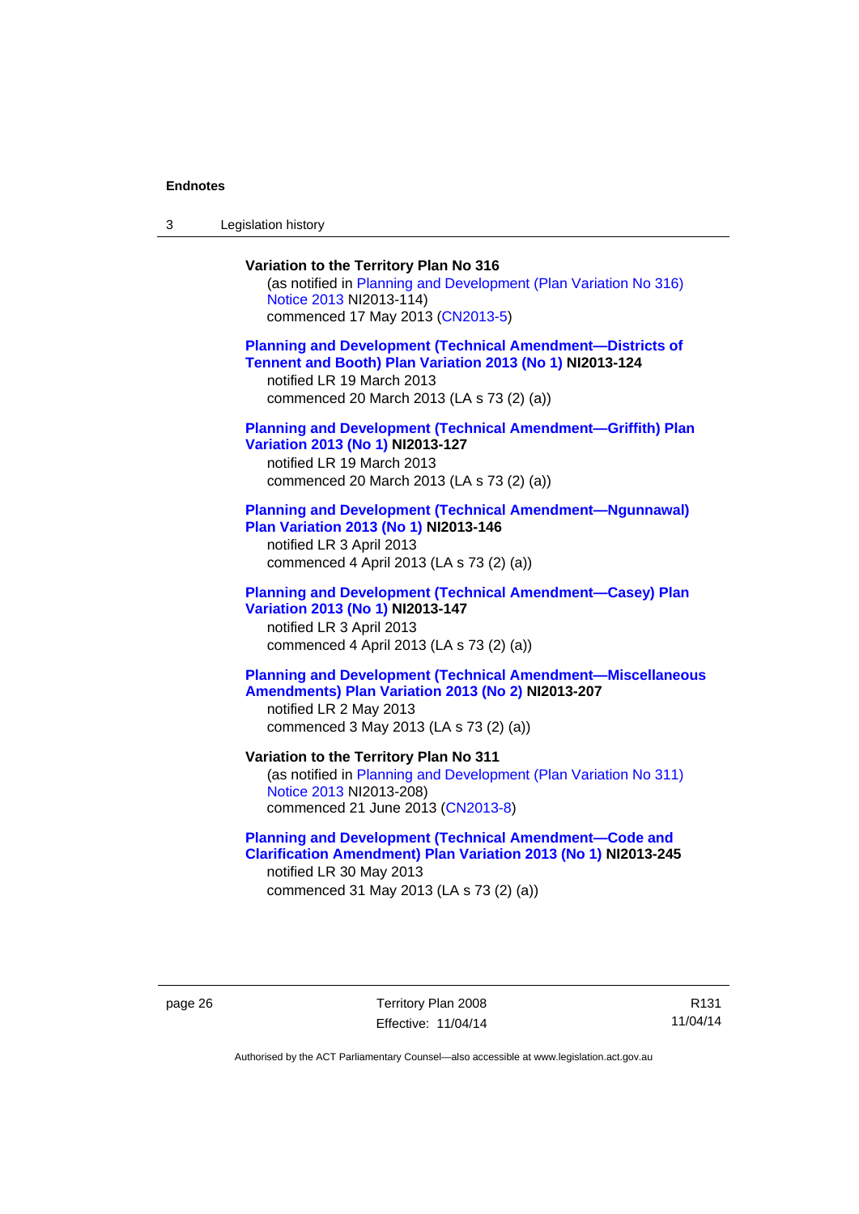**Variation to the Territory Plan No 316**

(as notified in Planning and Development (Plan Variation No 316) Notice 2013 NI2013-114)
commenced 17 May 2013 (CN2013-5)

**Planning and Development (Technical Amendment—Districts of Tennent and Booth) Plan Variation 2013 (No 1) NI2013-124**

notified LR 19 March 2013
commenced 20 March 2013 (LA s 73 (2) (a))

**Planning and Development (Technical Amendment—Griffith) Plan Variation 2013 (No 1) NI2013-127**

notified LR 19 March 2013
commenced 20 March 2013 (LA s 73 (2) (a))

**Planning and Development (Technical Amendment—Ngunnawal) Plan Variation 2013 (No 1) NI2013-146**

notified LR 3 April 2013
commenced 4 April 2013 (LA s 73 (2) (a))

**Planning and Development (Technical Amendment—Casey) Plan Variation 2013 (No 1) NI2013-147**

notified LR 3 April 2013
commenced 4 April 2013 (LA s 73 (2) (a))

**Planning and Development (Technical Amendment—Miscellaneous Amendments) Plan Variation 2013 (No 2) NI2013-207**

notified LR 2 May 2013
commenced 3 May 2013 (LA s 73 (2) (a))

**Variation to the Territory Plan No 311**

(as notified in Planning and Development (Plan Variation No 311) Notice 2013 NI2013-208)
commenced 21 June 2013 (CN2013-8)

**Planning and Development (Technical Amendment—Code and Clarification Amendment) Plan Variation 2013 (No 1) NI2013-245**

notified LR 30 May 2013
commenced 31 May 2013 (LA s 73 (2) (a))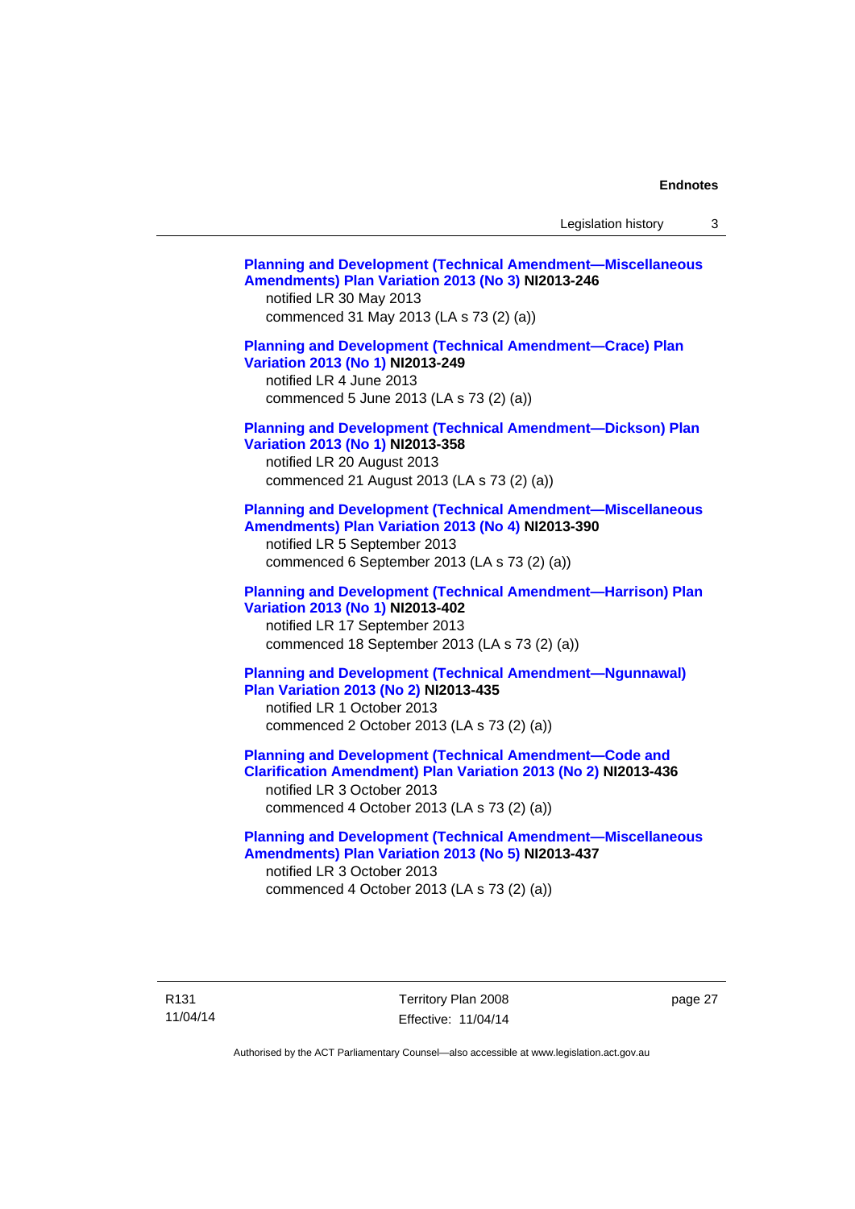**Planning and Development (Technical Amendment—Miscellaneous Amendments) Plan Variation 2013 (No 3) NI2013-246**
notified LR 30 May 2013
commenced 31 May 2013 (LA s 73 (2) (a))

**Planning and Development (Technical Amendment—Crace) Plan Variation 2013 (No 1) NI2013-249**
notified LR 4 June 2013
commenced 5 June 2013 (LA s 73 (2) (a))

**Planning and Development (Technical Amendment—Dickson) Plan Variation 2013 (No 1) NI2013-358**
notified LR 20 August 2013
commenced 21 August 2013 (LA s 73 (2) (a))

**Planning and Development (Technical Amendment—Miscellaneous Amendments) Plan Variation 2013 (No 4) NI2013-390**
notified LR 5 September 2013
commenced 6 September 2013 (LA s 73 (2) (a))

**Planning and Development (Technical Amendment—Harrison) Plan Variation 2013 (No 1) NI2013-402**
notified LR 17 September 2013
commenced 18 September 2013 (LA s 73 (2) (a))

**Planning and Development (Technical Amendment—Ngunnawal) Plan Variation 2013 (No 2) NI2013-435**
notified LR 1 October 2013
commenced 2 October 2013 (LA s 73 (2) (a))

**Planning and Development (Technical Amendment—Code and Clarification Amendment) Plan Variation 2013 (No 2) NI2013-436**
notified LR 3 October 2013
commenced 4 October 2013 (LA s 73 (2) (a))

**Planning and Development (Technical Amendment—Miscellaneous Amendments) Plan Variation 2013 (No 5) NI2013-437**
notified LR 3 October 2013
commenced 4 October 2013 (LA s 73 (2) (a))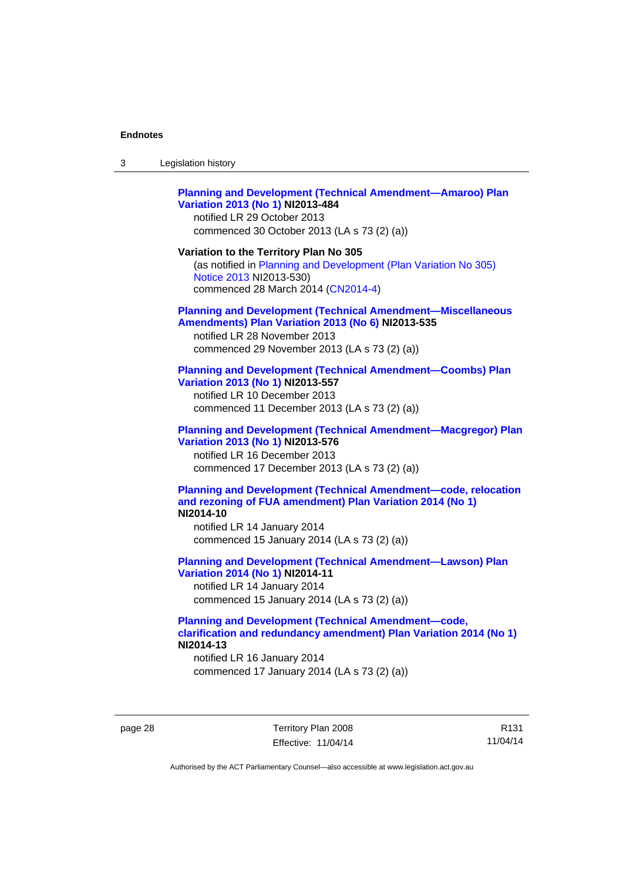**Planning and Development (Technical Amendment—Amaroo) Plan Variation 2013 (No 1) NI2013-484**

notified LR 29 October 2013

commenced 30 October 2013 (LA s 73 (2) (a))

**Variation to the Territory Plan No 305**

(as notified in Planning and Development (Plan Variation No 305) Notice 2013 NI2013-530)

commenced 28 March 2014 (CN2014-4)

**Planning and Development (Technical Amendment—Miscellaneous Amendments) Plan Variation 2013 (No 6) NI2013-535**

notified LR 28 November 2013

commenced 29 November 2013 (LA s 73 (2) (a))

**Planning and Development (Technical Amendment—Coombs) Plan Variation 2013 (No 1) NI2013-557**

notified LR 10 December 2013

commenced 11 December 2013 (LA s 73 (2) (a))

**Planning and Development (Technical Amendment—Macgregor) Plan Variation 2013 (No 1) NI2013-576**

notified LR 16 December 2013

commenced 17 December 2013 (LA s 73 (2) (a))

**Planning and Development (Technical Amendment—code, relocation and rezoning of FUA amendment) Plan Variation 2014 (No 1) NI2014-10**

notified LR 14 January 2014

commenced 15 January 2014 (LA s 73 (2) (a))

**Planning and Development (Technical Amendment—Lawson) Plan Variation 2014 (No 1) NI2014-11**

notified LR 14 January 2014

commenced 15 January 2014 (LA s 73 (2) (a))

**Planning and Development (Technical Amendment—code, clarification and redundancy amendment) Plan Variation 2014 (No 1) NI2014-13**

notified LR 16 January 2014

commenced 17 January 2014 (LA s 73 (2) (a))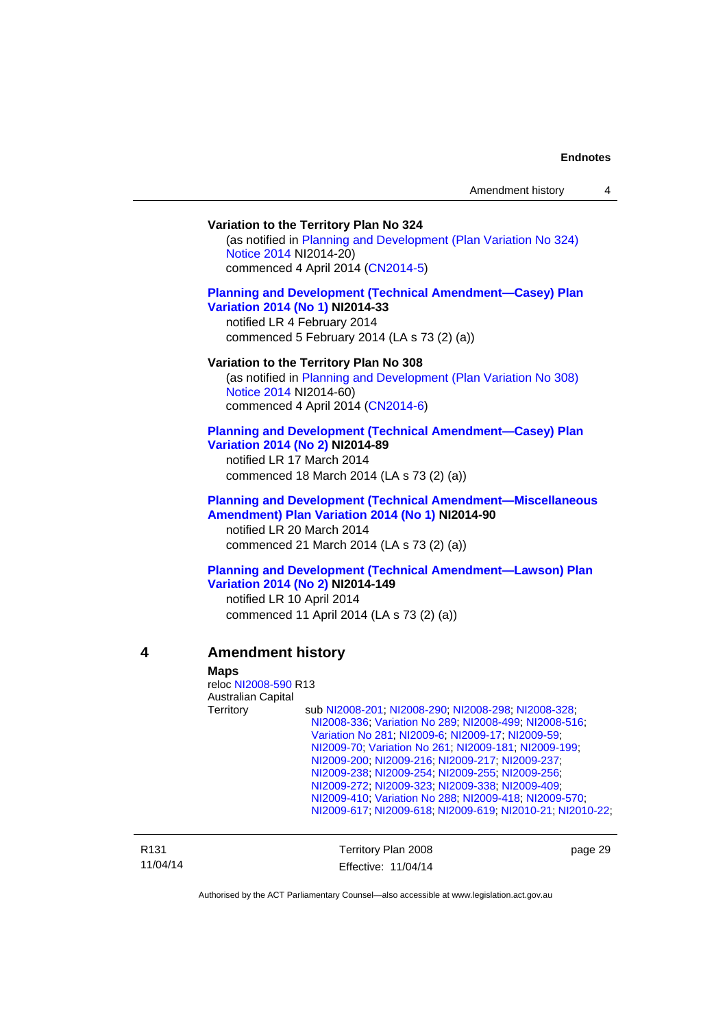**Variation to the Territory Plan No 324**

(as notified in Planning and Development (Plan Variation No 324) Notice 2014 NI2014-20)

commenced 4 April 2014 (CN2014-5)

**Planning and Development (Technical Amendment—Casey) Plan Variation 2014 (No 1) NI2014-33**

notified LR 4 February 2014

commenced 5 February 2014 (LA s 73 (2) (a))

**Variation to the Territory Plan No 308**

(as notified in Planning and Development (Plan Variation No 308) Notice 2014 NI2014-60)

commenced 4 April 2014 (CN2014-6)

**Planning and Development (Technical Amendment—Casey) Plan Variation 2014 (No 2) NI2014-89**

notified LR 17 March 2014

commenced 18 March 2014 (LA s 73 (2) (a))

**Planning and Development (Technical Amendment—Miscellaneous Amendment) Plan Variation 2014 (No 1) NI2014-90**

notified LR 20 March 2014

commenced 21 March 2014 (LA s 73 (2) (a))

**Planning and Development (Technical Amendment—Lawson) Plan Variation 2014 (No 2) NI2014-149**

notified LR 10 April 2014

commenced 11 April 2014 (LA s 73 (2) (a))

## 4 Amendment history

**Maps**

reloc NI2008-590 R13

Australian Capital Territory — sub NI2008-201; NI2008-290; NI2008-298; NI2008-328; NI2008-336; Variation No 289; NI2008-499; NI2008-516; Variation No 281; NI2009-6; NI2009-17; NI2009-59; NI2009-70; Variation No 261; NI2009-181; NI2009-199; NI2009-200; NI2009-216; NI2009-217; NI2009-237; NI2009-238; NI2009-254; NI2009-255; NI2009-256; NI2009-272; NI2009-323; NI2009-338; NI2009-409; NI2009-410; Variation No 288; NI2009-418; NI2009-570; NI2009-617; NI2009-618; NI2009-619; NI2010-21; NI2010-22;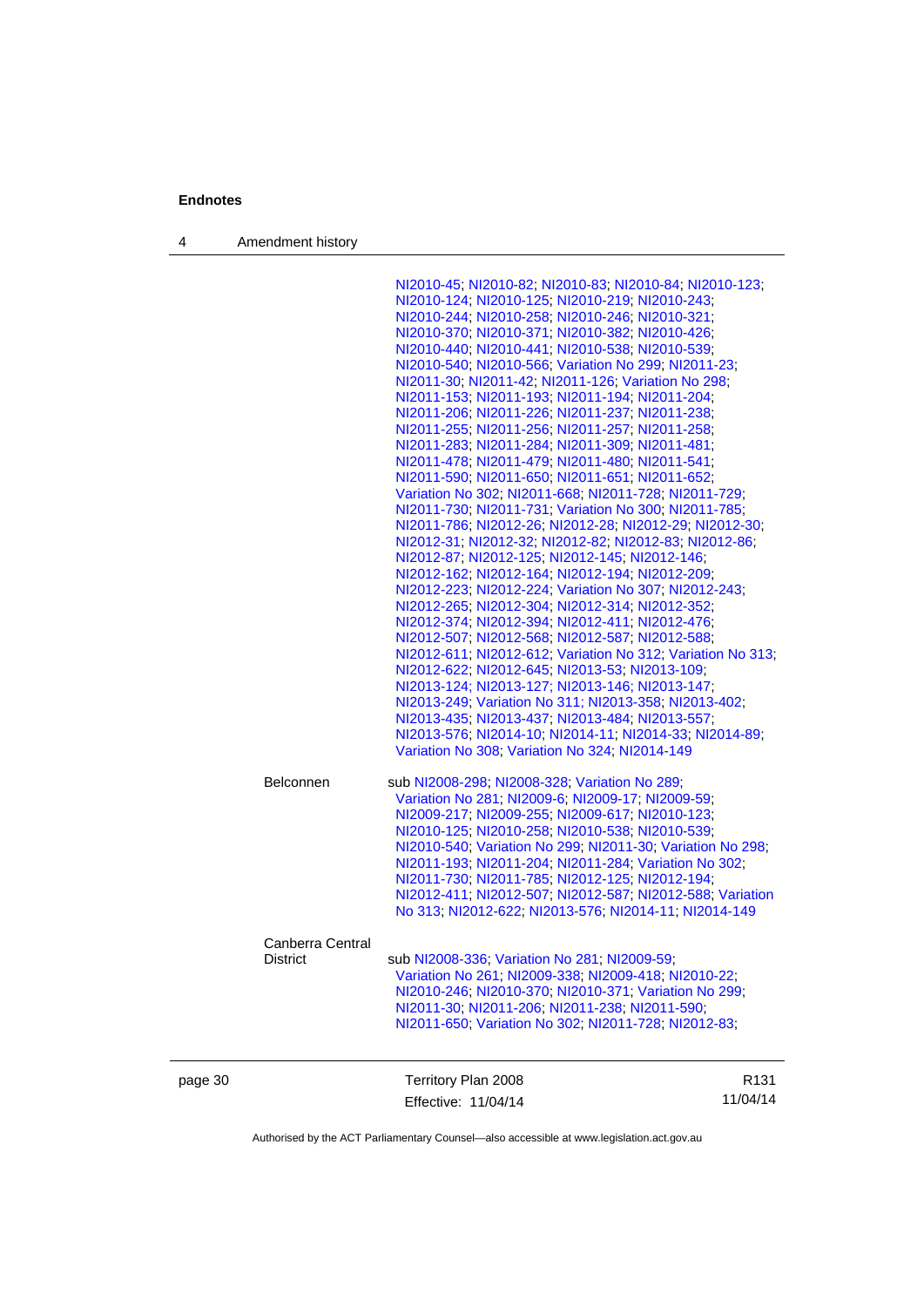NI2010-45; NI2010-82; NI2010-83; NI2010-84; NI2010-123; NI2010-124; NI2010-125; NI2010-219; NI2010-243; NI2010-244; NI2010-258; NI2010-246; NI2010-321; NI2010-370; NI2010-371; NI2010-382; NI2010-426; NI2010-440; NI2010-441; NI2010-538; NI2010-539; NI2010-540; NI2010-566; Variation No 299; NI2011-23; NI2011-30; NI2011-42; NI2011-126; Variation No 298; NI2011-153; NI2011-193; NI2011-194; NI2011-204; NI2011-206; NI2011-226; NI2011-237; NI2011-238; NI2011-255; NI2011-256; NI2011-257; NI2011-258; NI2011-283; NI2011-284; NI2011-309; NI2011-481; NI2011-478; NI2011-479; NI2011-480; NI2011-541; NI2011-590; NI2011-650; NI2011-651; NI2011-652; Variation No 302; NI2011-668; NI2011-728; NI2011-729; NI2011-730; NI2011-731; Variation No 300; NI2011-785; NI2011-786; NI2012-26; NI2012-28; NI2012-29; NI2012-30; NI2012-31; NI2012-32; NI2012-82; NI2012-83; NI2012-86; NI2012-87; NI2012-125; NI2012-145; NI2012-146; NI2012-162; NI2012-164; NI2012-194; NI2012-209; NI2012-223; NI2012-224; Variation No 307; NI2012-243; NI2012-265; NI2012-304; NI2012-314; NI2012-352; NI2012-374; NI2012-394; NI2012-411; NI2012-476; NI2012-507; NI2012-568; NI2012-587; NI2012-588; NI2012-611; NI2012-612; Variation No 312; Variation No 313; NI2012-622; NI2012-645; NI2013-53; NI2013-109; NI2013-124; NI2013-127; NI2013-146; NI2013-147; NI2013-249; Variation No 311; NI2013-358; NI2013-402; NI2013-435; NI2013-437; NI2013-484; NI2013-557; NI2013-576; NI2014-10; NI2014-11; NI2014-33; NI2014-89; Variation No 308; Variation No 324; NI2014-149

Belconnen — sub NI2008-298; NI2008-328; Variation No 289; Variation No 281; NI2009-6; NI2009-17; NI2009-59; NI2009-217; NI2009-255; NI2009-617; NI2010-123; NI2010-125; NI2010-258; NI2010-538; NI2010-539; NI2010-540; Variation No 299; NI2011-30; Variation No 298; NI2011-193; NI2011-204; NI2011-284; Variation No 302; NI2011-730; NI2011-785; NI2012-125; NI2012-194; NI2012-411; NI2012-507; NI2012-587; NI2012-588; Variation No 313; NI2012-622; NI2013-576; NI2014-11; NI2014-149

Canberra Central District — sub NI2008-336; Variation No 281; NI2009-59; Variation No 261; NI2009-338; NI2009-418; NI2010-22; NI2010-246; NI2010-370; NI2010-371; Variation No 299; NI2011-30; NI2011-206; NI2011-238; NI2011-590; NI2011-650; Variation No 302; NI2011-728; NI2012-83;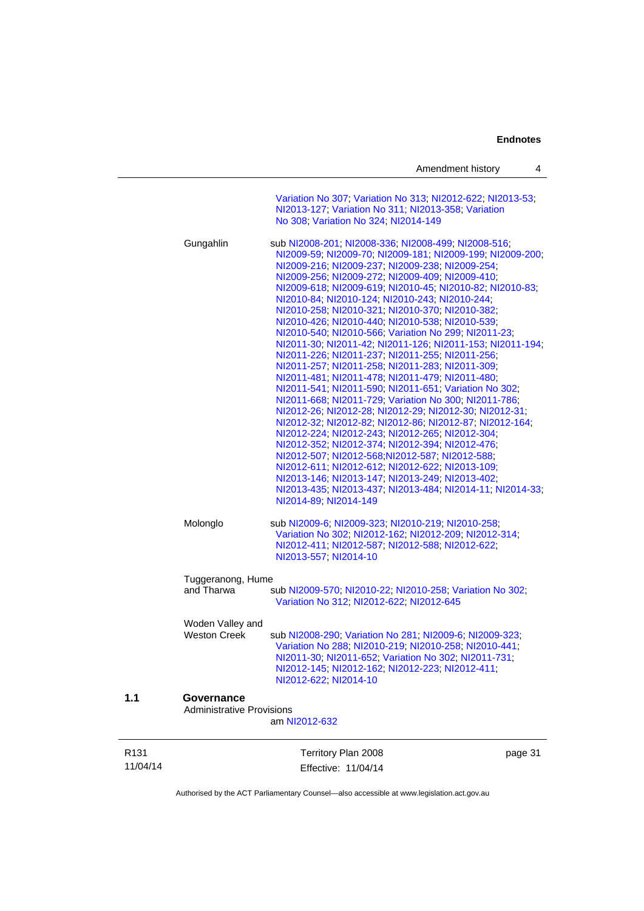Variation No 307; Variation No 313; NI2012-622; NI2013-53; NI2013-127; Variation No 311; NI2013-358; Variation No 308; Variation No 324; NI2014-149

Gungahlin sub NI2008-201; NI2008-336; NI2008-499; NI2008-516; NI2009-59; NI2009-70; NI2009-181; NI2009-199; NI2009-200; NI2009-216; NI2009-237; NI2009-238; NI2009-254; NI2009-256; NI2009-272; NI2009-409; NI2009-410; NI2009-618; NI2009-619; NI2010-45; NI2010-82; NI2010-83; NI2010-84; NI2010-124; NI2010-243; NI2010-244; NI2010-258; NI2010-321; NI2010-370; NI2010-382; NI2010-426; NI2010-440; NI2010-538; NI2010-539; NI2010-540; NI2010-566; Variation No 299; NI2011-23; NI2011-30; NI2011-42; NI2011-126; NI2011-153; NI2011-194; NI2011-226; NI2011-237; NI2011-255; NI2011-256; NI2011-257; NI2011-258; NI2011-283; NI2011-309; NI2011-481; NI2011-478; NI2011-479; NI2011-480; NI2011-541; NI2011-590; NI2011-651; Variation No 302; NI2011-668; NI2011-729; Variation No 300; NI2011-786; NI2012-26; NI2012-28; NI2012-29; NI2012-30; NI2012-31; NI2012-32; NI2012-82; NI2012-86; NI2012-87; NI2012-164; NI2012-224; NI2012-243; NI2012-265; NI2012-304; NI2012-352; NI2012-374; NI2012-394; NI2012-476; NI2012-507; NI2012-568;NI2012-587; NI2012-588; NI2012-611; NI2012-612; NI2012-622; NI2013-109; NI2013-146; NI2013-147; NI2013-249; NI2013-402; NI2013-435; NI2013-437; NI2013-484; NI2014-11; NI2014-33; NI2014-89; NI2014-149

Molonglo sub NI2009-6; NI2009-323; NI2010-219; NI2010-258; Variation No 302; NI2012-162; NI2012-209; NI2012-314; NI2012-411; NI2012-587; NI2012-588; NI2012-622; NI2013-557; NI2014-10

Tuggeranong, Hume and Tharwa sub NI2009-570; NI2010-22; NI2010-258; Variation No 302; Variation No 312; NI2012-622; NI2012-645

Woden Valley and Weston Creek sub NI2008-290; Variation No 281; NI2009-6; NI2009-323; Variation No 288; NI2010-219; NI2010-258; NI2010-441; NI2011-30; NI2011-652; Variation No 302; NI2011-731; NI2012-145; NI2012-162; NI2012-223; NI2012-411; NI2012-622; NI2014-10

**1.1 Governance**

Administrative Provisions
am NI2012-632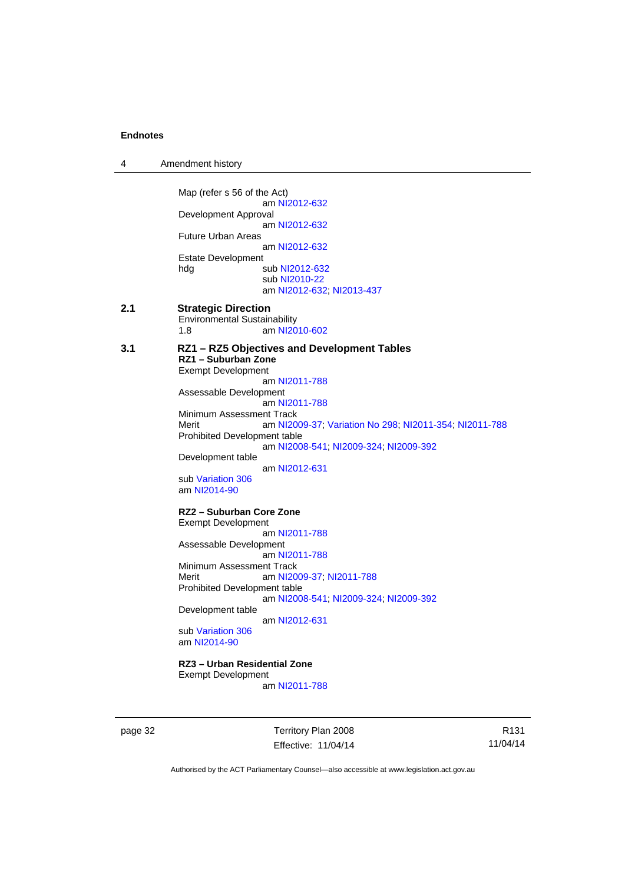Map (refer s 56 of the Act)
am NI2012-632

Development Approval
am NI2012-632

Future Urban Areas
am NI2012-632

Estate Development
hdg sub NI2012-632
sub NI2010-22
am NI2012-632; NI2013-437

**2.1 Strategic Direction**

Environmental Sustainability
1.8 am NI2010-602

**3.1 RZ1 – RZ5 Objectives and Development Tables**

**RZ1 – Suburban Zone**

Exempt Development
am NI2011-788

Assessable Development
am NI2011-788

Minimum Assessment Track
Merit am NI2009-37; Variation No 298; NI2011-354; NI2011-788

Prohibited Development table
am NI2008-541; NI2009-324; NI2009-392

Development table
am NI2012-631
sub Variation 306
am NI2014-90

**RZ2 – Suburban Core Zone**

Exempt Development
am NI2011-788

Assessable Development
am NI2011-788

Minimum Assessment Track
Merit am NI2009-37; NI2011-788

Prohibited Development table
am NI2008-541; NI2009-324; NI2009-392

Development table
am NI2012-631
sub Variation 306
am NI2014-90

**RZ3 – Urban Residential Zone**

Exempt Development
am NI2011-788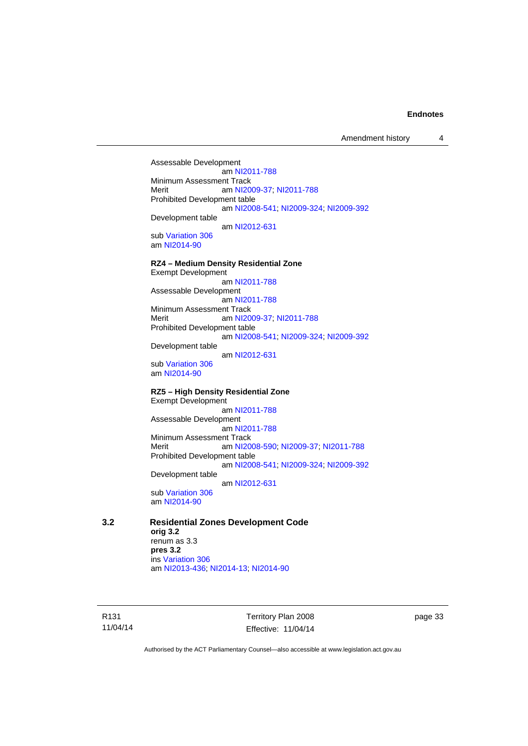Assessable Development
am NI2011-788
Minimum Assessment Track
Merit am NI2009-37; NI2011-788
Prohibited Development table
am NI2008-541; NI2009-324; NI2009-392
Development table
am NI2012-631
sub Variation 306
am NI2014-90

**RZ4 – Medium Density Residential Zone**
Exempt Development
am NI2011-788
Assessable Development
am NI2011-788
Minimum Assessment Track
Merit am NI2009-37; NI2011-788
Prohibited Development table
am NI2008-541; NI2009-324; NI2009-392
Development table
am NI2012-631
sub Variation 306
am NI2014-90

**RZ5 – High Density Residential Zone**
Exempt Development
am NI2011-788
Assessable Development
am NI2011-788
Minimum Assessment Track
Merit am NI2008-590; NI2009-37; NI2011-788
Prohibited Development table
am NI2008-541; NI2009-324; NI2009-392
Development table
am NI2012-631
sub Variation 306
am NI2014-90

## 3.2 Residential Zones Development Code

**orig 3.2**
renum as 3.3
**pres 3.2**
ins Variation 306
am NI2013-436; NI2014-13; NI2014-90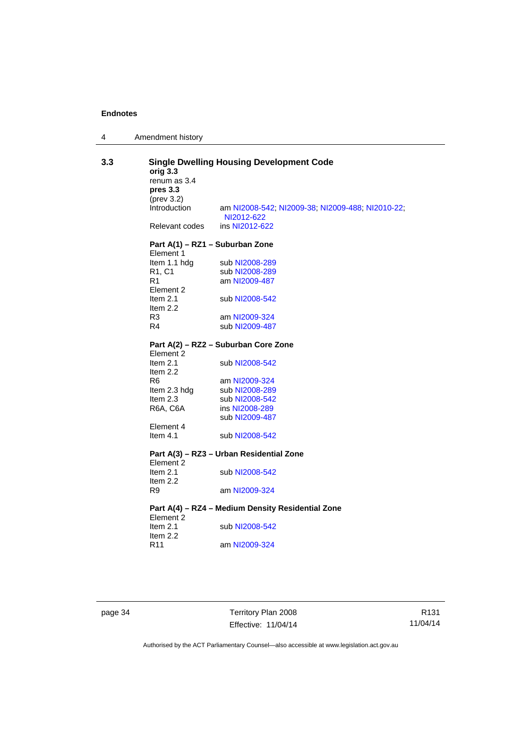## 3.3 Single Dwelling Housing Development Code

**orig 3.3**
renum as 3.4
**pres 3.3**
(prev 3.2)

| | |
|---|---|
| Introduction | am NI2008-542; NI2009-38; NI2009-488; NI2010-22; NI2012-622 |
| Relevant codes | ins NI2012-622 |

**Part A(1) – RZ1 – Suburban Zone**

| | |
|---|---|
| Element 1 | |
| Item 1.1 hdg | sub NI2008-289 |
| R1, C1 | sub NI2008-289 |
| R1 | am NI2009-487 |
| Element 2 | |
| Item 2.1 | sub NI2008-542 |
| Item 2.2 | |
| R3 | am NI2009-324 |
| R4 | sub NI2009-487 |

**Part A(2) – RZ2 – Suburban Core Zone**

| | |
|---|---|
| Element 2 | |
| Item 2.1 | sub NI2008-542 |
| Item 2.2 | |
| R6 | am NI2009-324 |
| Item 2.3 hdg | sub NI2008-289 |
| Item 2.3 | sub NI2008-542 |
| R6A, C6A | ins NI2008-289 |
| | sub NI2009-487 |
| Element 4 | |
| Item 4.1 | sub NI2008-542 |

**Part A(3) – RZ3 – Urban Residential Zone**

| | |
|---|---|
| Element 2 | |
| Item 2.1 | sub NI2008-542 |
| Item 2.2 | |
| R9 | am NI2009-324 |

**Part A(4) – RZ4 – Medium Density Residential Zone**

| | |
|---|---|
| Element 2 | |
| Item 2.1 | sub NI2008-542 |
| Item 2.2 | |
| R11 | am NI2009-324 |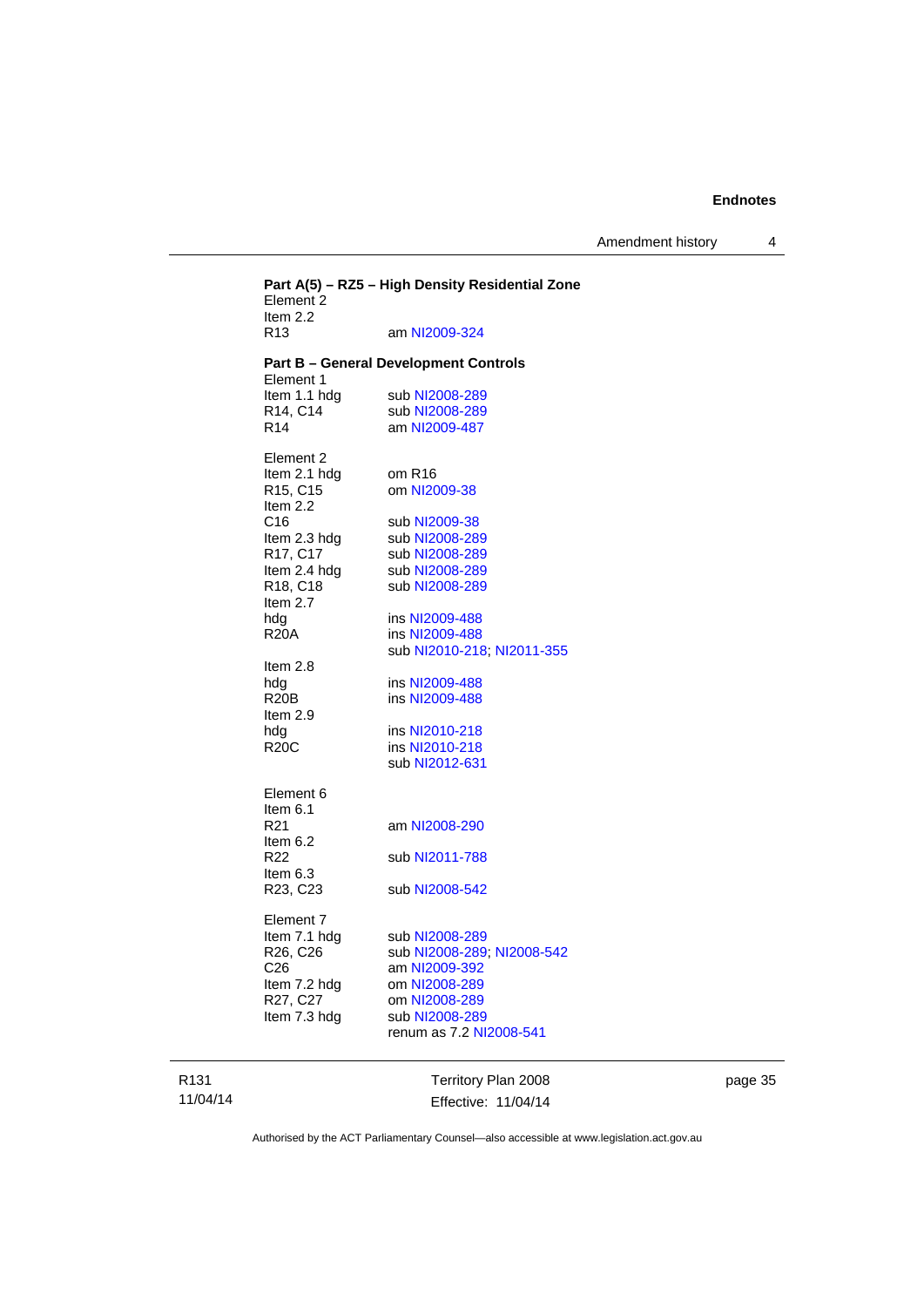**Part A(5) – RZ5 – High Density Residential Zone**

Element 2
Item 2.2
R13 am NI2009-324

**Part B – General Development Controls**

Element 1
Item 1.1 hdg sub NI2008-289
R14, C14 sub NI2008-289
R14 am NI2009-487

Element 2
Item 2.1 hdg om R16
R15, C15 om NI2009-38
Item 2.2
C16 sub NI2009-38
Item 2.3 hdg sub NI2008-289
R17, C17 sub NI2008-289
Item 2.4 hdg sub NI2008-289
R18, C18 sub NI2008-289
Item 2.7
hdg ins NI2009-488
R20A ins NI2009-488
sub NI2010-218; NI2011-355
Item 2.8
hdg ins NI2009-488
R20B ins NI2009-488
Item 2.9
hdg ins NI2010-218
R20C ins NI2010-218
sub NI2012-631

Element 6
Item 6.1
R21 am NI2008-290
Item 6.2
R22 sub NI2011-788
Item 6.3
R23, C23 sub NI2008-542

Element 7
Item 7.1 hdg sub NI2008-289
R26, C26 sub NI2008-289; NI2008-542
C26 am NI2009-392
Item 7.2 hdg om NI2008-289
R27, C27 om NI2008-289
Item 7.3 hdg sub NI2008-289
renum as 7.2 NI2008-541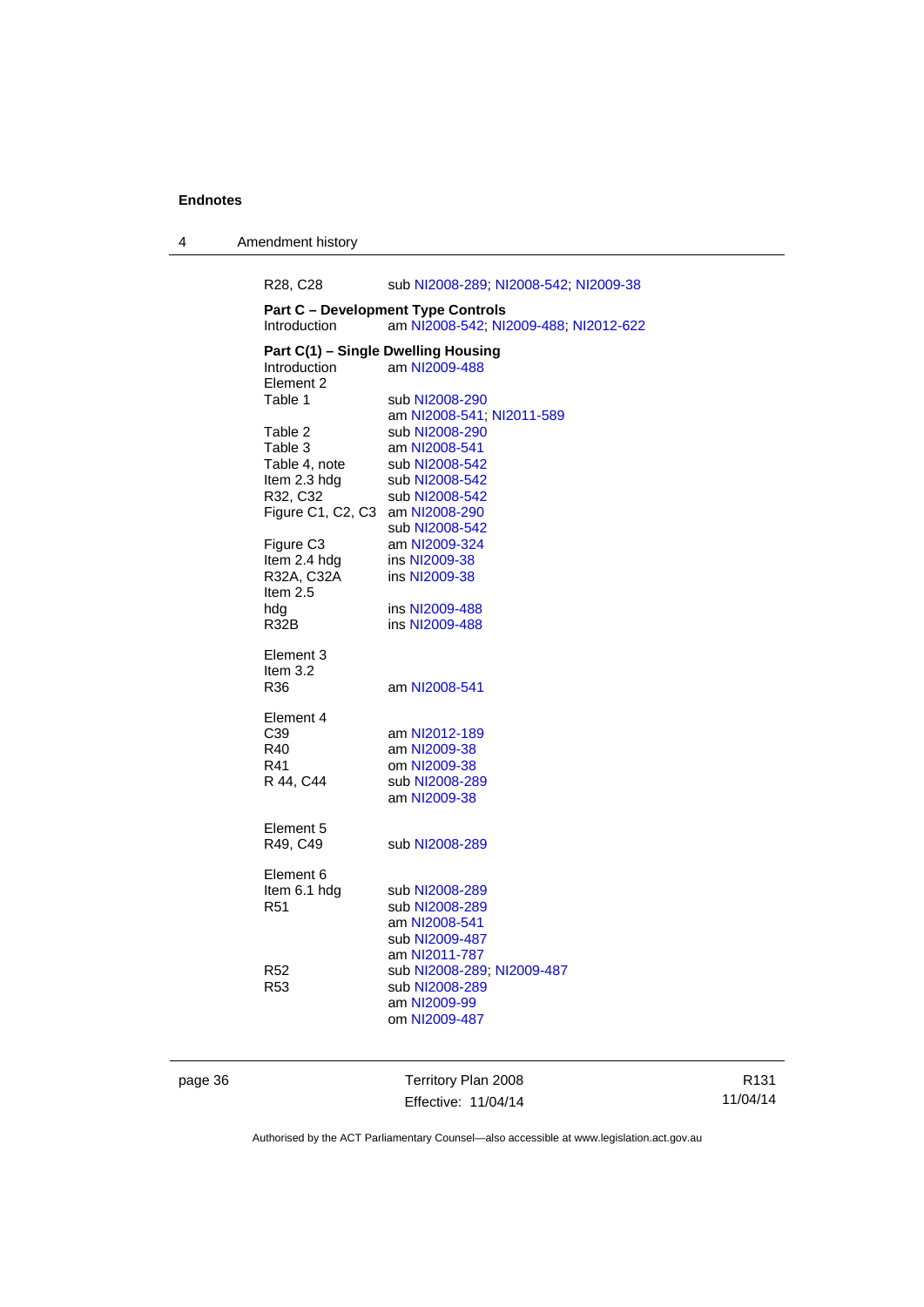R28, C28 sub NI2008-289; NI2008-542; NI2009-38

**Part C – Development Type Controls**
Introduction am NI2008-542; NI2009-488; NI2012-622

**Part C(1) – Single Dwelling Housing**
Introduction am NI2009-488
Element 2
Table 1 sub NI2008-290
am NI2008-541; NI2011-589
Table 2 sub NI2008-290
Table 3 am NI2008-541
Table 4, note sub NI2008-542
Item 2.3 hdg sub NI2008-542
R32, C32 sub NI2008-542
Figure C1, C2, C3 am NI2008-290
sub NI2008-542
Figure C3 am NI2009-324
Item 2.4 hdg ins NI2009-38
R32A, C32A ins NI2009-38
Item 2.5
hdg ins NI2009-488
R32B ins NI2009-488

Element 3
Item 3.2
R36 am NI2008-541

Element 4
C39 am NI2012-189
R40 am NI2009-38
R41 om NI2009-38
R 44, C44 sub NI2008-289
am NI2009-38

Element 5
R49, C49 sub NI2008-289

Element 6
Item 6.1 hdg sub NI2008-289
R51 sub NI2008-289
am NI2008-541
sub NI2009-487
am NI2011-787
R52 sub NI2008-289; NI2009-487
R53 sub NI2008-289
am NI2009-99
om NI2009-487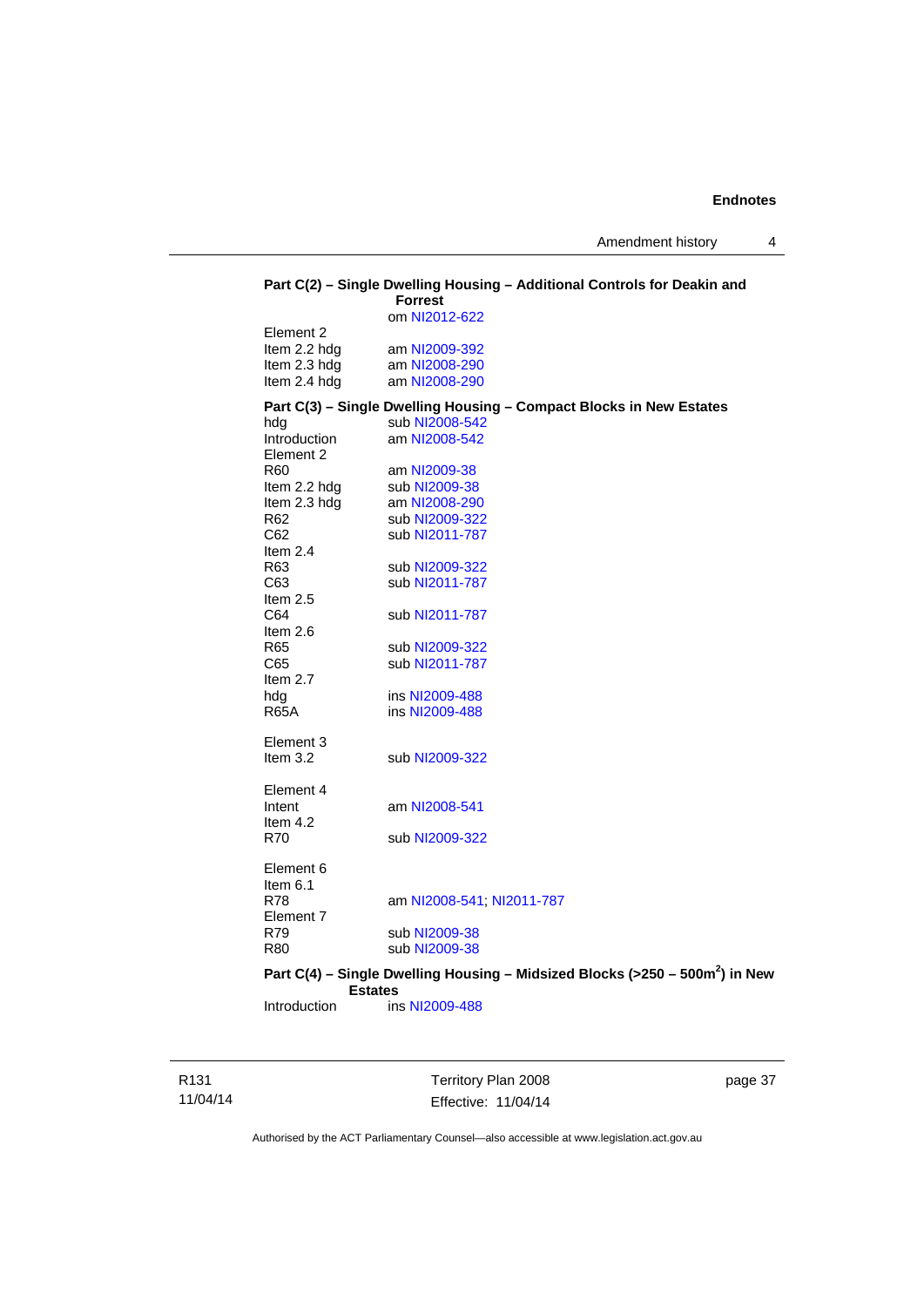**Part C(2) – Single Dwelling Housing – Additional Controls for Deakin and Forrest**
om NI2012-622

Element 2
Item 2.2 hdg am NI2009-392
Item 2.3 hdg am NI2008-290
Item 2.4 hdg am NI2008-290

**Part C(3) – Single Dwelling Housing – Compact Blocks in New Estates**
hdg sub NI2008-542
Introduction am NI2008-542
Element 2
R60 am NI2009-38
Item 2.2 hdg sub NI2009-38
Item 2.3 hdg am NI2008-290
R62 sub NI2009-322
C62 sub NI2011-787
Item 2.4
R63 sub NI2009-322
C63 sub NI2011-787
Item 2.5
C64 sub NI2011-787
Item 2.6
R65 sub NI2009-322
C65 sub NI2011-787
Item 2.7
hdg ins NI2009-488
R65A ins NI2009-488

Element 3
Item 3.2 sub NI2009-322

Element 4
Intent am NI2008-541
Item 4.2
R70 sub NI2009-322

Element 6
Item 6.1
R78 am NI2008-541; NI2011-787
Element 7
R79 sub NI2009-38
R80 sub NI2009-38

**Part C(4) – Single Dwelling Housing – Midsized Blocks (>250 – 500m$^2$) in New Estates**
Introduction ins NI2009-488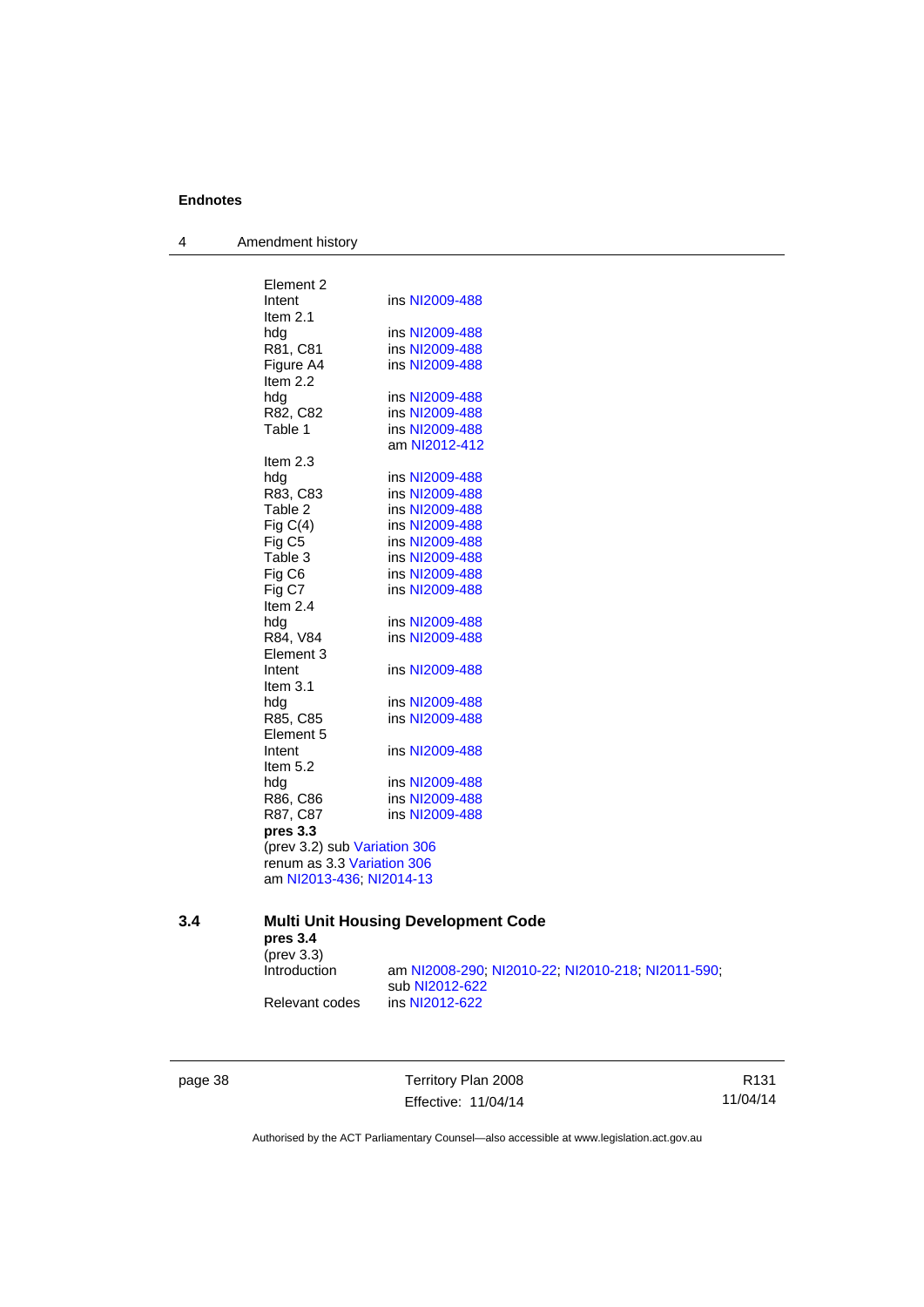Element 2

| | |
|---|---|
| Intent | ins NI2009-488 |
| Item 2.1 | |
| hdg | ins NI2009-488 |
| R81, C81 | ins NI2009-488 |
| Figure A4 | ins NI2009-488 |
| Item 2.2 | |
| hdg | ins NI2009-488 |
| R82, C82 | ins NI2009-488 |
| Table 1 | ins NI2009-488 |
| | am NI2012-412 |
| Item 2.3 | |
| hdg | ins NI2009-488 |
| R83, C83 | ins NI2009-488 |
| Table 2 | ins NI2009-488 |
| Fig C(4) | ins NI2009-488 |
| Fig C5 | ins NI2009-488 |
| Table 3 | ins NI2009-488 |
| Fig C6 | ins NI2009-488 |
| Fig C7 | ins NI2009-488 |
| Item 2.4 | |
| hdg | ins NI2009-488 |
| R84, V84 | ins NI2009-488 |
| Element 3 | |
| Intent | ins NI2009-488 |
| Item 3.1 | |
| hdg | ins NI2009-488 |
| R85, C85 | ins NI2009-488 |
| Element 5 | |
| Intent | ins NI2009-488 |
| Item 5.2 | |
| hdg | ins NI2009-488 |
| R86, C86 | ins NI2009-488 |
| R87, C87 | ins NI2009-488 |

**pres 3.3**
(prev 3.2) sub Variation 306
renum as 3.3 Variation 306
am NI2013-436; NI2014-13

## 3.4 Multi Unit Housing Development Code

**pres 3.4**
(prev 3.3)

| | |
|---|---|
| Introduction | am NI2008-290; NI2010-22; NI2010-218; NI2011-590; sub NI2012-622 |
| Relevant codes | ins NI2012-622 |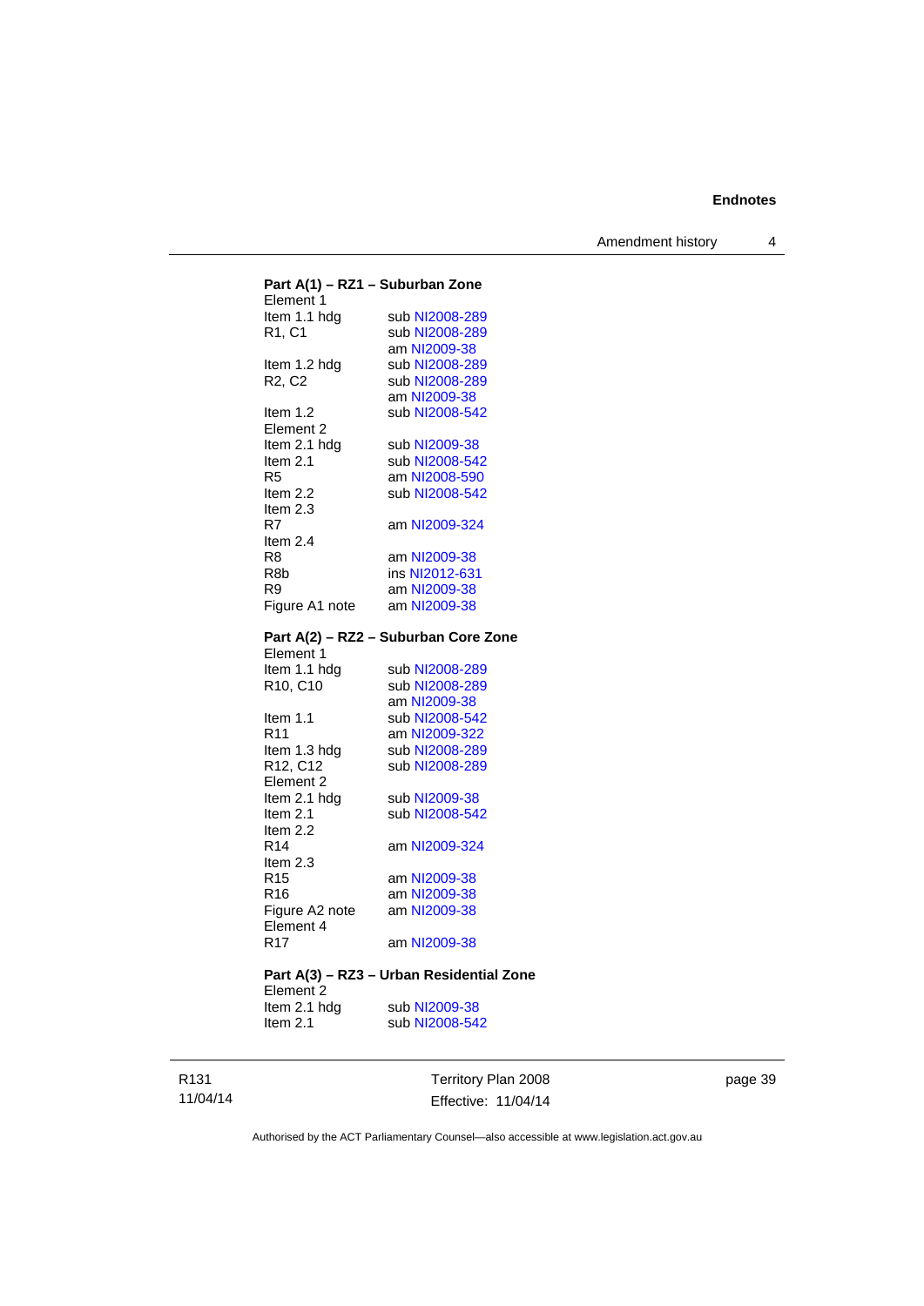**Part A(1) – RZ1 – Suburban Zone**

Element 1

| | |
|---|---|
| Item 1.1 hdg | sub NI2008-289 |
| R1, C1 | sub NI2008-289 |
| | am NI2009-38 |
| Item 1.2 hdg | sub NI2008-289 |
| R2, C2 | sub NI2008-289 |
| | am NI2009-38 |
| Item 1.2 | sub NI2008-542 |

Element 2

| | |
|---|---|
| Item 2.1 hdg | sub NI2009-38 |
| Item 2.1 | sub NI2008-542 |
| R5 | am NI2008-590 |
| Item 2.2 | sub NI2008-542 |
| Item 2.3 | |
| R7 | am NI2009-324 |
| Item 2.4 | |
| R8 | am NI2009-38 |
| R8b | ins NI2012-631 |
| R9 | am NI2009-38 |
| Figure A1 note | am NI2009-38 |

**Part A(2) – RZ2 – Suburban Core Zone**

Element 1

| | |
|---|---|
| Item 1.1 hdg | sub NI2008-289 |
| R10, C10 | sub NI2008-289 |
| | am NI2009-38 |
| Item 1.1 | sub NI2008-542 |
| R11 | am NI2009-322 |
| Item 1.3 hdg | sub NI2008-289 |
| R12, C12 | sub NI2008-289 |

Element 2

| | |
|---|---|
| Item 2.1 hdg | sub NI2009-38 |
| Item 2.1 | sub NI2008-542 |
| Item 2.2 | |
| R14 | am NI2009-324 |
| Item 2.3 | |
| R15 | am NI2009-38 |
| R16 | am NI2009-38 |
| Figure A2 note | am NI2009-38 |

Element 4

| | |
|---|---|
| R17 | am NI2009-38 |

**Part A(3) – RZ3 – Urban Residential Zone**

Element 2

| | |
|---|---|
| Item 2.1 hdg | sub NI2009-38 |
| Item 2.1 | sub NI2008-542 |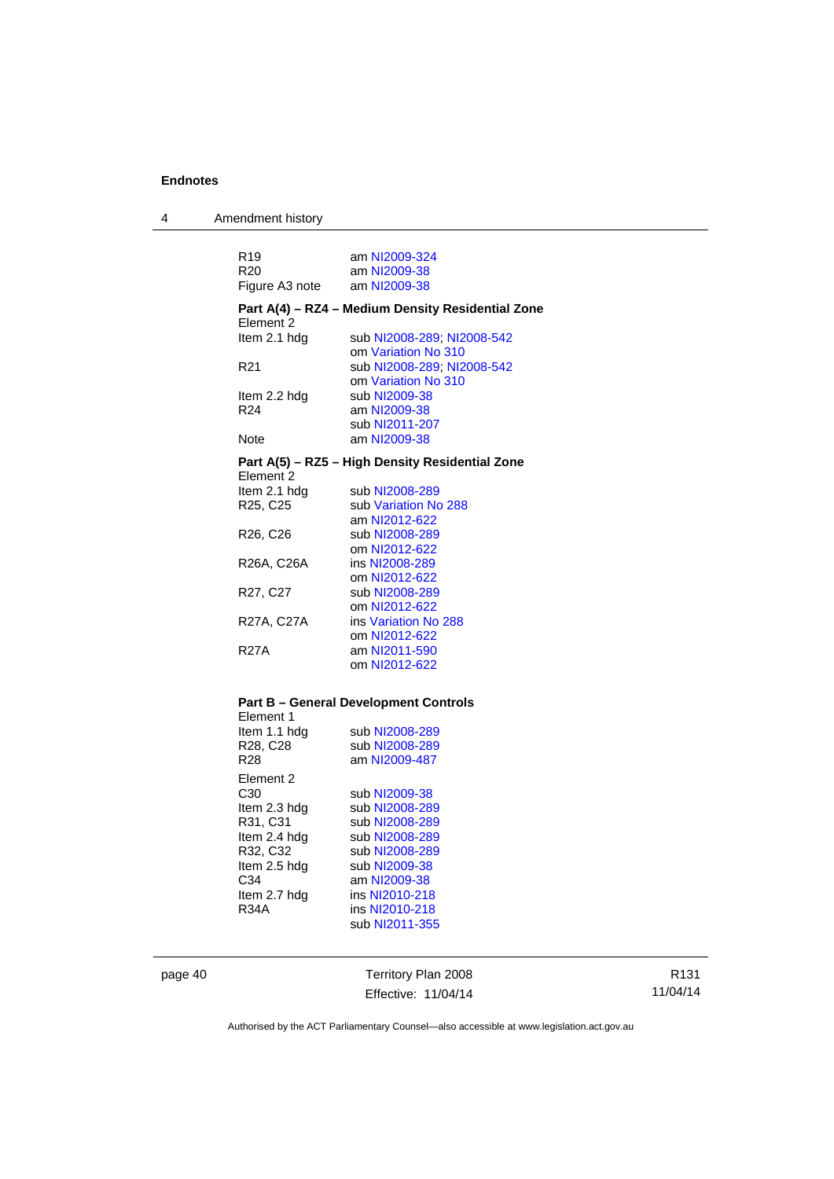| | |
|---|---|
| R19 | am NI2009-324 |
| R20 | am NI2009-38 |
| Figure A3 note | am NI2009-38 |

**Part A(4) – RZ4 – Medium Density Residential Zone**

| | |
|---|---|
| Element 2 | |
| Item 2.1 hdg | sub NI2008-289; NI2008-542 |
| | om Variation No 310 |
| R21 | sub NI2008-289; NI2008-542 |
| | om Variation No 310 |
| Item 2.2 hdg | sub NI2009-38 |
| R24 | am NI2009-38 |
| | sub NI2011-207 |
| Note | am NI2009-38 |

**Part A(5) – RZ5 – High Density Residential Zone**

| | |
|---|---|
| Element 2 | |
| Item 2.1 hdg | sub NI2008-289 |
| R25, C25 | sub Variation No 288 |
| | am NI2012-622 |
| R26, C26 | sub NI2008-289 |
| | om NI2012-622 |
| R26A, C26A | ins NI2008-289 |
| | om NI2012-622 |
| R27, C27 | sub NI2008-289 |
| | om NI2012-622 |
| R27A, C27A | ins Variation No 288 |
| | om NI2012-622 |
| R27A | am NI2011-590 |
| | om NI2012-622 |

**Part B – General Development Controls**

| | |
|---|---|
| Element 1 | |
| Item 1.1 hdg | sub NI2008-289 |
| R28, C28 | sub NI2008-289 |
| R28 | am NI2009-487 |
| Element 2 | |
| C30 | sub NI2009-38 |
| Item 2.3 hdg | sub NI2008-289 |
| R31, C31 | sub NI2008-289 |
| Item 2.4 hdg | sub NI2008-289 |
| R32, C32 | sub NI2008-289 |
| Item 2.5 hdg | sub NI2009-38 |
| C34 | am NI2009-38 |
| Item 2.7 hdg | ins NI2010-218 |
| R34A | ins NI2010-218 |
| | sub NI2011-355 |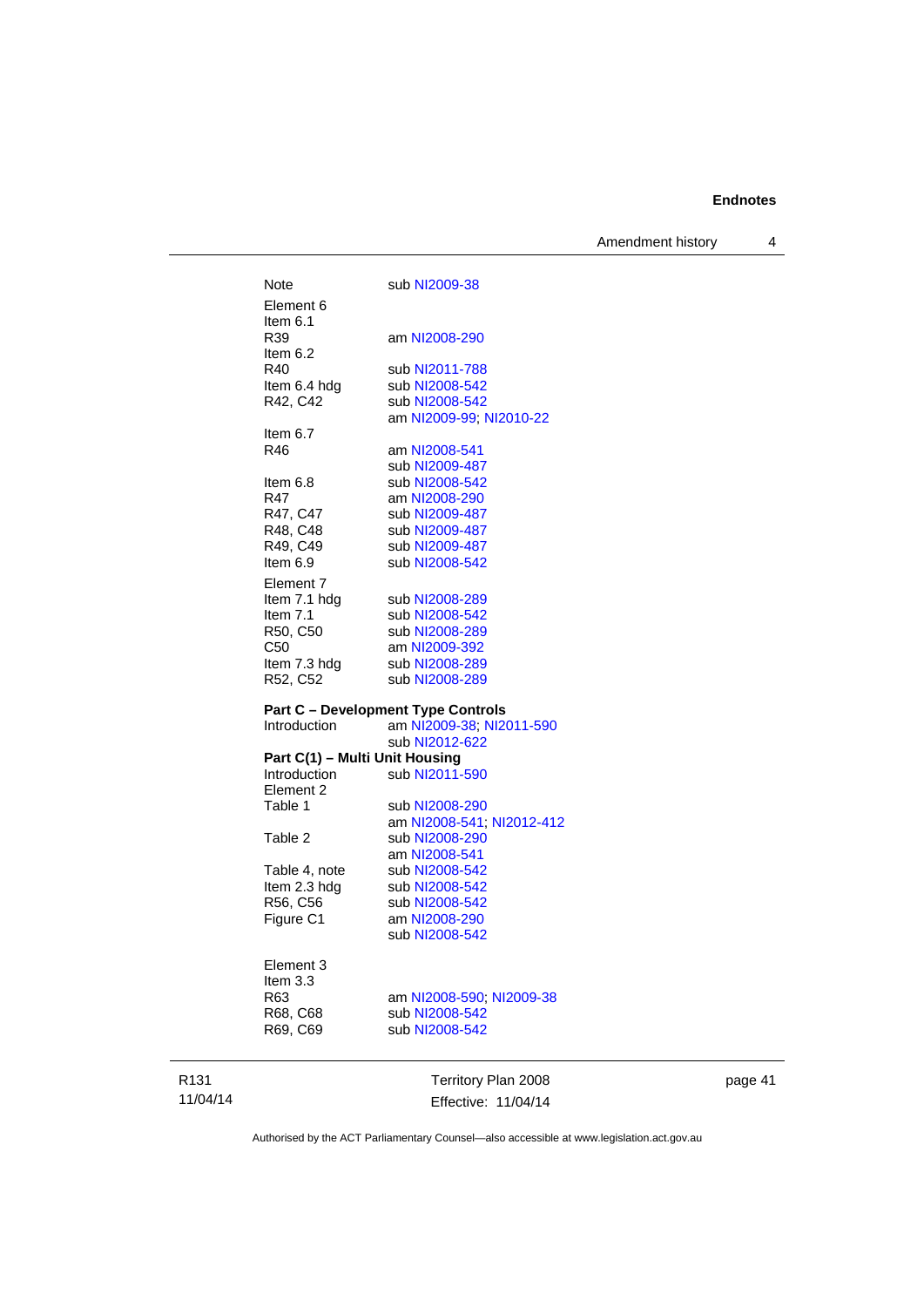| | |
|---|---|
| Note | sub NI2009-38 |
| Element 6 | |
| Item 6.1 | |
| R39 | am NI2008-290 |
| Item 6.2 | |
| R40 | sub NI2011-788 |
| Item 6.4 hdg | sub NI2008-542 |
| R42, C42 | sub NI2008-542 |
| | am NI2009-99; NI2010-22 |
| Item 6.7 | |
| R46 | am NI2008-541 |
| | sub NI2009-487 |
| Item 6.8 | sub NI2008-542 |
| R47 | am NI2008-290 |
| R47, C47 | sub NI2009-487 |
| R48, C48 | sub NI2009-487 |
| R49, C49 | sub NI2009-487 |
| Item 6.9 | sub NI2008-542 |
| Element 7 | |
| Item 7.1 hdg | sub NI2008-289 |
| Item 7.1 | sub NI2008-542 |
| R50, C50 | sub NI2008-289 |
| C50 | am NI2009-392 |
| Item 7.3 hdg | sub NI2008-289 |
| R52, C52 | sub NI2008-289 |

**Part C – Development Type Controls**

| | |
|---|---|
| Introduction | am NI2009-38; NI2011-590 |
| | sub NI2012-622 |

**Part C(1) – Multi Unit Housing**

| | |
|---|---|
| Introduction | sub NI2011-590 |
| Element 2 | |
| Table 1 | sub NI2008-290 |
| | am NI2008-541; NI2012-412 |
| Table 2 | sub NI2008-290 |
| | am NI2008-541 |
| Table 4, note | sub NI2008-542 |
| Item 2.3 hdg | sub NI2008-542 |
| R56, C56 | sub NI2008-542 |
| Figure C1 | am NI2008-290 |
| | sub NI2008-542 |
| Element 3 | |
| Item 3.3 | |
| R63 | am NI2008-590; NI2009-38 |
| R68, C68 | sub NI2008-542 |
| R69, C69 | sub NI2008-542 |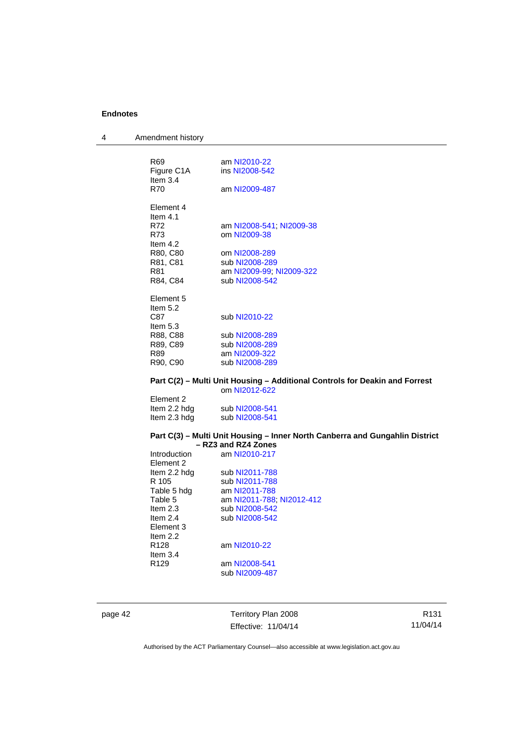| | |
|---|---|
| R69 | am NI2010-22 |
| Figure C1A | ins NI2008-542 |
| Item 3.4 | |
| R70 | am NI2009-487 |
| | |
| Element 4 | |
| Item 4.1 | |
| R72 | am NI2008-541; NI2009-38 |
| R73 | om NI2009-38 |
| Item 4.2 | |
| R80, C80 | om NI2008-289 |
| R81, C81 | sub NI2008-289 |
| R81 | am NI2009-99; NI2009-322 |
| R84, C84 | sub NI2008-542 |
| | |
| Element 5 | |
| Item 5.2 | |
| C87 | sub NI2010-22 |
| Item 5.3 | |
| R88, C88 | sub NI2008-289 |
| R89, C89 | sub NI2008-289 |
| R89 | am NI2009-322 |
| R90, C90 | sub NI2008-289 |

**Part C(2) – Multi Unit Housing – Additional Controls for Deakin and Forrest**
om NI2012-622

| | |
|---|---|
| Element 2 | |
| Item 2.2 hdg | sub NI2008-541 |
| Item 2.3 hdg | sub NI2008-541 |

**Part C(3) – Multi Unit Housing – Inner North Canberra and Gungahlin District – RZ3 and RZ4 Zones**

| | |
|---|---|
| Introduction | am NI2010-217 |
| Element 2 | |
| Item 2.2 hdg | sub NI2011-788 |
| R 105 | sub NI2011-788 |
| Table 5 hdg | am NI2011-788 |
| Table 5 | am NI2011-788; NI2012-412 |
| Item 2.3 | sub NI2008-542 |
| Item 2.4 | sub NI2008-542 |
| Element 3 | |
| Item 2.2 | |
| R128 | am NI2010-22 |
| Item 3.4 | |
| R129 | am NI2008-541 |
| | sub NI2009-487 |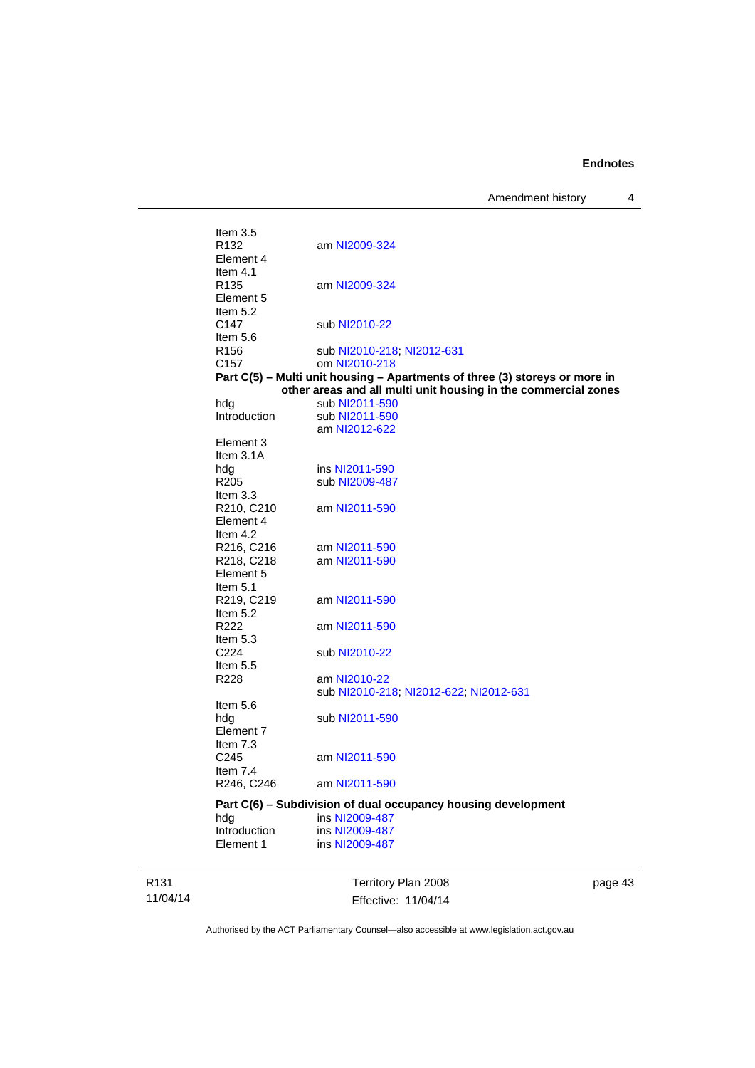Item 3.5

R132 am NI2009-324

Element 4

Item 4.1

R135 am NI2009-324

Element 5

Item 5.2

C147 sub NI2010-22

Item 5.6

R156 sub NI2010-218; NI2012-631

C157 om NI2010-218

**Part C(5) – Multi unit housing – Apartments of three (3) storeys or more in other areas and all multi unit housing in the commercial zones**

hdg sub NI2011-590

Introduction sub NI2011-590
am NI2012-622

Element 3

Item 3.1A

hdg ins NI2011-590

R205 sub NI2009-487

Item 3.3

R210, C210 am NI2011-590

Element 4

Item 4.2

R216, C216 am NI2011-590

R218, C218 am NI2011-590

Element 5

Item 5.1

R219, C219 am NI2011-590

Item 5.2

R222 am NI2011-590

Item 5.3

C224 sub NI2010-22

Item 5.5

R228 am NI2010-22
sub NI2010-218; NI2012-622; NI2012-631

Item 5.6

hdg sub NI2011-590

Element 7

Item 7.3

C245 am NI2011-590

Item 7.4

R246, C246 am NI2011-590

**Part C(6) – Subdivision of dual occupancy housing development**

hdg ins NI2009-487

Introduction ins NI2009-487

Element 1 ins NI2009-487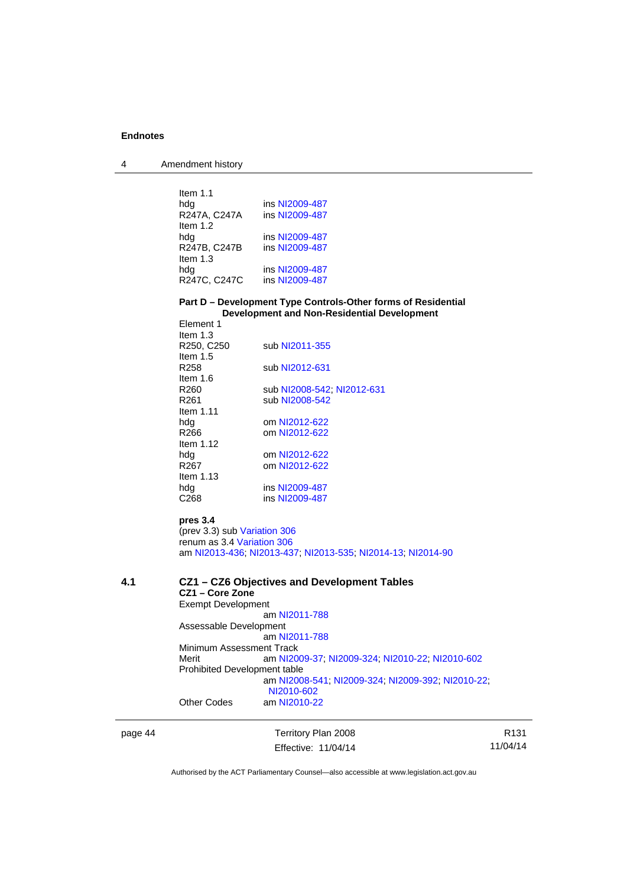Item 1.1

| | |
|---|---|
| hdg | ins NI2009-487 |
| R247A, C247A | ins NI2009-487 |

Item 1.2

| | |
|---|---|
| hdg | ins NI2009-487 |
| R247B, C247B | ins NI2009-487 |

Item 1.3

| | |
|---|---|
| hdg | ins NI2009-487 |
| R247C, C247C | ins NI2009-487 |

**Part D – Development Type Controls-Other forms of Residential Development and Non-Residential Development**

Element 1

Item 1.3

| | |
|---|---|
| R250, C250 | sub NI2011-355 |

Item 1.5

| | |
|---|---|
| R258 | sub NI2012-631 |

Item 1.6

| | |
|---|---|
| R260 | sub NI2008-542; NI2012-631 |
| R261 | sub NI2008-542 |

Item 1.11

| | |
|---|---|
| hdg | om NI2012-622 |
| R266 | om NI2012-622 |

Item 1.12

| | |
|---|---|
| hdg | om NI2012-622 |
| R267 | om NI2012-622 |

Item 1.13

| | |
|---|---|
| hdg | ins NI2009-487 |
| C268 | ins NI2009-487 |

**pres 3.4**

(prev 3.3) sub Variation 306
renum as 3.4 Variation 306
am NI2013-436; NI2013-437; NI2013-535; NI2014-13; NI2014-90

## 4.1 CZ1 – CZ6 Objectives and Development Tables

**CZ1 – Core Zone**

Exempt Development
am NI2011-788

Assessable Development
am NI2011-788

Minimum Assessment Track

| | |
|---|---|
| Merit | am NI2009-37; NI2009-324; NI2010-22; NI2010-602 |

Prohibited Development table
am NI2008-541; NI2009-324; NI2009-392; NI2010-22; NI2010-602

| | |
|---|---|
| Other Codes | am NI2010-22 |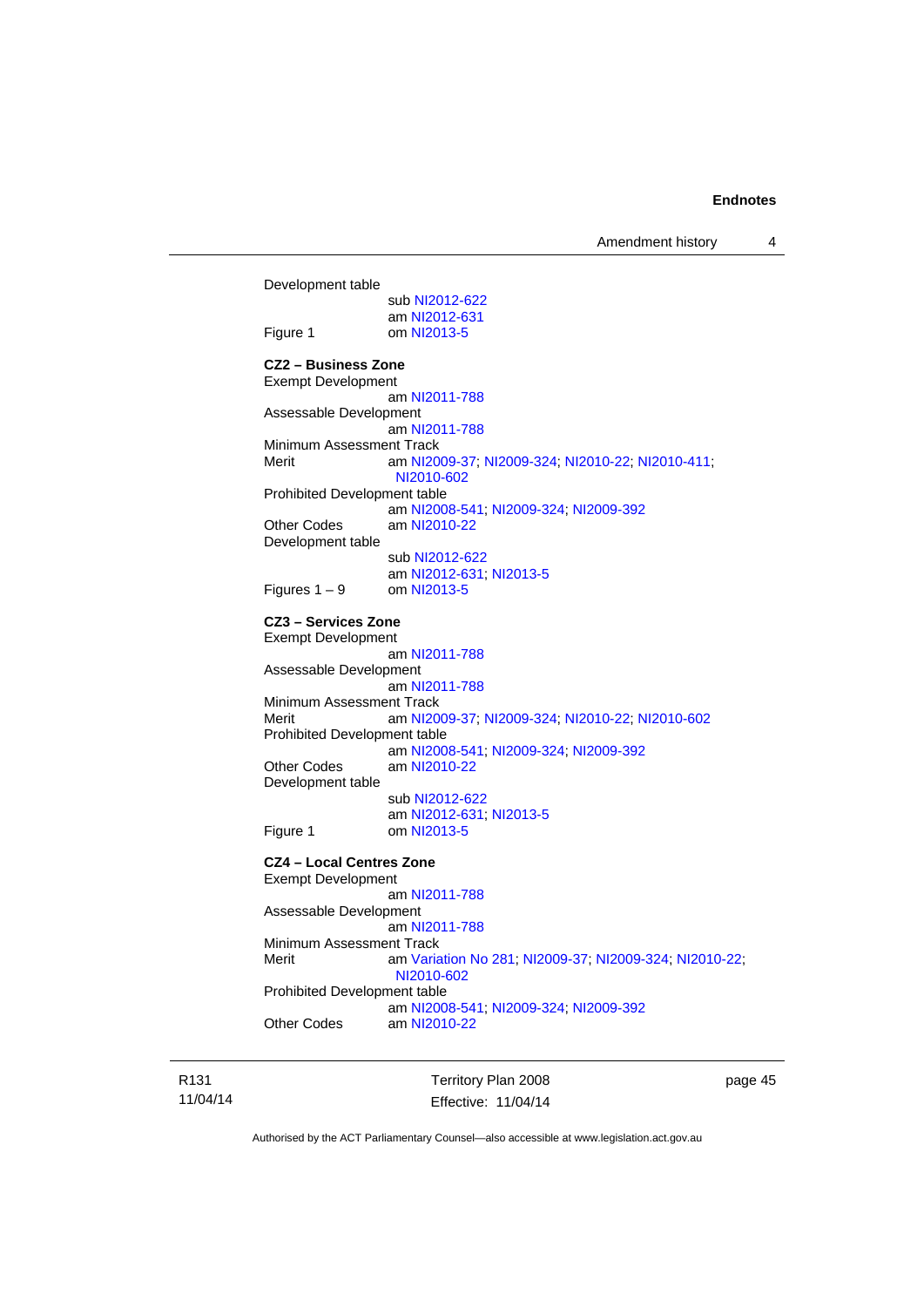Development table
sub NI2012-622
am NI2012-631

Figure 1 om NI2013-5

**CZ2 – Business Zone**

Exempt Development
am NI2011-788

Assessable Development
am NI2011-788

Minimum Assessment Track

Merit am NI2009-37; NI2009-324; NI2010-22; NI2010-411; NI2010-602

Prohibited Development table
am NI2008-541; NI2009-324; NI2009-392

Other Codes am NI2010-22

Development table
sub NI2012-622
am NI2012-631; NI2013-5

Figures 1 – 9 om NI2013-5

**CZ3 – Services Zone**

Exempt Development
am NI2011-788

Assessable Development
am NI2011-788

Minimum Assessment Track

Merit am NI2009-37; NI2009-324; NI2010-22; NI2010-602

Prohibited Development table
am NI2008-541; NI2009-324; NI2009-392

Other Codes am NI2010-22

Development table
sub NI2012-622
am NI2012-631; NI2013-5

Figure 1 om NI2013-5

**CZ4 – Local Centres Zone**

Exempt Development
am NI2011-788

Assessable Development
am NI2011-788

Minimum Assessment Track

Merit am Variation No 281; NI2009-37; NI2009-324; NI2010-22; NI2010-602

Prohibited Development table
am NI2008-541; NI2009-324; NI2009-392

Other Codes am NI2010-22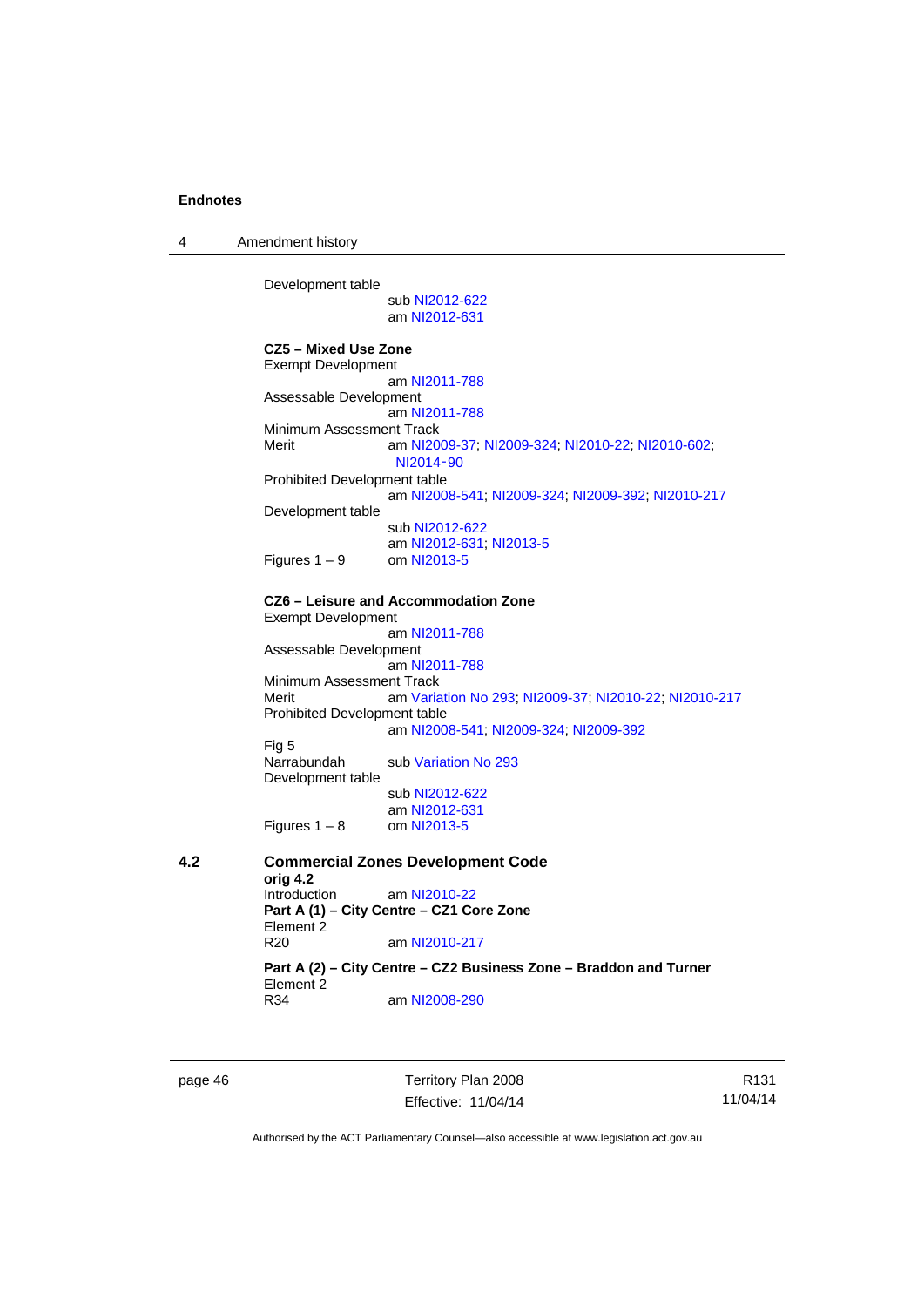Development table
sub NI2012-622
am NI2012-631

**CZ5 – Mixed Use Zone**
Exempt Development
am NI2011-788
Assessable Development
am NI2011-788
Minimum Assessment Track
Merit am NI2009-37; NI2009-324; NI2010-22; NI2010-602; NI2014-90
Prohibited Development table
am NI2008-541; NI2009-324; NI2009-392; NI2010-217
Development table
sub NI2012-622
am NI2012-631; NI2013-5
Figures 1 – 9 om NI2013-5

**CZ6 – Leisure and Accommodation Zone**
Exempt Development
am NI2011-788
Assessable Development
am NI2011-788
Minimum Assessment Track
Merit am Variation No 293; NI2009-37; NI2010-22; NI2010-217
Prohibited Development table
am NI2008-541; NI2009-324; NI2009-392
Fig 5
Narrabundah sub Variation No 293
Development table
sub NI2012-622
am NI2012-631
Figures 1 – 8 om NI2013-5

## 4.2 Commercial Zones Development Code

**orig 4.2**
Introduction am NI2010-22
**Part A (1) – City Centre – CZ1 Core Zone**
Element 2
R20 am NI2010-217

**Part A (2) – City Centre – CZ2 Business Zone – Braddon and Turner**
Element 2
R34 am NI2008-290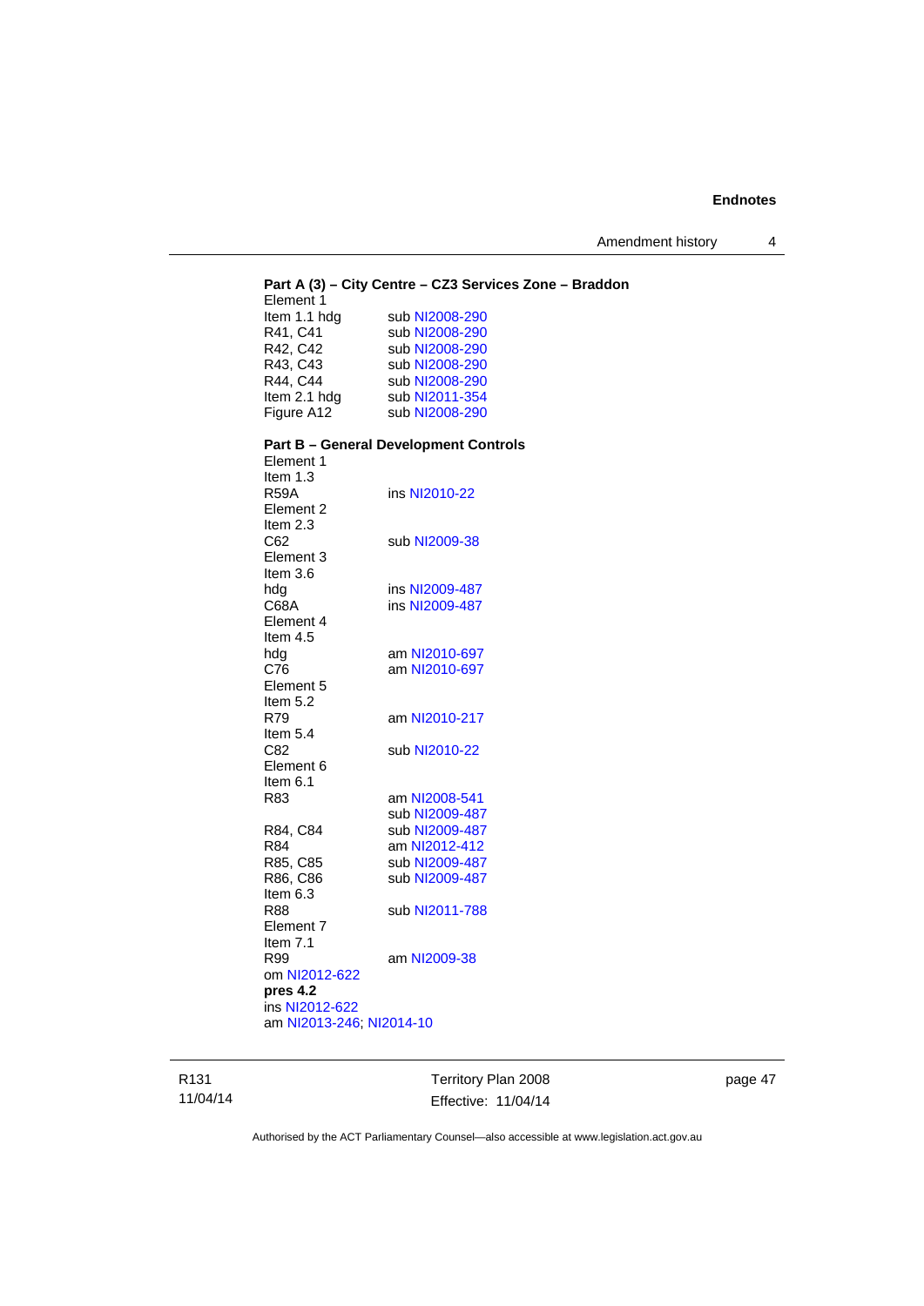**Part A (3) – City Centre – CZ3 Services Zone – Braddon**

Element 1
Item 1.1 hdg sub NI2008-290
R41, C41 sub NI2008-290
R42, C42 sub NI2008-290
R43, C43 sub NI2008-290
R44, C44 sub NI2008-290
Item 2.1 hdg sub NI2011-354
Figure A12 sub NI2008-290

**Part B – General Development Controls**

Element 1
Item 1.3
R59A ins NI2010-22
Element 2
Item 2.3
C62 sub NI2009-38
Element 3
Item 3.6
hdg ins NI2009-487
C68A ins NI2009-487
Element 4
Item 4.5
hdg am NI2010-697
C76 am NI2010-697
Element 5
Item 5.2
R79 am NI2010-217
Item 5.4
C82 sub NI2010-22
Element 6
Item 6.1
R83 am NI2008-541
sub NI2009-487
R84, C84 sub NI2009-487
R84 am NI2012-412
R85, C85 sub NI2009-487
R86, C86 sub NI2009-487
Item 6.3
R88 sub NI2011-788
Element 7
Item 7.1
R99 am NI2009-38
om NI2012-622

**pres 4.2**
ins NI2012-622
am NI2013-246; NI2014-10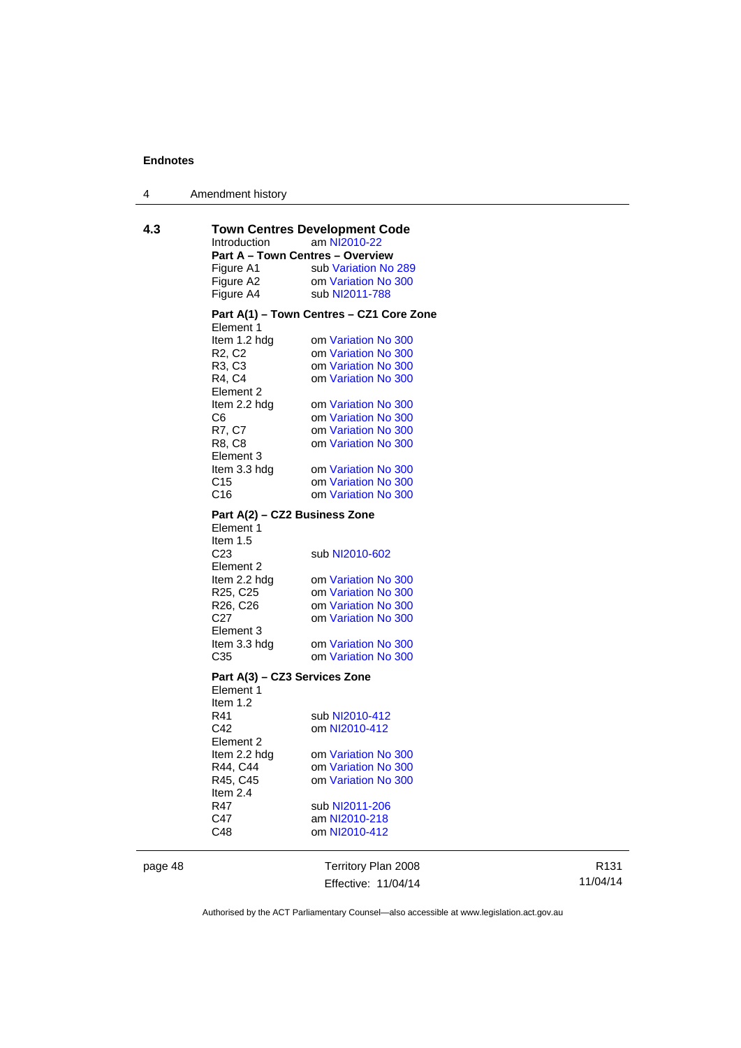## 4.3 Town Centres Development Code

Introduction am NI2010-22

**Part A – Town Centres – Overview**

Figure A1 sub Variation No 289
Figure A2 om Variation No 300
Figure A4 sub NI2011-788

**Part A(1) – Town Centres – CZ1 Core Zone**

Element 1
Item 1.2 hdg om Variation No 300
R2, C2 om Variation No 300
R3, C3 om Variation No 300
R4, C4 om Variation No 300
Element 2
Item 2.2 hdg om Variation No 300
C6 om Variation No 300
R7, C7 om Variation No 300
R8, C8 om Variation No 300
Element 3
Item 3.3 hdg om Variation No 300
C15 om Variation No 300
C16 om Variation No 300

**Part A(2) – CZ2 Business Zone**

Element 1
Item 1.5
C23 sub NI2010-602
Element 2
Item 2.2 hdg om Variation No 300
R25, C25 om Variation No 300
R26, C26 om Variation No 300
C27 om Variation No 300
Element 3
Item 3.3 hdg om Variation No 300
C35 om Variation No 300

**Part A(3) – CZ3 Services Zone**

Element 1
Item 1.2
R41 sub NI2010-412
C42 om NI2010-412
Element 2
Item 2.2 hdg om Variation No 300
R44, C44 om Variation No 300
R45, C45 om Variation No 300
Item 2.4
R47 sub NI2011-206
C47 am NI2010-218
C48 om NI2010-412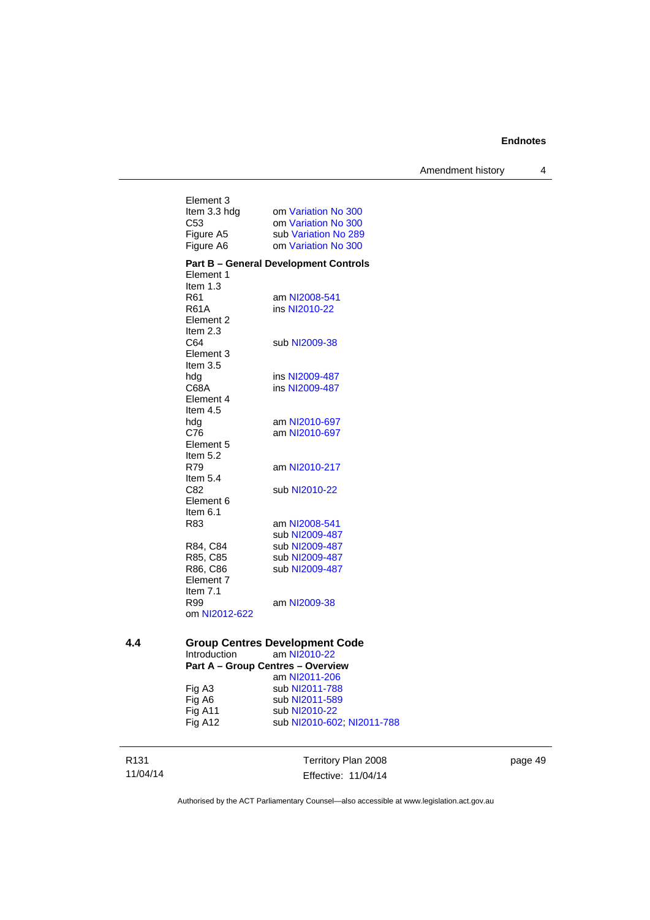Element 3

| | |
|---|---|
| Item 3.3 hdg | om Variation No 300 |
| C53 | om Variation No 300 |
| Figure A5 | sub Variation No 289 |
| Figure A6 | om Variation No 300 |

**Part B – General Development Controls**

Element 1

Item 1.3

| | |
|---|---|
| R61 | am NI2008-541 |
| R61A | ins NI2010-22 |

Element 2

Item 2.3

| | |
|---|---|
| C64 | sub NI2009-38 |

Element 3

Item 3.5

| | |
|---|---|
| hdg | ins NI2009-487 |
| C68A | ins NI2009-487 |

Element 4

Item 4.5

| | |
|---|---|
| hdg | am NI2010-697 |
| C76 | am NI2010-697 |

Element 5

Item 5.2

| | |
|---|---|
| R79 | am NI2010-217 |

Item 5.4

| | |
|---|---|
| C82 | sub NI2010-22 |

Element 6

Item 6.1

| | |
|---|---|
| R83 | am NI2008-541<br>sub NI2009-487 |
| R84, C84 | sub NI2009-487 |
| R85, C85 | sub NI2009-487 |
| R86, C86 | sub NI2009-487 |

Element 7

Item 7.1

| | |
|---|---|
| R99 | am NI2009-38 |

om NI2012-622

## 4.4 Group Centres Development Code

| | |
|---|---|
| Introduction | am NI2010-22 |

**Part A – Group Centres – Overview**

am NI2011-206

| | |
|---|---|
| Fig A3 | sub NI2011-788 |
| Fig A6 | sub NI2011-589 |
| Fig A11 | sub NI2010-22 |
| Fig A12 | sub NI2010-602; NI2011-788 |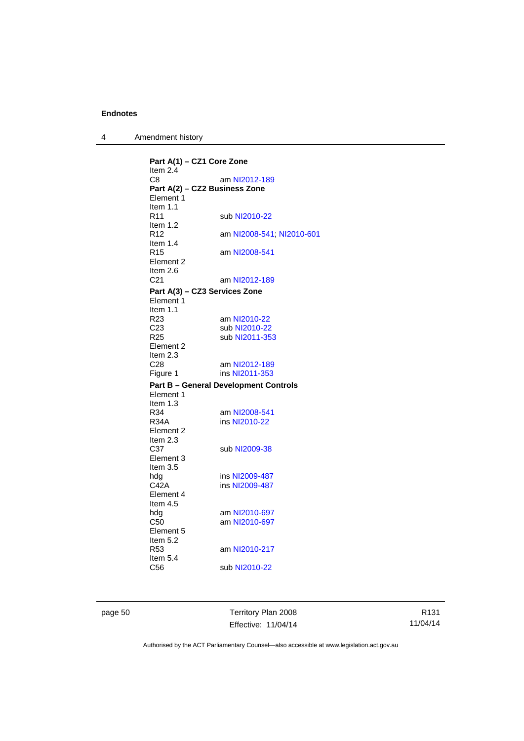**Part A(1) – CZ1 Core Zone**

Item 2.4

C8 am NI2012-189

**Part A(2) – CZ2 Business Zone**

Element 1

Item 1.1

R11 sub NI2010-22

Item 1.2

R12 am NI2008-541; NI2010-601

Item 1.4

R15 am NI2008-541

Element 2

Item 2.6

C21 am NI2012-189

**Part A(3) – CZ3 Services Zone**

Element 1

Item 1.1

R23 am NI2010-22

C23 sub NI2010-22

R25 sub NI2011-353

Element 2

Item 2.3

C28 am NI2012-189

Figure 1 ins NI2011-353

**Part B – General Development Controls**

Element 1

Item 1.3

R34 am NI2008-541

R34A ins NI2010-22

Element 2

Item 2.3

C37 sub NI2009-38

Element 3

Item 3.5

hdg ins NI2009-487

C42A ins NI2009-487

Element 4

Item 4.5

hdg am NI2010-697

C50 am NI2010-697

Element 5

Item 5.2

R53 am NI2010-217

Item 5.4

C56 sub NI2010-22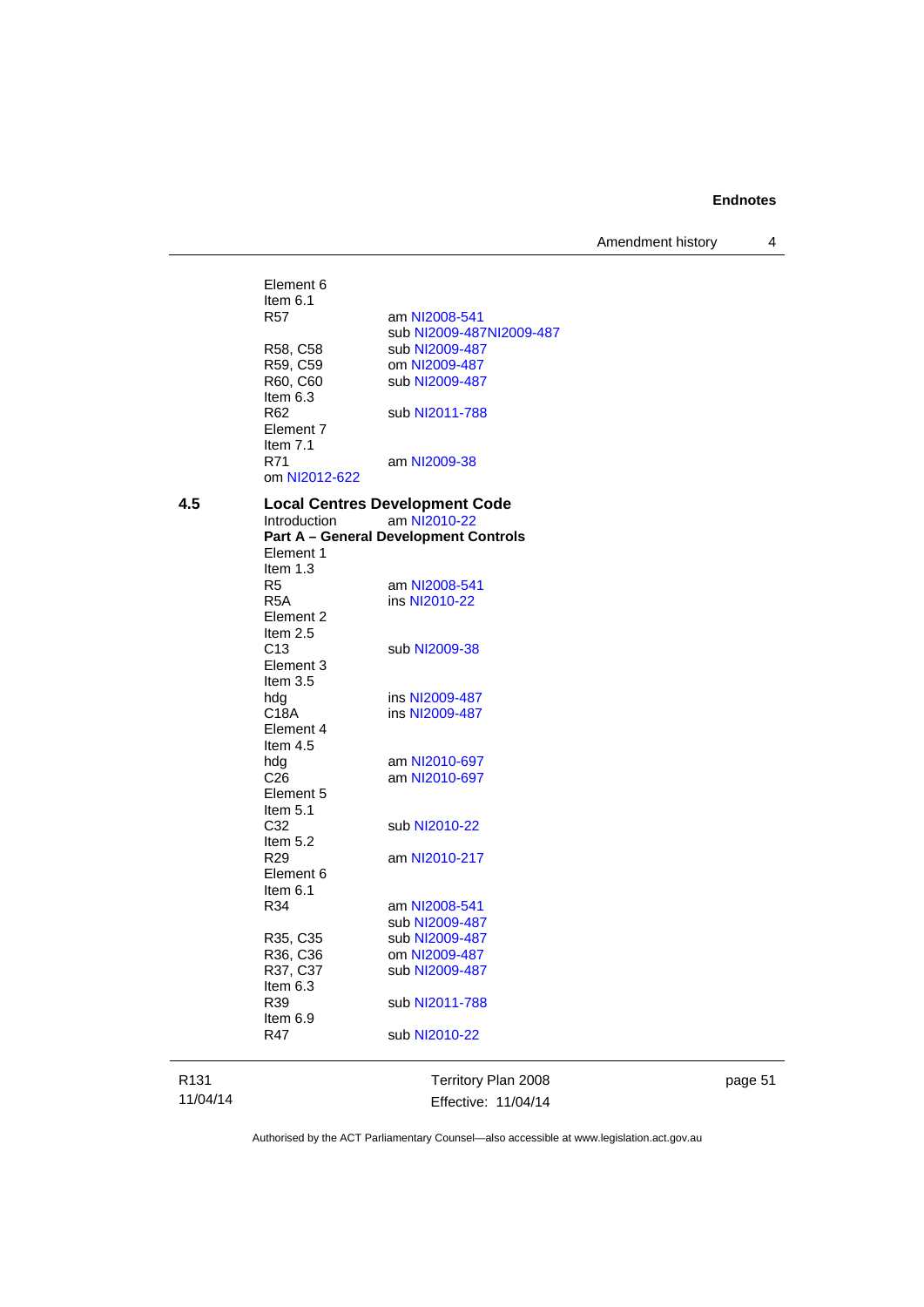Element 6
Item 6.1

| | |
|---|---|
| R57 | am NI2008-541 |
| | sub NI2009-487NI2009-487 |
| R58, C58 | sub NI2009-487 |
| R59, C59 | om NI2009-487 |
| R60, C60 | sub NI2009-487 |

Item 6.3

| | |
|---|---|
| R62 | sub NI2011-788 |

Element 7
Item 7.1

| | |
|---|---|
| R71 | am NI2009-38 |

om NI2012-622

## 4.5 Local Centres Development Code

Introduction am NI2010-22

**Part A – General Development Controls**

Element 1
Item 1.3

| | |
|---|---|
| R5 | am NI2008-541 |
| R5A | ins NI2010-22 |

Element 2
Item 2.5

| | |
|---|---|
| C13 | sub NI2009-38 |

Element 3
Item 3.5

| | |
|---|---|
| hdg | ins NI2009-487 |
| C18A | ins NI2009-487 |

Element 4
Item 4.5

| | |
|---|---|
| hdg | am NI2010-697 |
| C26 | am NI2010-697 |

Element 5
Item 5.1

| | |
|---|---|
| C32 | sub NI2010-22 |

Item 5.2

| | |
|---|---|
| R29 | am NI2010-217 |

Element 6
Item 6.1

| | |
|---|---|
| R34 | am NI2008-541 |
| | sub NI2009-487 |
| R35, C35 | sub NI2009-487 |
| R36, C36 | om NI2009-487 |
| R37, C37 | sub NI2009-487 |

Item 6.3

| | |
|---|---|
| R39 | sub NI2011-788 |

Item 6.9

| | |
|---|---|
| R47 | sub NI2010-22 |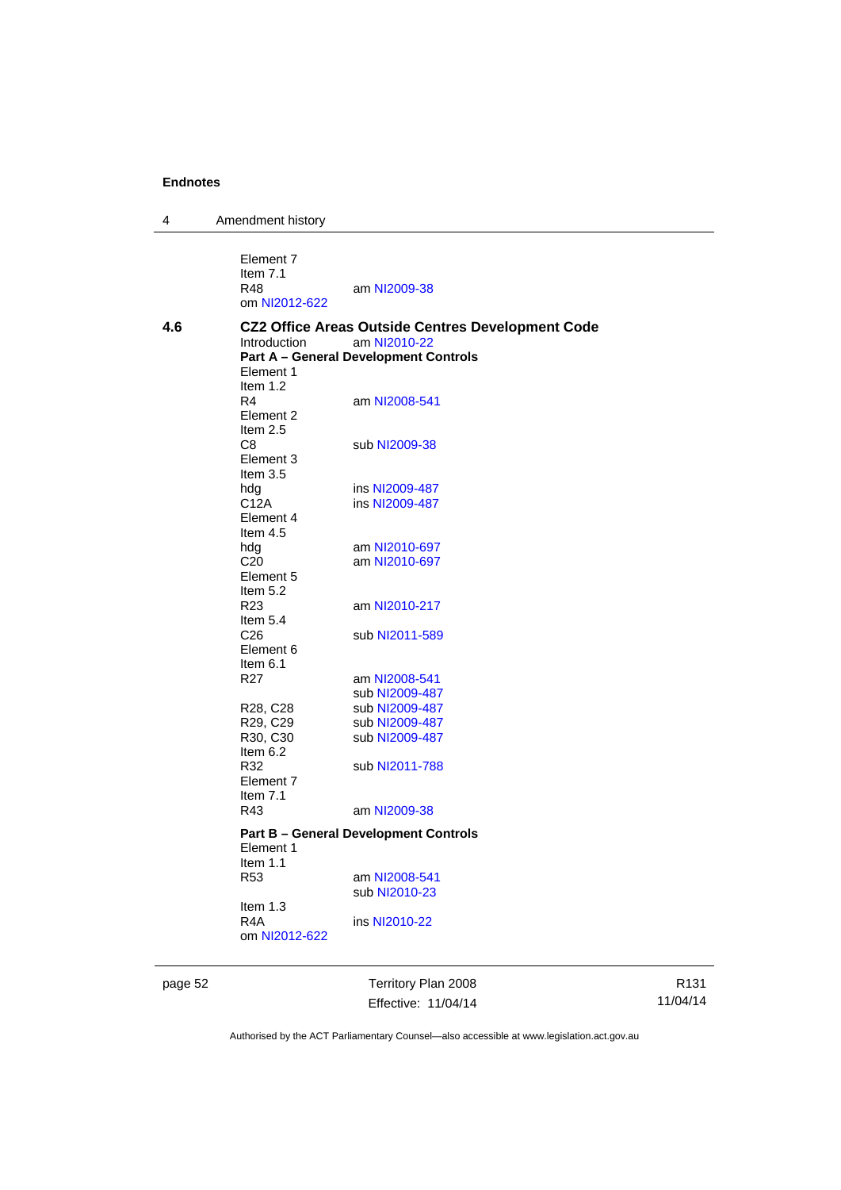Element 7
Item 7.1
R48 am NI2009-38
om NI2012-622

**4.6 CZ2 Office Areas Outside Centres Development Code**

Introduction am NI2010-22

**Part A – General Development Controls**

Element 1
Item 1.2
R4 am NI2008-541
Element 2
Item 2.5
C8 sub NI2009-38
Element 3
Item 3.5
hdg ins NI2009-487
C12A ins NI2009-487
Element 4
Item 4.5
hdg am NI2010-697
C20 am NI2010-697
Element 5
Item 5.2
R23 am NI2010-217
Item 5.4
C26 sub NI2011-589
Element 6
Item 6.1
R27 am NI2008-541
sub NI2009-487
R28, C28 sub NI2009-487
R29, C29 sub NI2009-487
R30, C30 sub NI2009-487
Item 6.2
R32 sub NI2011-788
Element 7
Item 7.1
R43 am NI2009-38

**Part B – General Development Controls**

Element 1
Item 1.1
R53 am NI2008-541
sub NI2010-23
Item 1.3
R4A ins NI2010-22
om NI2012-622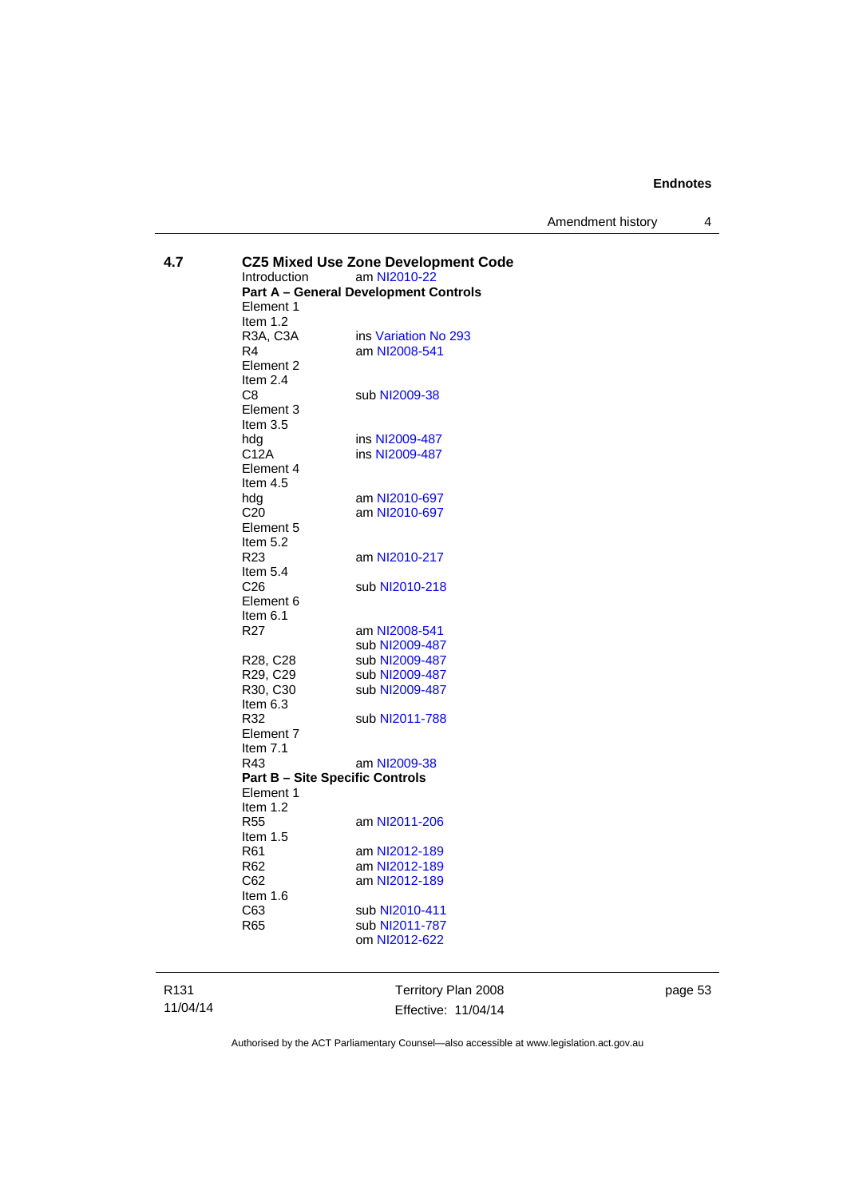## 4.7 CZ5 Mixed Use Zone Development Code

Introduction am NI2010-22

**Part A – General Development Controls**

Element 1

Item 1.2

R3A, C3A ins Variation No 293

R4 am NI2008-541

Element 2

Item 2.4

C8 sub NI2009-38

Element 3

Item 3.5

hdg ins NI2009-487

C12A ins NI2009-487

Element 4

Item 4.5

hdg am NI2010-697

C20 am NI2010-697

Element 5

Item 5.2

R23 am NI2010-217

Item 5.4

C26 sub NI2010-218

Element 6

Item 6.1

R27 am NI2008-541
sub NI2009-487

R28, C28 sub NI2009-487

R29, C29 sub NI2009-487

R30, C30 sub NI2009-487

Item 6.3

R32 sub NI2011-788

Element 7

Item 7.1

R43 am NI2009-38

**Part B – Site Specific Controls**

Element 1

Item 1.2

R55 am NI2011-206

Item 1.5

R61 am NI2012-189

R62 am NI2012-189

C62 am NI2012-189

Item 1.6

C63 sub NI2010-411

R65 sub NI2011-787
om NI2012-622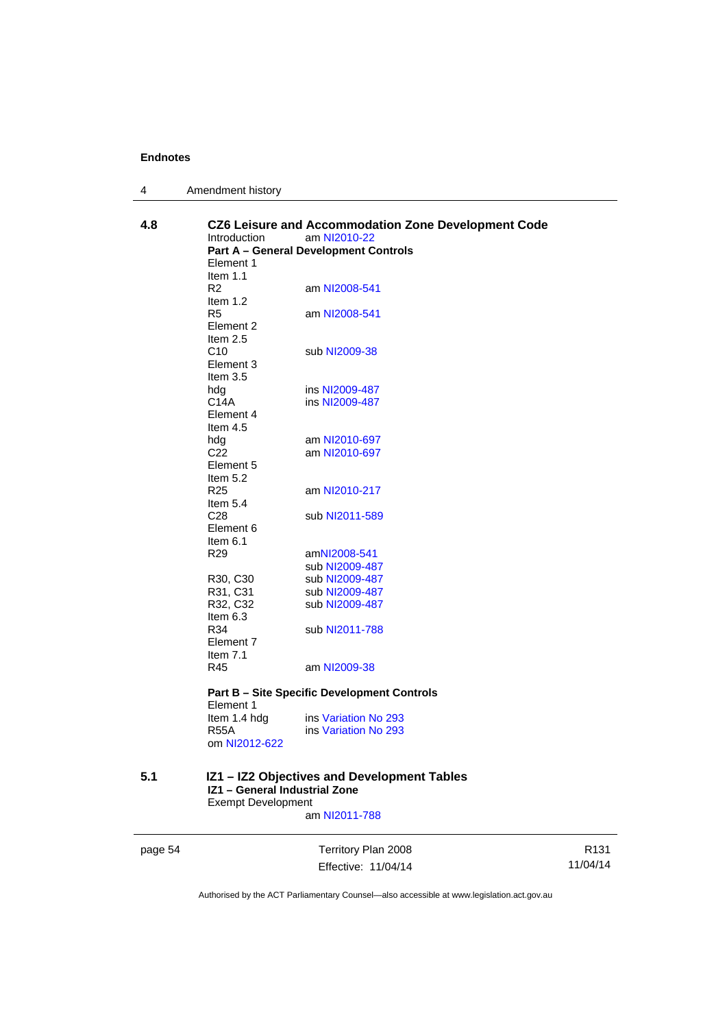## 4.8 CZ6 Leisure and Accommodation Zone Development Code

Introduction am NI2010-22

**Part A – General Development Controls**

Element 1
Item 1.1
R2 am NI2008-541
Item 1.2
R5 am NI2008-541
Element 2
Item 2.5
C10 sub NI2009-38
Element 3
Item 3.5
hdg ins NI2009-487
C14A ins NI2009-487
Element 4
Item 4.5
hdg am NI2010-697
C22 am NI2010-697
Element 5
Item 5.2
R25 am NI2010-217
Item 5.4
C28 sub NI2011-589
Element 6
Item 6.1
R29 amNI2008-541
sub NI2009-487
R30, C30 sub NI2009-487
R31, C31 sub NI2009-487
R32, C32 sub NI2009-487
Item 6.3
R34 sub NI2011-788
Element 7
Item 7.1
R45 am NI2009-38

**Part B – Site Specific Development Controls**

Element 1
Item 1.4 hdg ins Variation No 293
R55A ins Variation No 293
om NI2012-622

## 5.1 IZ1 – IZ2 Objectives and Development Tables

**IZ1 – General Industrial Zone**

Exempt Development
am NI2011-788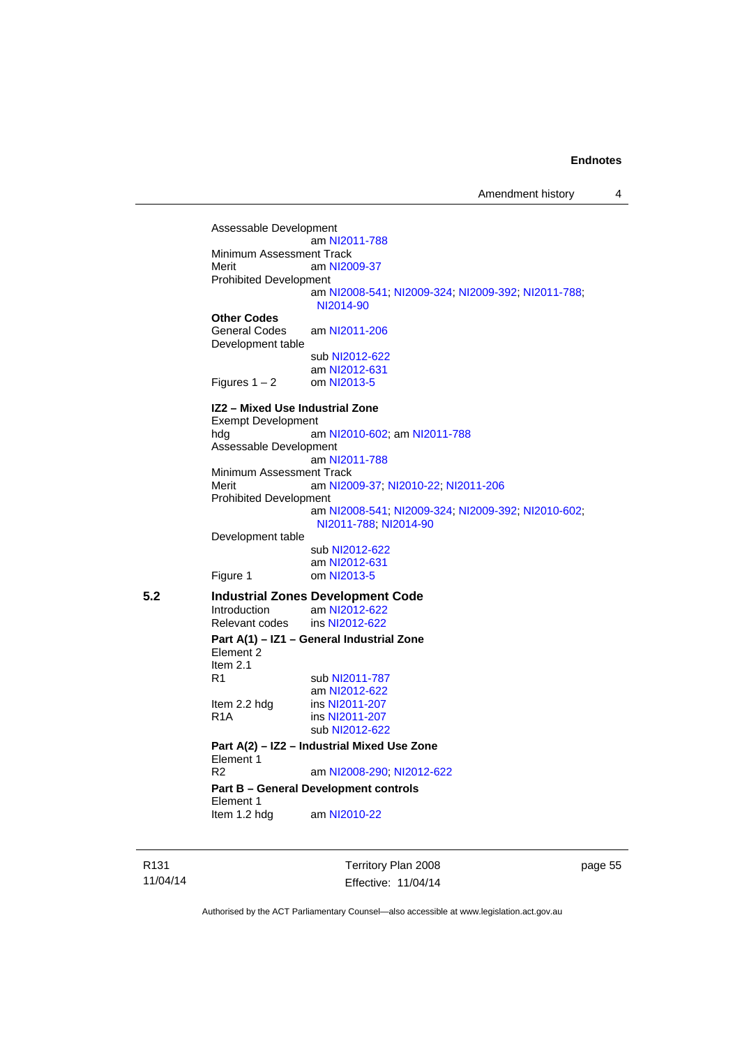Assessable Development
am NI2011-788

Minimum Assessment Track
Merit am NI2009-37

Prohibited Development
am NI2008-541; NI2009-324; NI2009-392; NI2011-788; NI2014-90

**Other Codes**

General Codes am NI2011-206

Development table
sub NI2012-622
am NI2012-631

Figures 1 – 2 om NI2013-5

**IZ2 – Mixed Use Industrial Zone**

Exempt Development
hdg am NI2010-602; am NI2011-788

Assessable Development
am NI2011-788

Minimum Assessment Track
Merit am NI2009-37; NI2010-22; NI2011-206

Prohibited Development
am NI2008-541; NI2009-324; NI2009-392; NI2010-602; NI2011-788; NI2014-90

Development table
sub NI2012-622
am NI2012-631

Figure 1 om NI2013-5

## 5.2 Industrial Zones Development Code

Introduction am NI2012-622
Relevant codes ins NI2012-622

**Part A(1) – IZ1 – General Industrial Zone**

Element 2
Item 2.1
R1 sub NI2011-787
am NI2012-622
Item 2.2 hdg ins NI2011-207
R1A ins NI2011-207
sub NI2012-622

**Part A(2) – IZ2 – Industrial Mixed Use Zone**

Element 1
R2 am NI2008-290; NI2012-622

**Part B – General Development controls**

Element 1
Item 1.2 hdg am NI2010-22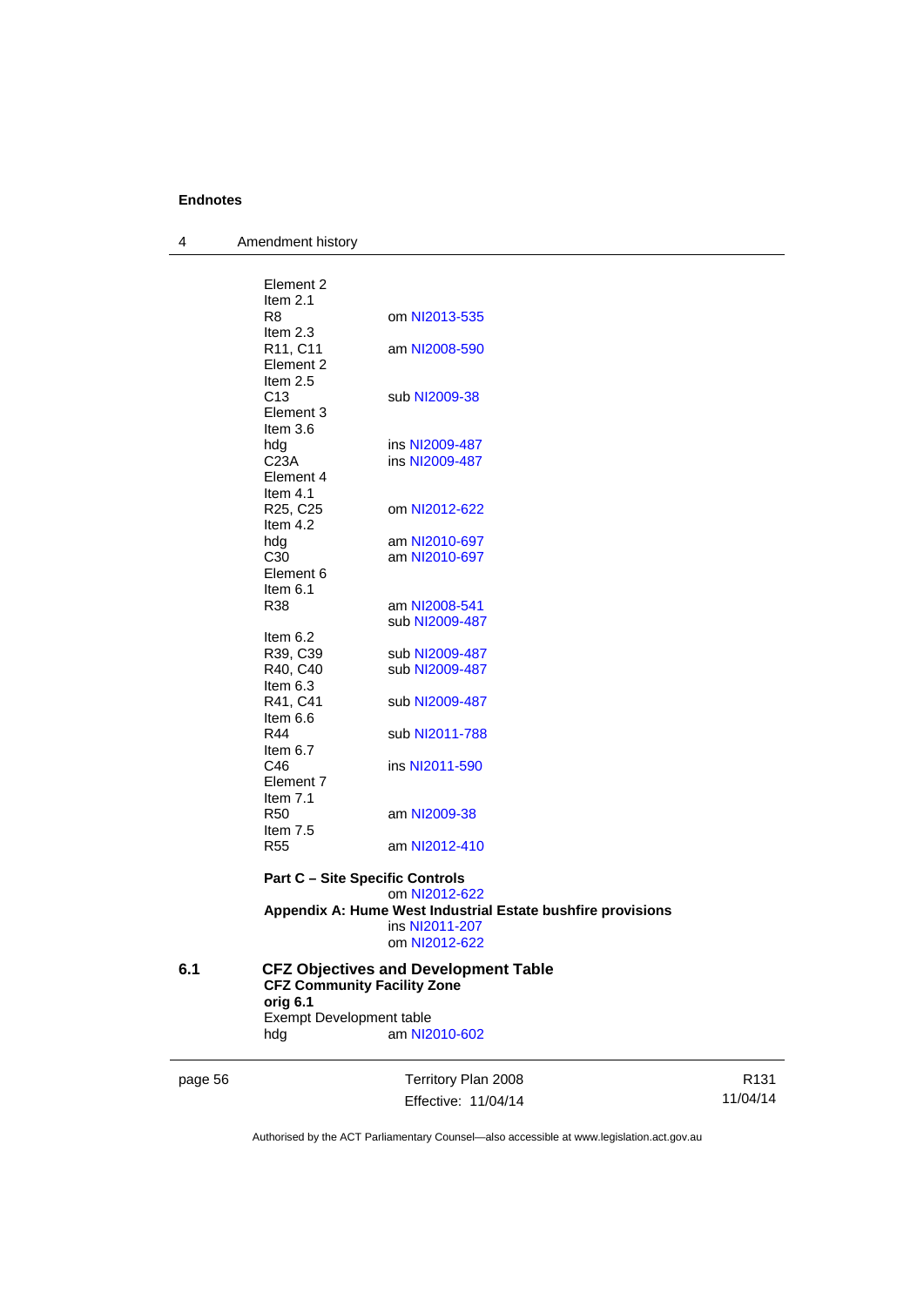Element 2
Item 2.1
R8 om NI2013-535
Item 2.3
R11, C11 am NI2008-590
Element 2
Item 2.5
C13 sub NI2009-38
Element 3
Item 3.6
hdg ins NI2009-487
C23A ins NI2009-487
Element 4
Item 4.1
R25, C25 om NI2012-622
Item 4.2
hdg am NI2010-697
C30 am NI2010-697
Element 6
Item 6.1
R38 am NI2008-541
sub NI2009-487
Item 6.2
R39, C39 sub NI2009-487
R40, C40 sub NI2009-487
Item 6.3
R41, C41 sub NI2009-487
Item 6.6
R44 sub NI2011-788
Item 6.7
C46 ins NI2011-590
Element 7
Item 7.1
R50 am NI2009-38
Item 7.5
R55 am NI2012-410

**Part C – Site Specific Controls**
om NI2012-622

**Appendix A: Hume West Industrial Estate bushfire provisions**
ins NI2011-207
om NI2012-622

## 6.1 CFZ Objectives and Development Table

**CFZ Community Facility Zone**

**orig 6.1**

Exempt Development table
hdg am NI2010-602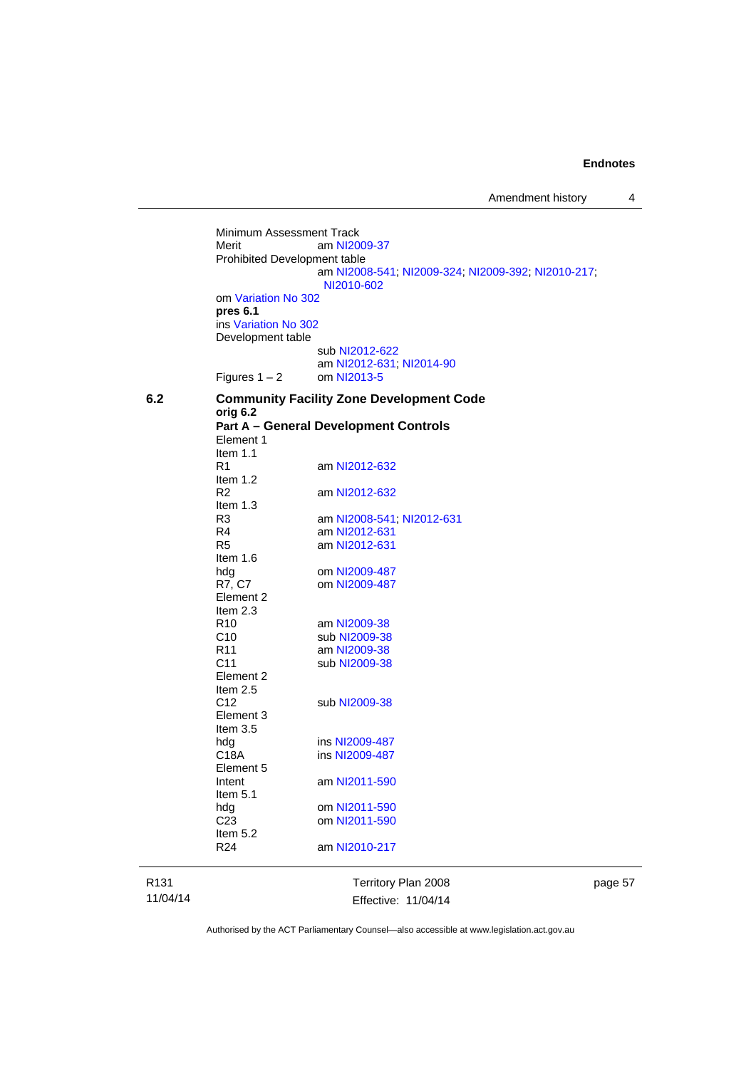Minimum Assessment Track
Merit am NI2009-37
Prohibited Development table
am NI2008-541; NI2009-324; NI2009-392; NI2010-217; NI2010-602
om Variation No 302
**pres 6.1**
ins Variation No 302
Development table
sub NI2012-622
am NI2012-631; NI2014-90
Figures 1 – 2 om NI2013-5

**6.2 Community Facility Zone Development Code**
**orig 6.2**
**Part A – General Development Controls**
Element 1
Item 1.1
R1 am NI2012-632
Item 1.2
R2 am NI2012-632
Item 1.3
R3 am NI2008-541; NI2012-631
R4 am NI2012-631
R5 am NI2012-631
Item 1.6
hdg om NI2009-487
R7, C7 om NI2009-487
Element 2
Item 2.3
R10 am NI2009-38
C10 sub NI2009-38
R11 am NI2009-38
C11 sub NI2009-38
Element 2
Item 2.5
C12 sub NI2009-38
Element 3
Item 3.5
hdg ins NI2009-487
C18A ins NI2009-487
Element 5
Intent am NI2011-590
Item 5.1
hdg om NI2011-590
C23 om NI2011-590
Item 5.2
R24 am NI2010-217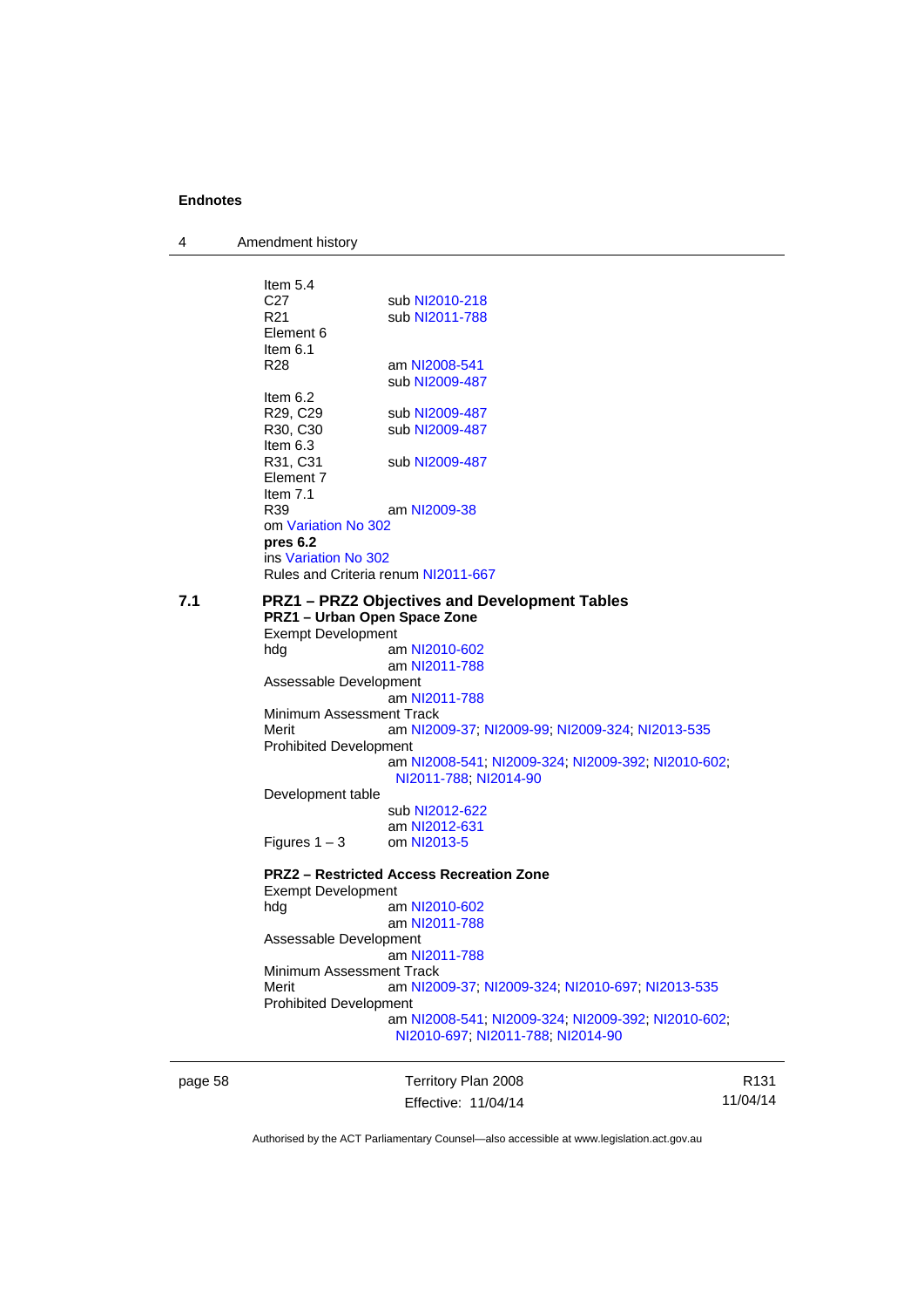Item 5.4

C27 sub NI2010-218

R21 sub NI2011-788

Element 6

Item 6.1

R28 am NI2008-541
sub NI2009-487

Item 6.2

R29, C29 sub NI2009-487

R30, C30 sub NI2009-487

Item 6.3

R31, C31 sub NI2009-487

Element 7

Item 7.1

R39 am NI2009-38

om Variation No 302

**pres 6.2**

ins Variation No 302

Rules and Criteria renum NI2011-667

## 7.1 PRZ1 – PRZ2 Objectives and Development Tables

**PRZ1 – Urban Open Space Zone**

Exempt Development

hdg am NI2010-602
am NI2011-788

Assessable Development

am NI2011-788

Minimum Assessment Track

Merit am NI2009-37; NI2009-99; NI2009-324; NI2013-535

Prohibited Development

am NI2008-541; NI2009-324; NI2009-392; NI2010-602; NI2011-788; NI2014-90

Development table

sub NI2012-622
am NI2012-631

Figures 1 – 3 om NI2013-5

**PRZ2 – Restricted Access Recreation Zone**

Exempt Development

hdg am NI2010-602
am NI2011-788

Assessable Development

am NI2011-788

Minimum Assessment Track

Merit am NI2009-37; NI2009-324; NI2010-697; NI2013-535

Prohibited Development

am NI2008-541; NI2009-324; NI2009-392; NI2010-602; NI2010-697; NI2011-788; NI2014-90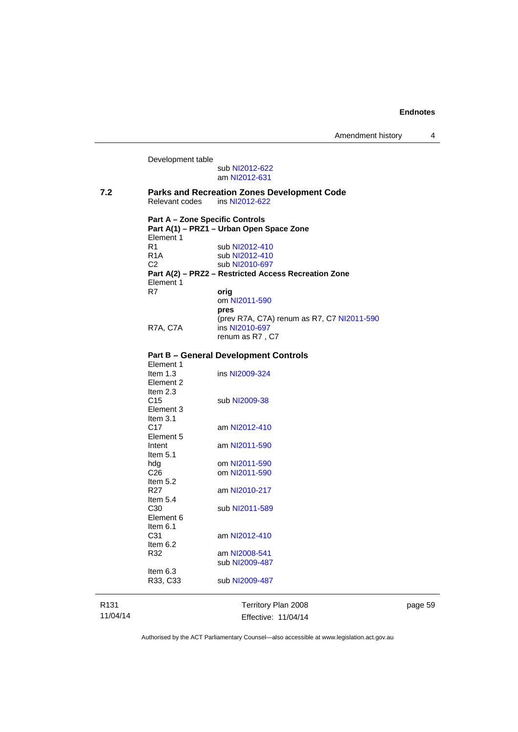Development table

sub NI2012-622
am NI2012-631

## 7.2 Parks and Recreation Zones Development Code

Relevant codes ins NI2012-622

**Part A – Zone Specific Controls**

**Part A(1) – PRZ1 – Urban Open Space Zone**

Element 1

| | |
|---|---|
| R1 | sub NI2012-410 |
| R1A | sub NI2012-410 |
| C2 | sub NI2010-697 |

**Part A(2) – PRZ2 – Restricted Access Recreation Zone**

Element 1

| | |
|---|---|
| R7 | **orig**<br>om NI2011-590<br>**pres**<br>(prev R7A, C7A) renum as R7, C7 NI2011-590 |
| R7A, C7A | ins NI2010-697<br>renum as R7 , C7 |

**Part B – General Development Controls**

| | |
|---|---|
| Element 1 | |
| Item 1.3 | ins NI2009-324 |
| Element 2 | |
| Item 2.3 | |
| C15 | sub NI2009-38 |
| Element 3 | |
| Item 3.1 | |
| C17 | am NI2012-410 |
| Element 5 | |
| Intent | am NI2011-590 |
| Item 5.1 | |
| hdg | om NI2011-590 |
| C26 | om NI2011-590 |
| Item 5.2 | |
| R27 | am NI2010-217 |
| Item 5.4 | |
| C30 | sub NI2011-589 |
| Element 6 | |
| Item 6.1 | |
| C31 | am NI2012-410 |
| Item 6.2 | |
| R32 | am NI2008-541<br>sub NI2009-487 |
| Item 6.3 | |
| R33, C33 | sub NI2009-487 |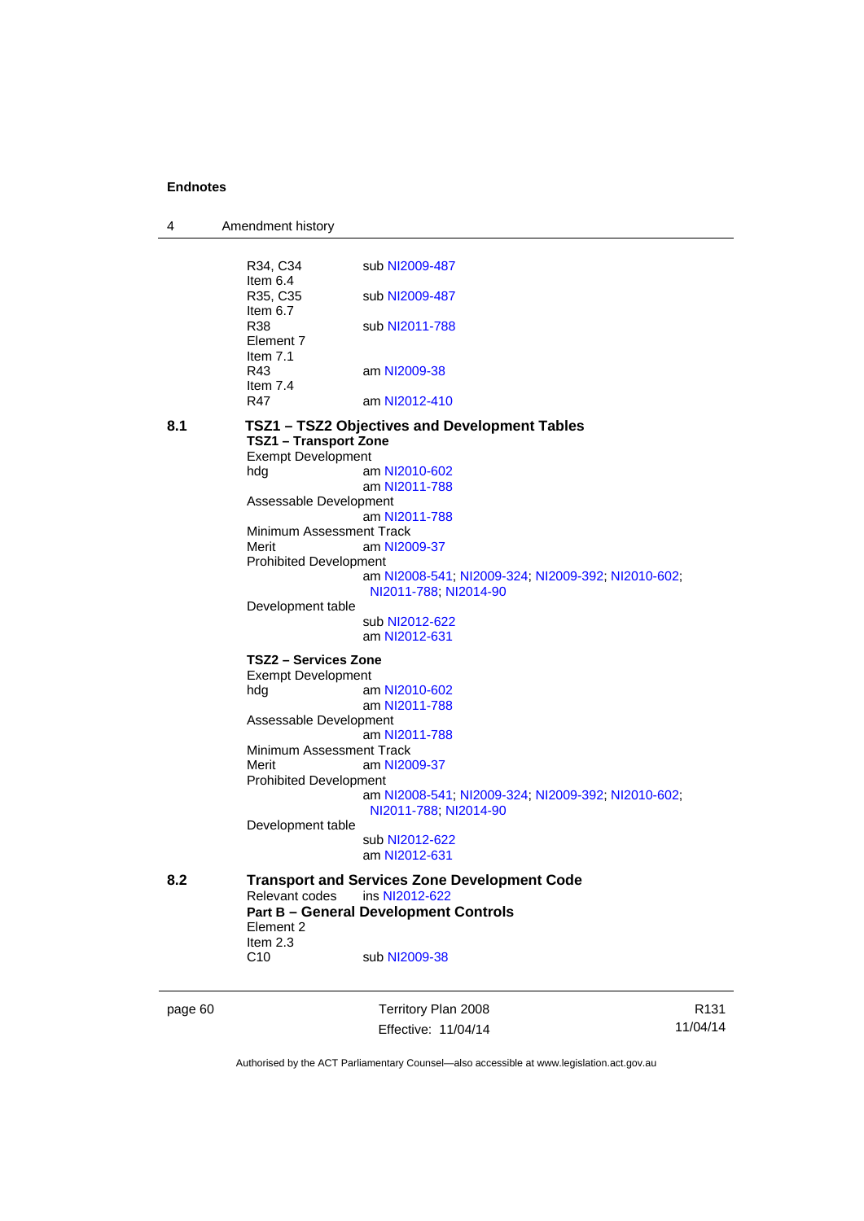R34, C34 sub NI2009-487
Item 6.4
R35, C35 sub NI2009-487
Item 6.7
R38 sub NI2011-788
Element 7
Item 7.1
R43 am NI2009-38
Item 7.4
R47 am NI2012-410

**8.1 TSZ1 – TSZ2 Objectives and Development Tables**

**TSZ1 – Transport Zone**

Exempt Development
hdg am NI2010-602
am NI2011-788
Assessable Development
am NI2011-788
Minimum Assessment Track
Merit am NI2009-37
Prohibited Development
am NI2008-541; NI2009-324; NI2009-392; NI2010-602; NI2011-788; NI2014-90
Development table
sub NI2012-622
am NI2012-631

**TSZ2 – Services Zone**

Exempt Development
hdg am NI2010-602
am NI2011-788
Assessable Development
am NI2011-788
Minimum Assessment Track
Merit am NI2009-37
Prohibited Development
am NI2008-541; NI2009-324; NI2009-392; NI2010-602; NI2011-788; NI2014-90
Development table
sub NI2012-622
am NI2012-631

**8.2 Transport and Services Zone Development Code**

Relevant codes ins NI2012-622

**Part B – General Development Controls**

Element 2
Item 2.3
C10 sub NI2009-38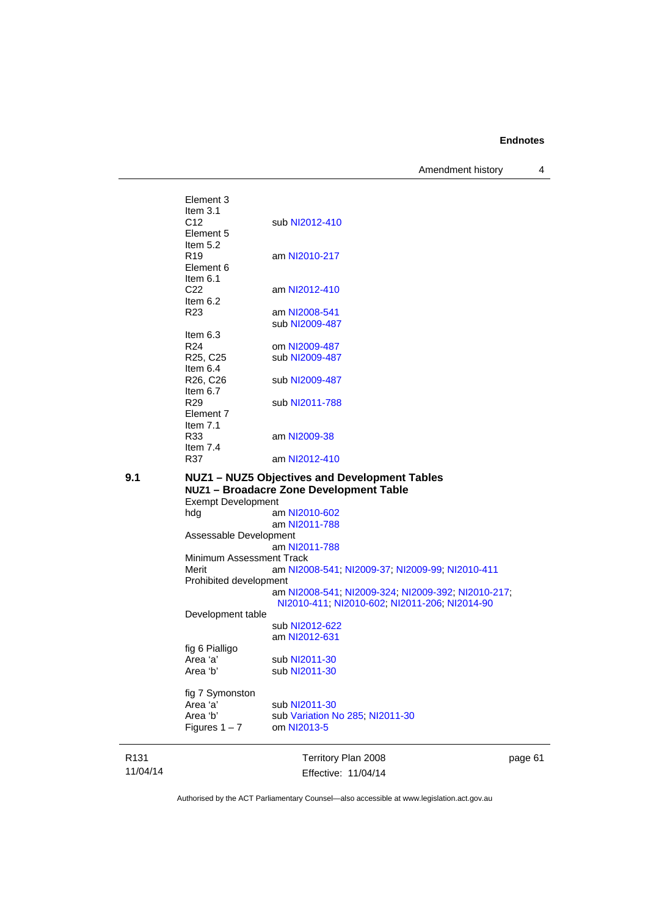Element 3

Item 3.1

| | |
|---|---|
| C12 | sub NI2012-410 |

Element 5

Item 5.2

| | |
|---|---|
| R19 | am NI2010-217 |

Element 6

Item 6.1

| | |
|---|---|
| C22 | am NI2012-410 |

Item 6.2

| | |
|---|---|
| R23 | am NI2008-541 |
| | sub NI2009-487 |

Item 6.3

| | |
|---|---|
| R24 | om NI2009-487 |
| R25, C25 | sub NI2009-487 |

Item 6.4

| | |
|---|---|
| R26, C26 | sub NI2009-487 |

Item 6.7

| | |
|---|---|
| R29 | sub NI2011-788 |

Element 7

Item 7.1

| | |
|---|---|
| R33 | am NI2009-38 |

Item 7.4

| | |
|---|---|
| R37 | am NI2012-410 |

**9.1 NUZ1 – NUZ5 Objectives and Development Tables**

**NUZ1 – Broadacre Zone Development Table**

Exempt Development

| | |
|---|---|
| hdg | am NI2010-602 |
| | am NI2011-788 |

Assessable Development

am NI2011-788

Minimum Assessment Track

| | |
|---|---|
| Merit | am NI2008-541; NI2009-37; NI2009-99; NI2010-411 |

Prohibited development

am NI2008-541; NI2009-324; NI2009-392; NI2010-217; NI2010-411; NI2010-602; NI2011-206; NI2014-90

Development table

sub NI2012-622

am NI2012-631

fig 6 Pialligo

| | |
|---|---|
| Area ‘a’ | sub NI2011-30 |
| Area ‘b’ | sub NI2011-30 |

fig 7 Symonston

| | |
|---|---|
| Area ‘a’ | sub NI2011-30 |
| Area ‘b’ | sub Variation No 285; NI2011-30 |
| Figures 1 – 7 | om NI2013-5 |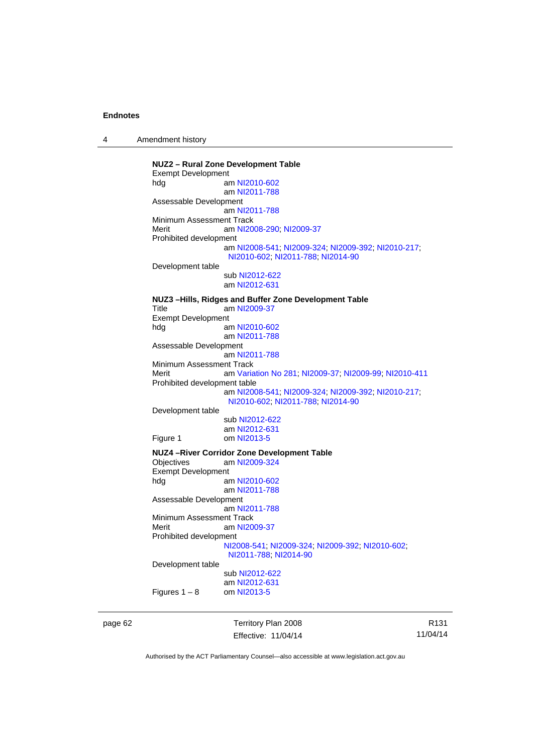**NUZ2 – Rural Zone Development Table**

Exempt Development

hdg — am NI2010-602
am NI2011-788

Assessable Development

am NI2011-788

Minimum Assessment Track

Merit — am NI2008-290; NI2009-37

Prohibited development

am NI2008-541; NI2009-324; NI2009-392; NI2010-217; NI2010-602; NI2011-788; NI2014-90

Development table

sub NI2012-622
am NI2012-631

**NUZ3 –Hills, Ridges and Buffer Zone Development Table**

Title — am NI2009-37

Exempt Development

hdg — am NI2010-602
am NI2011-788

Assessable Development

am NI2011-788

Minimum Assessment Track

Merit — am Variation No 281; NI2009-37; NI2009-99; NI2010-411

Prohibited development table

am NI2008-541; NI2009-324; NI2009-392; NI2010-217; NI2010-602; NI2011-788; NI2014-90

Development table

sub NI2012-622
am NI2012-631

Figure 1 — om NI2013-5

**NUZ4 –River Corridor Zone Development Table**

Objectives — am NI2009-324

Exempt Development

hdg — am NI2010-602
am NI2011-788

Assessable Development

am NI2011-788

Minimum Assessment Track

Merit — am NI2009-37

Prohibited development

NI2008-541; NI2009-324; NI2009-392; NI2010-602; NI2011-788; NI2014-90

Development table

sub NI2012-622
am NI2012-631

Figures 1 – 8 — om NI2013-5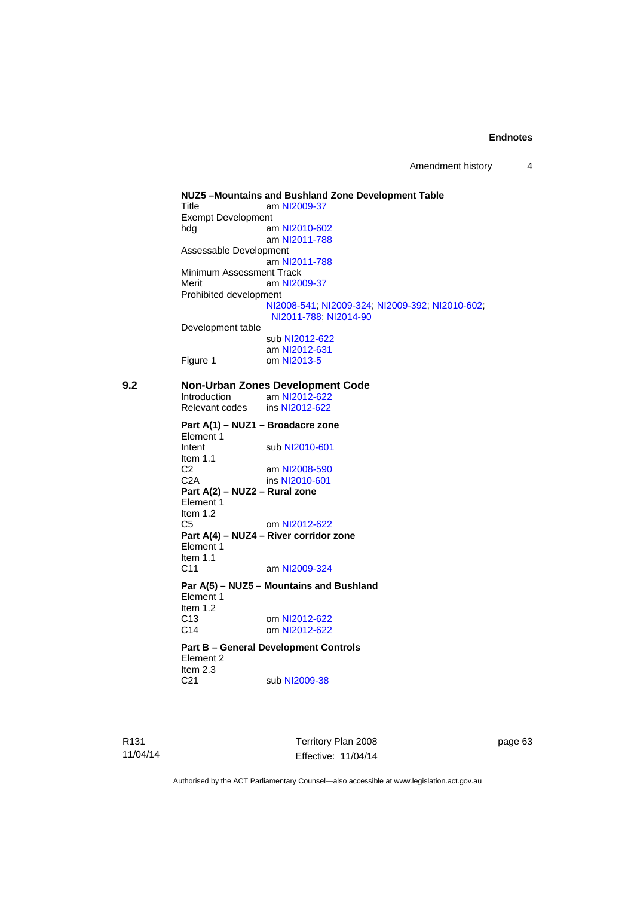**NUZ5 –Mountains and Bushland Zone Development Table**

Title am NI2009-37

Exempt Development

hdg am NI2010-602
 am NI2011-788

Assessable Development

 am NI2011-788

Minimum Assessment Track

Merit am NI2009-37

Prohibited development

 NI2008-541; NI2009-324; NI2009-392; NI2010-602; NI2011-788; NI2014-90

Development table

 sub NI2012-622
 am NI2012-631

Figure 1 om NI2013-5

## 9.2 Non-Urban Zones Development Code

Introduction am NI2012-622

Relevant codes ins NI2012-622

**Part A(1) – NUZ1 – Broadacre zone**

Element 1

Intent sub NI2010-601

Item 1.1

C2 am NI2008-590

C2A ins NI2010-601

**Part A(2) – NUZ2 – Rural zone**

Element 1

Item 1.2

C5 om NI2012-622

**Part A(4) – NUZ4 – River corridor zone**

Element 1

Item 1.1

C11 am NI2009-324

**Par A(5) – NUZ5 – Mountains and Bushland**

Element 1

Item 1.2

C13 om NI2012-622

C14 om NI2012-622

**Part B – General Development Controls**

Element 2

Item 2.3

C21 sub NI2009-38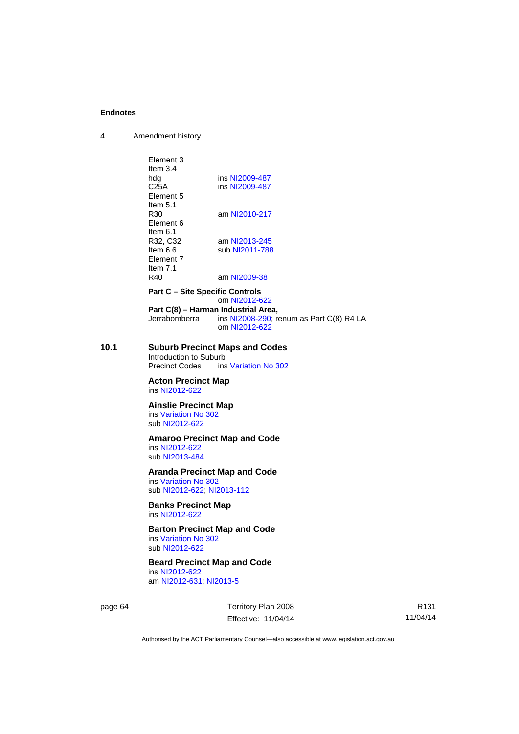Element 3
Item 3.4
hdg ins NI2009-487
C25A ins NI2009-487
Element 5
Item 5.1
R30 am NI2010-217
Element 6
Item 6.1
R32, C32 am NI2013-245
Item 6.6 sub NI2011-788
Element 7
Item 7.1
R40 am NI2009-38

**Part C – Site Specific Controls**
om NI2012-622

**Part C(8) – Harman Industrial Area,**
Jerrabomberra ins NI2008-290; renum as Part C(8) R4 LA
om NI2012-622

## 10.1 Suburb Precinct Maps and Codes

Introduction to Suburb
Precinct Codes ins Variation No 302

**Acton Precinct Map**
ins NI2012-622

**Ainslie Precinct Map**
ins Variation No 302
sub NI2012-622

**Amaroo Precinct Map and Code**
ins NI2012-622
sub NI2013-484

**Aranda Precinct Map and Code**
ins Variation No 302
sub NI2012-622; NI2013-112

**Banks Precinct Map**
ins NI2012-622

**Barton Precinct Map and Code**
ins Variation No 302
sub NI2012-622

**Beard Precinct Map and Code**
ins NI2012-622
am NI2012-631; NI2013-5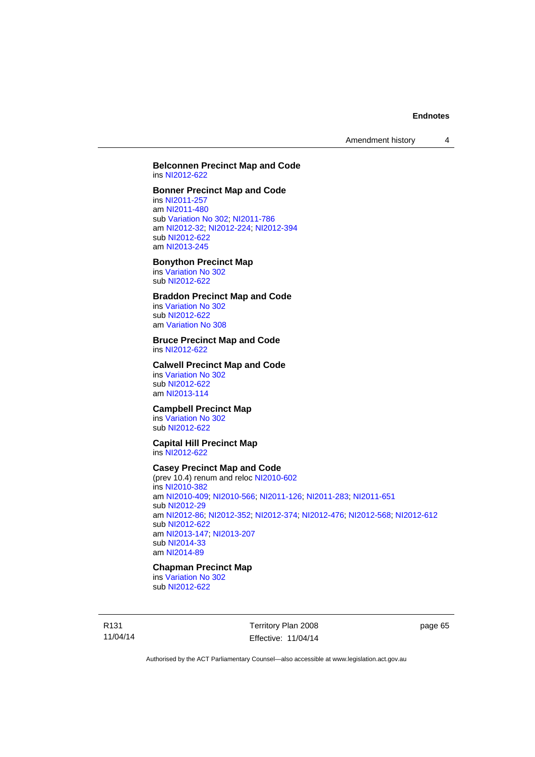**Belconnen Precinct Map and Code**
ins NI2012-622

**Bonner Precinct Map and Code**
ins NI2011-257
am NI2011-480
sub Variation No 302; NI2011-786
am NI2012-32; NI2012-224; NI2012-394
sub NI2012-622
am NI2013-245

**Bonython Precinct Map**
ins Variation No 302
sub NI2012-622

**Braddon Precinct Map and Code**
ins Variation No 302
sub NI2012-622
am Variation No 308

**Bruce Precinct Map and Code**
ins NI2012-622

**Calwell Precinct Map and Code**
ins Variation No 302
sub NI2012-622
am NI2013-114

**Campbell Precinct Map**
ins Variation No 302
sub NI2012-622

**Capital Hill Precinct Map**
ins NI2012-622

**Casey Precinct Map and Code**
(prev 10.4) renum and reloc NI2010-602
ins NI2010-382
am NI2010-409; NI2010-566; NI2011-126; NI2011-283; NI2011-651
sub NI2012-29
am NI2012-86; NI2012-352; NI2012-374; NI2012-476; NI2012-568; NI2012-612
sub NI2012-622
am NI2013-147; NI2013-207
sub NI2014-33
am NI2014-89

**Chapman Precinct Map**
ins Variation No 302
sub NI2012-622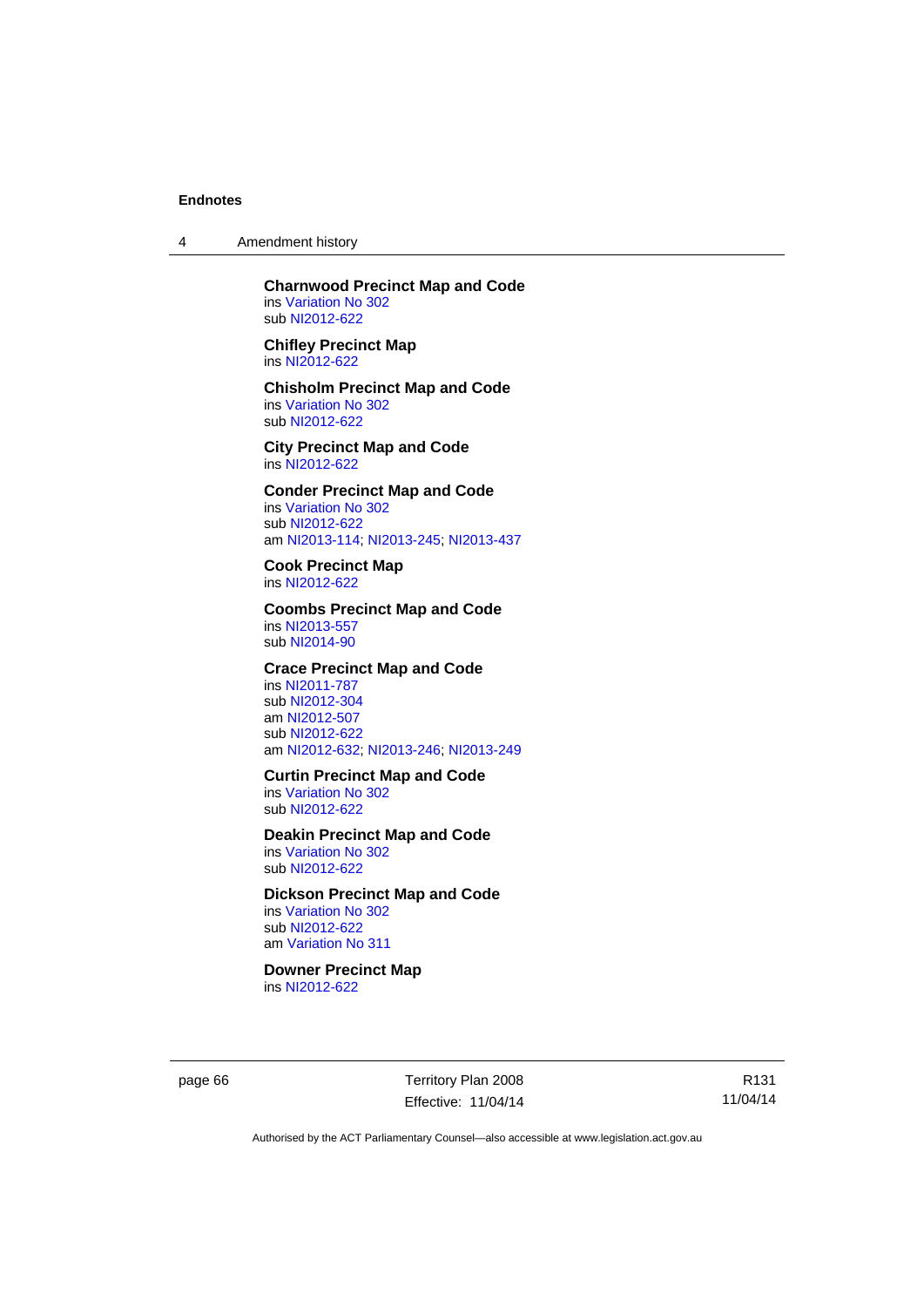**Charnwood Precinct Map and Code**
ins Variation No 302
sub NI2012-622

**Chifley Precinct Map**
ins NI2012-622

**Chisholm Precinct Map and Code**
ins Variation No 302
sub NI2012-622

**City Precinct Map and Code**
ins NI2012-622

**Conder Precinct Map and Code**
ins Variation No 302
sub NI2012-622
am NI2013-114; NI2013-245; NI2013-437

**Cook Precinct Map**
ins NI2012-622

**Coombs Precinct Map and Code**
ins NI2013-557
sub NI2014-90

**Crace Precinct Map and Code**
ins NI2011-787
sub NI2012-304
am NI2012-507
sub NI2012-622
am NI2012-632; NI2013-246; NI2013-249

**Curtin Precinct Map and Code**
ins Variation No 302
sub NI2012-622

**Deakin Precinct Map and Code**
ins Variation No 302
sub NI2012-622

**Dickson Precinct Map and Code**
ins Variation No 302
sub NI2012-622
am Variation No 311

**Downer Precinct Map**
ins NI2012-622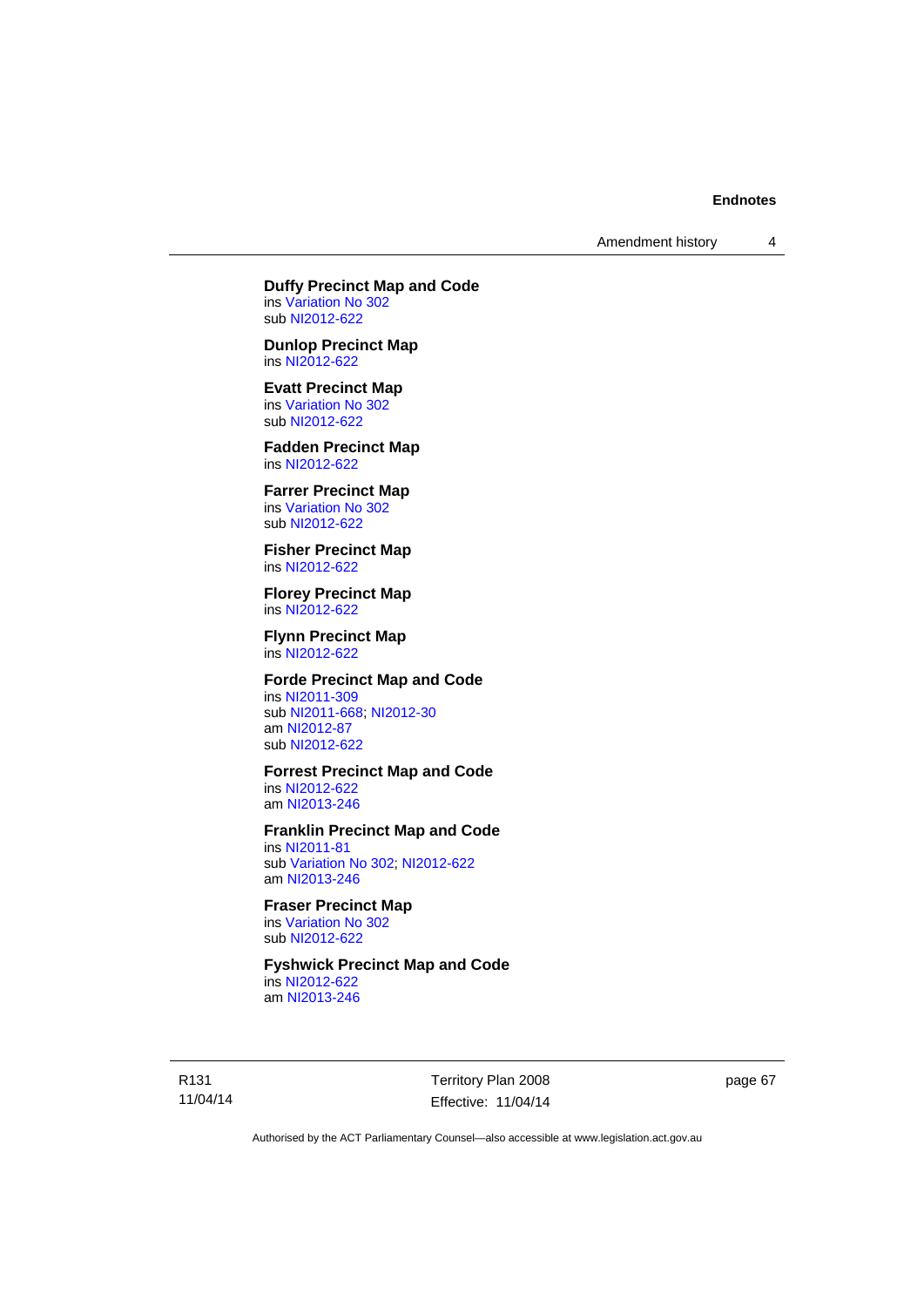**Duffy Precinct Map and Code**
ins Variation No 302
sub NI2012-622

**Dunlop Precinct Map**
ins NI2012-622

**Evatt Precinct Map**
ins Variation No 302
sub NI2012-622

**Fadden Precinct Map**
ins NI2012-622

**Farrer Precinct Map**
ins Variation No 302
sub NI2012-622

**Fisher Precinct Map**
ins NI2012-622

**Florey Precinct Map**
ins NI2012-622

**Flynn Precinct Map**
ins NI2012-622

**Forde Precinct Map and Code**
ins NI2011-309
sub NI2011-668; NI2012-30
am NI2012-87
sub NI2012-622

**Forrest Precinct Map and Code**
ins NI2012-622
am NI2013-246

**Franklin Precinct Map and Code**
ins NI2011-81
sub Variation No 302; NI2012-622
am NI2013-246

**Fraser Precinct Map**
ins Variation No 302
sub NI2012-622

**Fyshwick Precinct Map and Code**
ins NI2012-622
am NI2013-246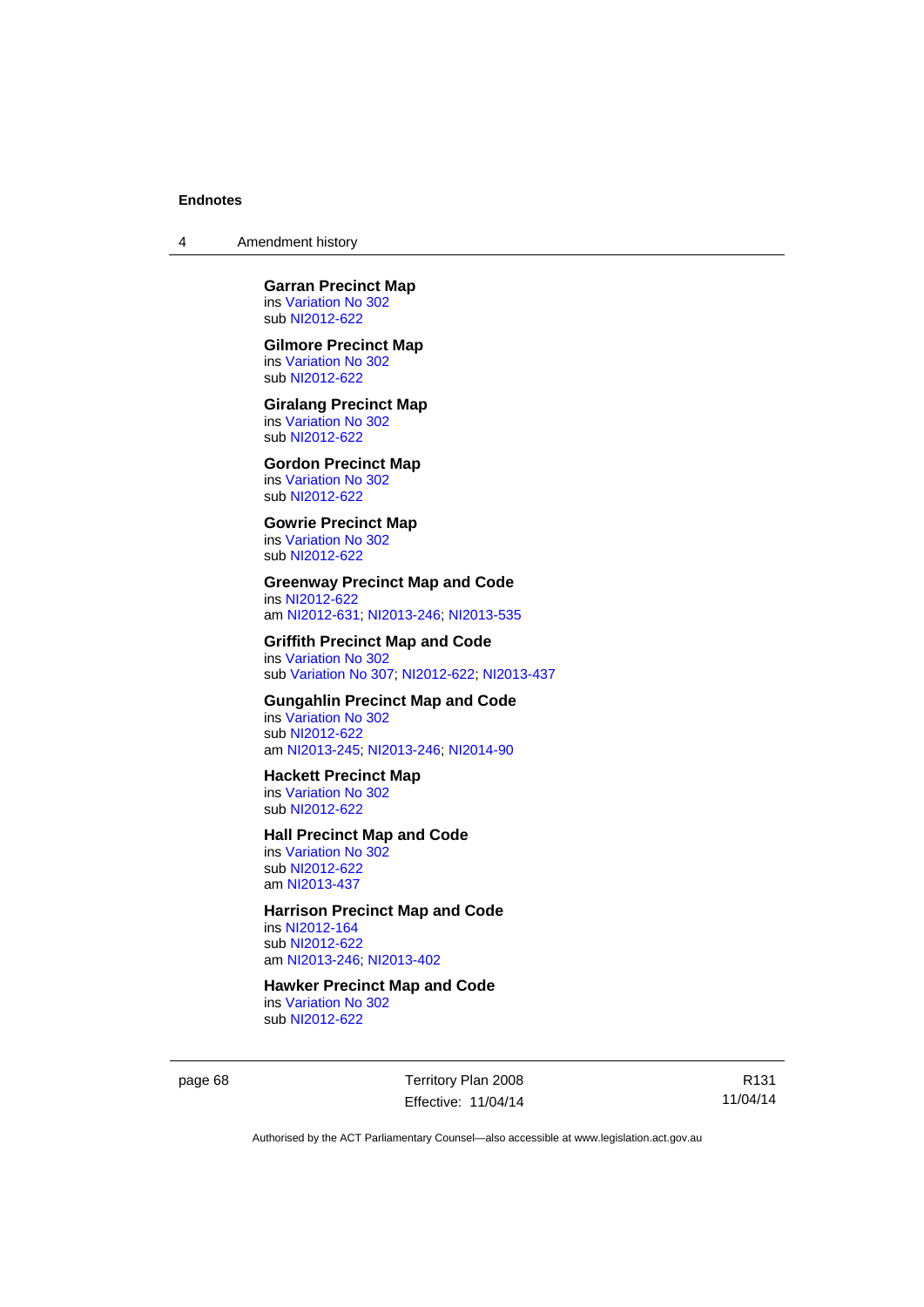**Garran Precinct Map**
ins Variation No 302
sub NI2012-622

**Gilmore Precinct Map**
ins Variation No 302
sub NI2012-622

**Giralang Precinct Map**
ins Variation No 302
sub NI2012-622

**Gordon Precinct Map**
ins Variation No 302
sub NI2012-622

**Gowrie Precinct Map**
ins Variation No 302
sub NI2012-622

**Greenway Precinct Map and Code**
ins NI2012-622
am NI2012-631; NI2013-246; NI2013-535

**Griffith Precinct Map and Code**
ins Variation No 302
sub Variation No 307; NI2012-622; NI2013-437

**Gungahlin Precinct Map and Code**
ins Variation No 302
sub NI2012-622
am NI2013-245; NI2013-246; NI2014-90

**Hackett Precinct Map**
ins Variation No 302
sub NI2012-622

**Hall Precinct Map and Code**
ins Variation No 302
sub NI2012-622
am NI2013-437

**Harrison Precinct Map and Code**
ins NI2012-164
sub NI2012-622
am NI2013-246; NI2013-402

**Hawker Precinct Map and Code**
ins Variation No 302
sub NI2012-622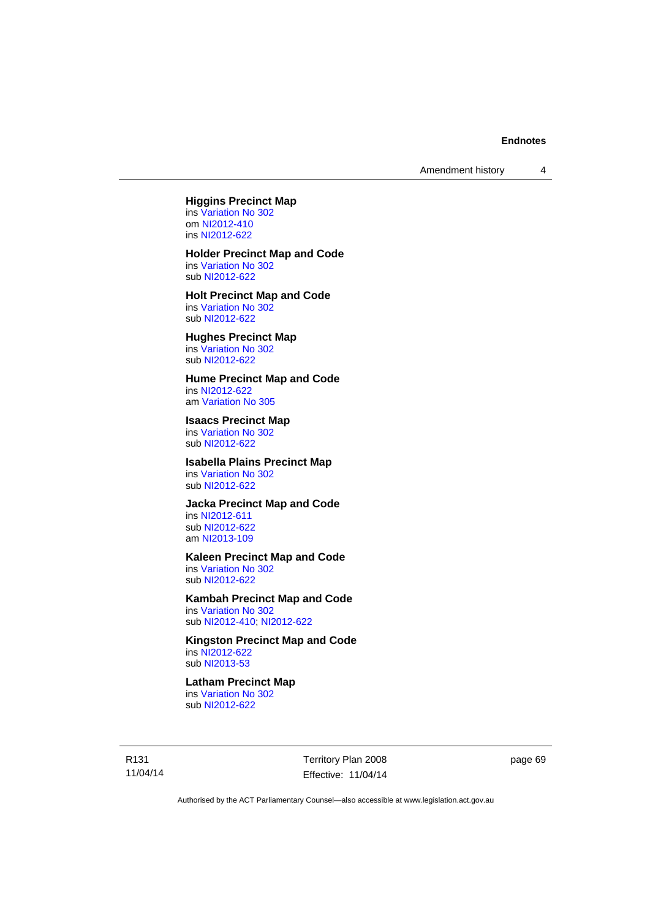**Higgins Precinct Map**
ins Variation No 302
om NI2012-410
ins NI2012-622

**Holder Precinct Map and Code**
ins Variation No 302
sub NI2012-622

**Holt Precinct Map and Code**
ins Variation No 302
sub NI2012-622

**Hughes Precinct Map**
ins Variation No 302
sub NI2012-622

**Hume Precinct Map and Code**
ins NI2012-622
am Variation No 305

**Isaacs Precinct Map**
ins Variation No 302
sub NI2012-622

**Isabella Plains Precinct Map**
ins Variation No 302
sub NI2012-622

**Jacka Precinct Map and Code**
ins NI2012-611
sub NI2012-622
am NI2013-109

**Kaleen Precinct Map and Code**
ins Variation No 302
sub NI2012-622

**Kambah Precinct Map and Code**
ins Variation No 302
sub NI2012-410; NI2012-622

**Kingston Precinct Map and Code**
ins NI2012-622
sub NI2013-53

**Latham Precinct Map**
ins Variation No 302
sub NI2012-622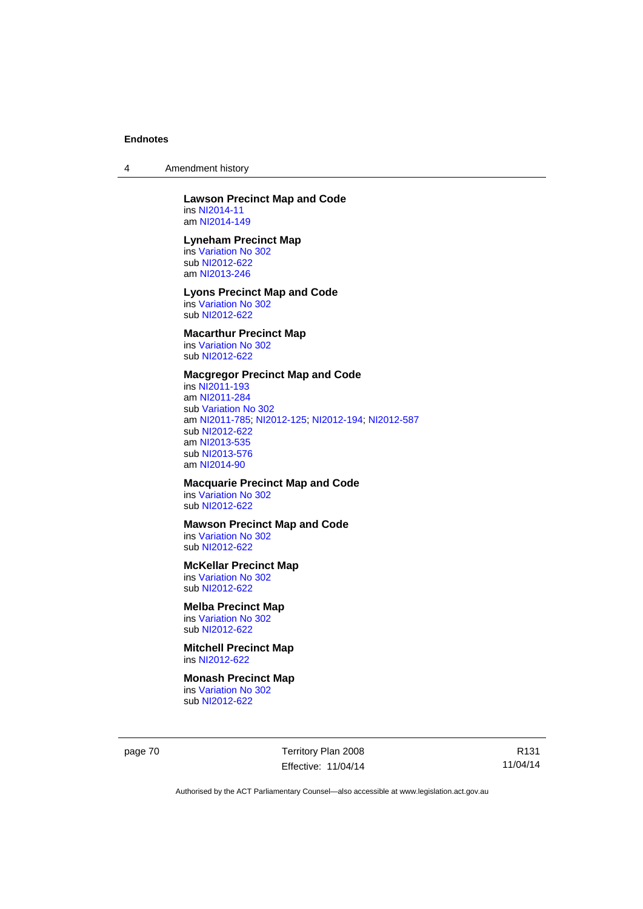**Lawson Precinct Map and Code**
ins NI2014-11
am NI2014-149

**Lyneham Precinct Map**
ins Variation No 302
sub NI2012-622
am NI2013-246

**Lyons Precinct Map and Code**
ins Variation No 302
sub NI2012-622

**Macarthur Precinct Map**
ins Variation No 302
sub NI2012-622

**Macgregor Precinct Map and Code**
ins NI2011-193
am NI2011-284
sub Variation No 302
am NI2011-785; NI2012-125; NI2012-194; NI2012-587
sub NI2012-622
am NI2013-535
sub NI2013-576
am NI2014-90

**Macquarie Precinct Map and Code**
ins Variation No 302
sub NI2012-622

**Mawson Precinct Map and Code**
ins Variation No 302
sub NI2012-622

**McKellar Precinct Map**
ins Variation No 302
sub NI2012-622

**Melba Precinct Map**
ins Variation No 302
sub NI2012-622

**Mitchell Precinct Map**
ins NI2012-622

**Monash Precinct Map**
ins Variation No 302
sub NI2012-622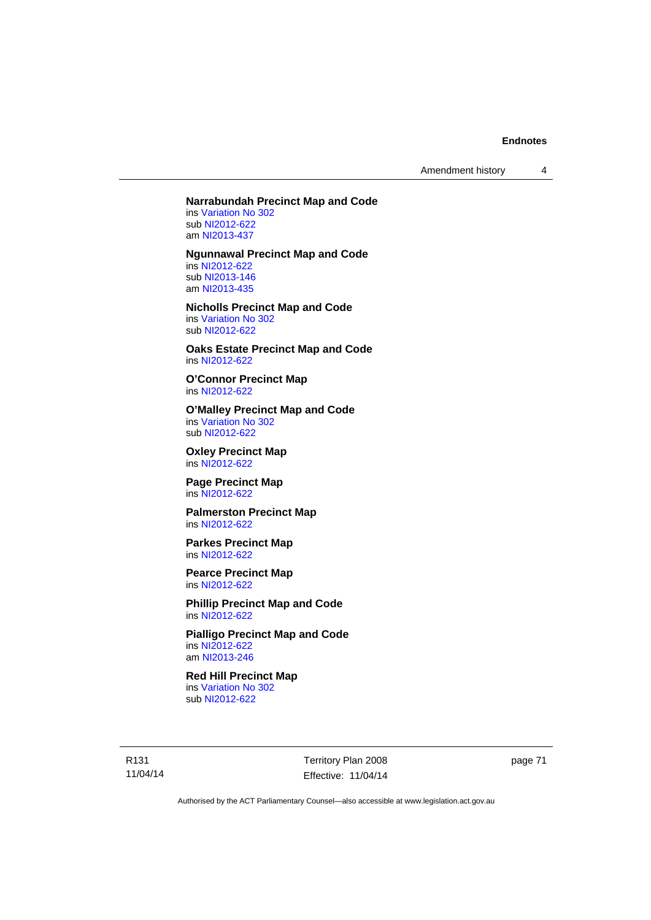**Narrabundah Precinct Map and Code**
ins Variation No 302
sub NI2012-622
am NI2013-437

**Ngunnawal Precinct Map and Code**
ins NI2012-622
sub NI2013-146
am NI2013-435

**Nicholls Precinct Map and Code**
ins Variation No 302
sub NI2012-622

**Oaks Estate Precinct Map and Code**
ins NI2012-622

**O'Connor Precinct Map**
ins NI2012-622

**O'Malley Precinct Map and Code**
ins Variation No 302
sub NI2012-622

**Oxley Precinct Map**
ins NI2012-622

**Page Precinct Map**
ins NI2012-622

**Palmerston Precinct Map**
ins NI2012-622

**Parkes Precinct Map**
ins NI2012-622

**Pearce Precinct Map**
ins NI2012-622

**Phillip Precinct Map and Code**
ins NI2012-622

**Pialligo Precinct Map and Code**
ins NI2012-622
am NI2013-246

**Red Hill Precinct Map**
ins Variation No 302
sub NI2012-622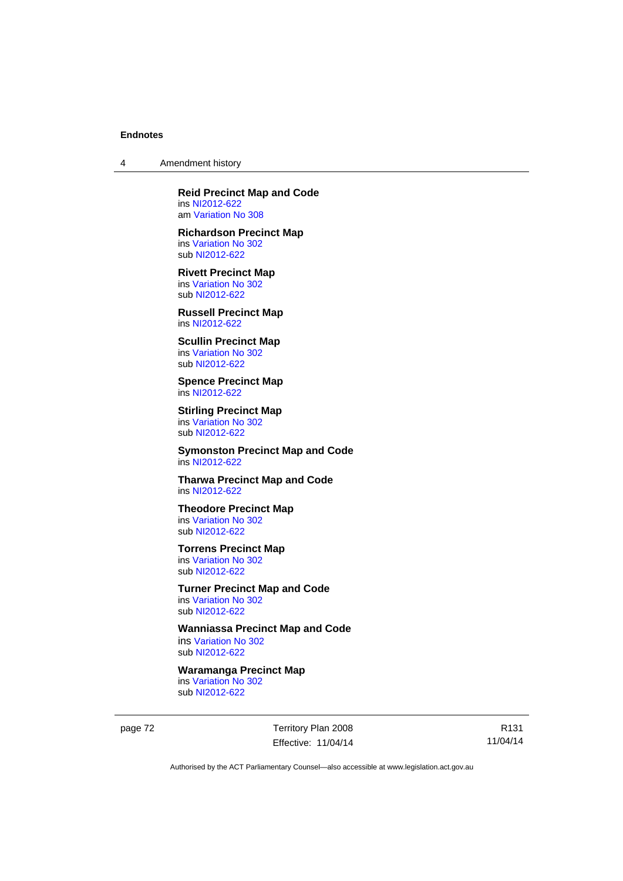**Reid Precinct Map and Code**
ins NI2012-622
am Variation No 308

**Richardson Precinct Map**
ins Variation No 302
sub NI2012-622

**Rivett Precinct Map**
ins Variation No 302
sub NI2012-622

**Russell Precinct Map**
ins NI2012-622

**Scullin Precinct Map**
ins Variation No 302
sub NI2012-622

**Spence Precinct Map**
ins NI2012-622

**Stirling Precinct Map**
ins Variation No 302
sub NI2012-622

**Symonston Precinct Map and Code**
ins NI2012-622

**Tharwa Precinct Map and Code**
ins NI2012-622

**Theodore Precinct Map**
ins Variation No 302
sub NI2012-622

**Torrens Precinct Map**
ins Variation No 302
sub NI2012-622

**Turner Precinct Map and Code**
ins Variation No 302
sub NI2012-622

**Wanniassa Precinct Map and Code**
ins Variation No 302
sub NI2012-622

**Waramanga Precinct Map**
ins Variation No 302
sub NI2012-622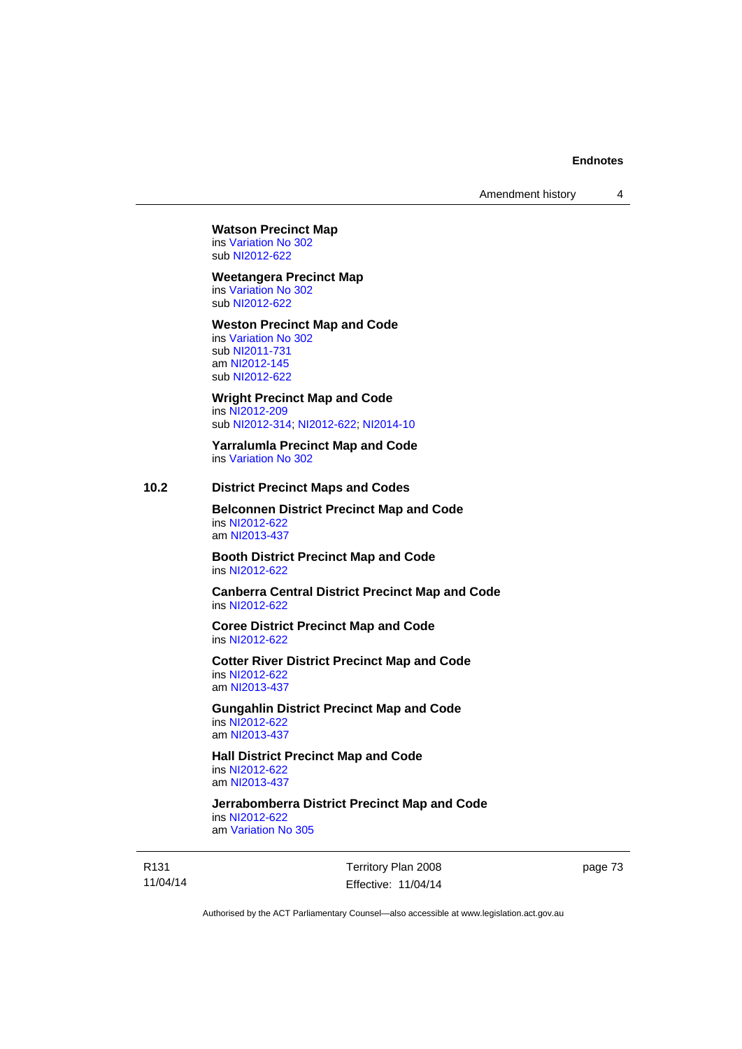**Watson Precinct Map**
ins Variation No 302
sub NI2012-622

**Weetangera Precinct Map**
ins Variation No 302
sub NI2012-622

**Weston Precinct Map and Code**
ins Variation No 302
sub NI2011-731
am NI2012-145
sub NI2012-622

**Wright Precinct Map and Code**
ins NI2012-209
sub NI2012-314; NI2012-622; NI2014-10

**Yarralumla Precinct Map and Code**
ins Variation No 302

## 10.2 District Precinct Maps and Codes

**Belconnen District Precinct Map and Code**
ins NI2012-622
am NI2013-437

**Booth District Precinct Map and Code**
ins NI2012-622

**Canberra Central District Precinct Map and Code**
ins NI2012-622

**Coree District Precinct Map and Code**
ins NI2012-622

**Cotter River District Precinct Map and Code**
ins NI2012-622
am NI2013-437

**Gungahlin District Precinct Map and Code**
ins NI2012-622
am NI2013-437

**Hall District Precinct Map and Code**
ins NI2012-622
am NI2013-437

**Jerrabomberra District Precinct Map and Code**
ins NI2012-622
am Variation No 305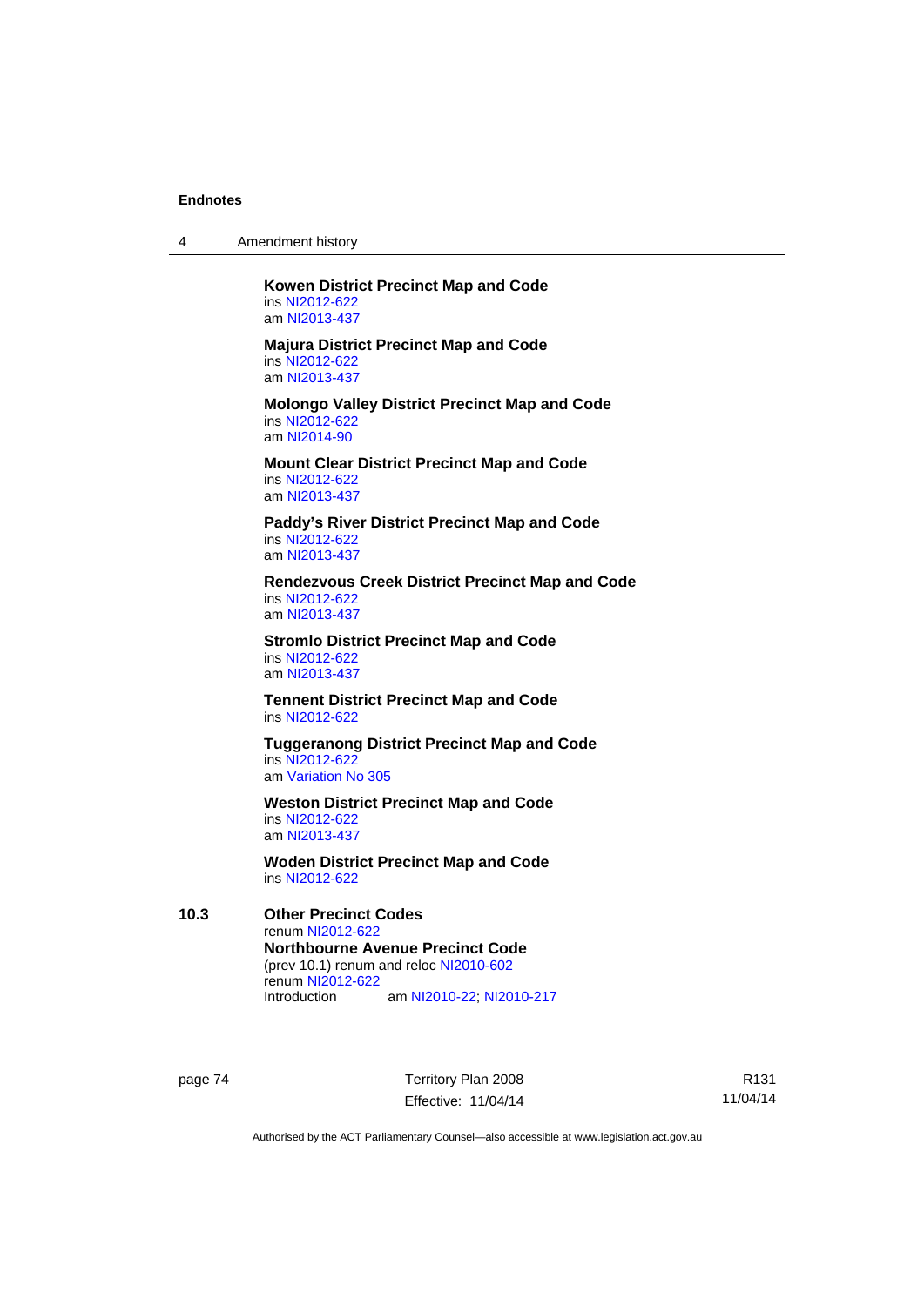**Kowen District Precinct Map and Code**
ins NI2012-622
am NI2013-437

**Majura District Precinct Map and Code**
ins NI2012-622
am NI2013-437

**Molongo Valley District Precinct Map and Code**
ins NI2012-622
am NI2014-90

**Mount Clear District Precinct Map and Code**
ins NI2012-622
am NI2013-437

**Paddy's River District Precinct Map and Code**
ins NI2012-622
am NI2013-437

**Rendezvous Creek District Precinct Map and Code**
ins NI2012-622
am NI2013-437

**Stromlo District Precinct Map and Code**
ins NI2012-622
am NI2013-437

**Tennent District Precinct Map and Code**
ins NI2012-622

**Tuggeranong District Precinct Map and Code**
ins NI2012-622
am Variation No 305

**Weston District Precinct Map and Code**
ins NI2012-622
am NI2013-437

**Woden District Precinct Map and Code**
ins NI2012-622

**10.3 Other Precinct Codes**
renum NI2012-622

**Northbourne Avenue Precinct Code**
(prev 10.1) renum and reloc NI2010-602
renum NI2012-622
Introduction am NI2010-22; NI2010-217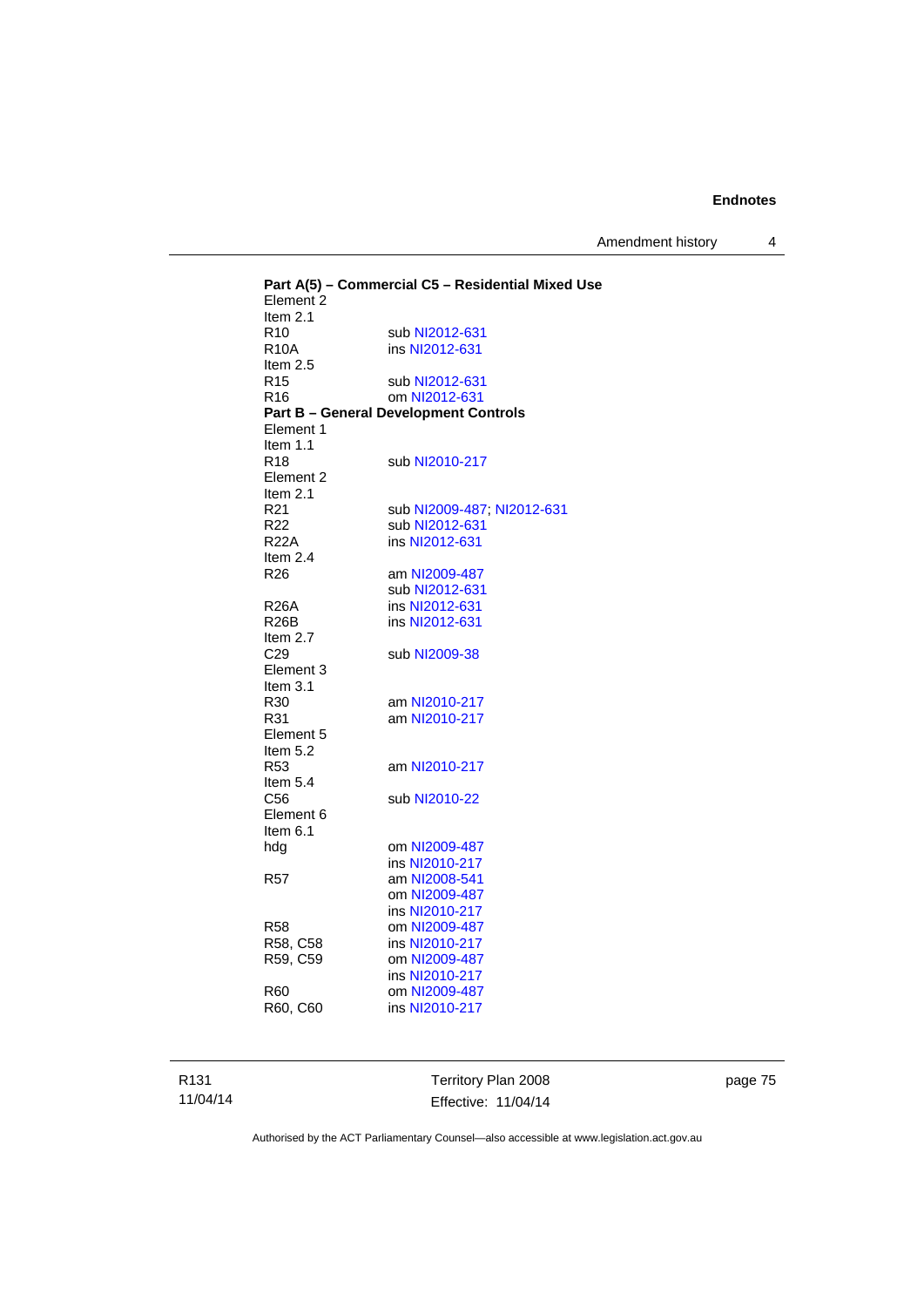**Part A(5) – Commercial C5 – Residential Mixed Use**

Element 2
Item 2.1
R10 sub NI2012-631
R10A ins NI2012-631
Item 2.5
R15 sub NI2012-631
R16 om NI2012-631

**Part B – General Development Controls**

Element 1
Item 1.1
R18 sub NI2010-217
Element 2
Item 2.1
R21 sub NI2009-487; NI2012-631
R22 sub NI2012-631
R22A ins NI2012-631
Item 2.4
R26 am NI2009-487
sub NI2012-631
R26A ins NI2012-631
R26B ins NI2012-631
Item 2.7
C29 sub NI2009-38
Element 3
Item 3.1
R30 am NI2010-217
R31 am NI2010-217
Element 5
Item 5.2
R53 am NI2010-217
Item 5.4
C56 sub NI2010-22
Element 6
Item 6.1
hdg om NI2009-487
ins NI2010-217
R57 am NI2008-541
om NI2009-487
ins NI2010-217
R58 om NI2009-487
R58, C58 ins NI2010-217
R59, C59 om NI2009-487
ins NI2010-217
R60 om NI2009-487
R60, C60 ins NI2010-217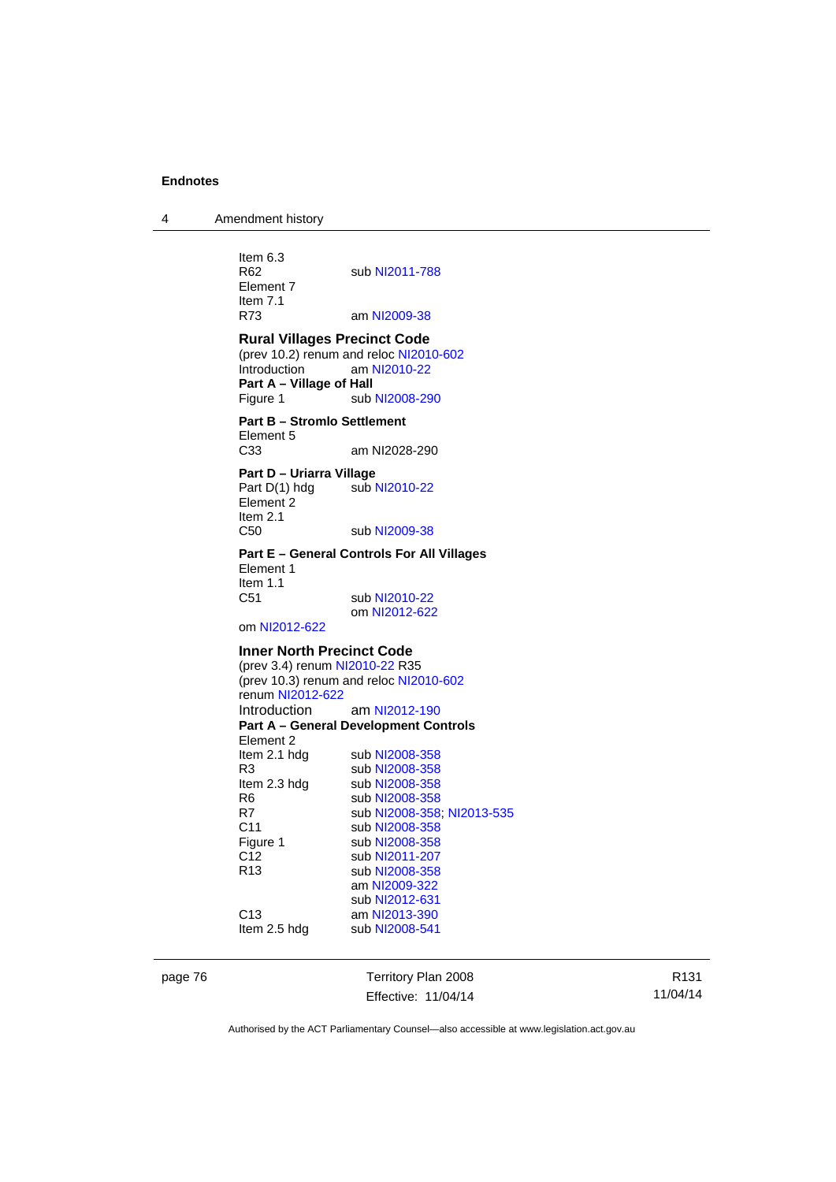Item 6.3
R62 sub NI2011-788
Element 7
Item 7.1
R73 am NI2009-38

**Rural Villages Precinct Code**
(prev 10.2) renum and reloc NI2010-602
Introduction am NI2010-22
**Part A – Village of Hall**
Figure 1 sub NI2008-290

**Part B – Stromlo Settlement**
Element 5
C33 am NI2028-290

**Part D – Uriarra Village**
Part D(1) hdg sub NI2010-22
Element 2
Item 2.1
C50 sub NI2009-38

**Part E – General Controls For All Villages**
Element 1
Item 1.1
C51 sub NI2010-22
om NI2012-622
om NI2012-622

**Inner North Precinct Code**
(prev 3.4) renum NI2010-22 R35
(prev 10.3) renum and reloc NI2010-602
renum NI2012-622
Introduction am NI2012-190
**Part A – General Development Controls**
Element 2
Item 2.1 hdg sub NI2008-358
R3 sub NI2008-358
Item 2.3 hdg sub NI2008-358
R6 sub NI2008-358
R7 sub NI2008-358; NI2013-535
C11 sub NI2008-358
Figure 1 sub NI2008-358
C12 sub NI2011-207
R13 sub NI2008-358
am NI2009-322
sub NI2012-631
C13 am NI2013-390
Item 2.5 hdg sub NI2008-541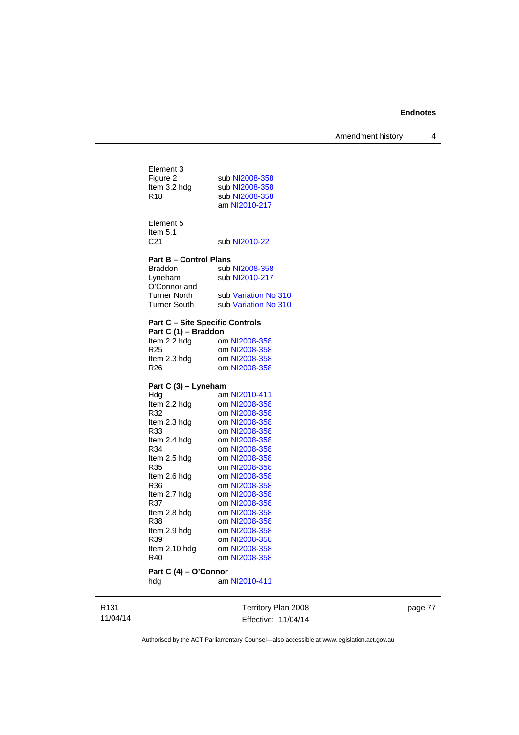Element 3

| | |
|---|---|
| Figure 2 | sub NI2008-358 |
| Item 3.2 hdg | sub NI2008-358 |
| R18 | sub NI2008-358 |
| | am NI2010-217 |

Element 5

| | |
|---|---|
| Item 5.1 | |
| C21 | sub NI2010-22 |

**Part B – Control Plans**

| | |
|---|---|
| Braddon | sub NI2008-358 |
| Lyneham | sub NI2010-217 |
| O'Connor and Turner North | sub Variation No 310 |
| Turner South | sub Variation No 310 |

**Part C – Site Specific Controls**

**Part C (1) – Braddon**

| | |
|---|---|
| Item 2.2 hdg | om NI2008-358 |
| R25 | om NI2008-358 |
| Item 2.3 hdg | om NI2008-358 |
| R26 | om NI2008-358 |

**Part C (3) – Lyneham**

| | |
|---|---|
| Hdg | am NI2010-411 |
| Item 2.2 hdg | om NI2008-358 |
| R32 | om NI2008-358 |
| Item 2.3 hdg | om NI2008-358 |
| R33 | om NI2008-358 |
| Item 2.4 hdg | om NI2008-358 |
| R34 | om NI2008-358 |
| Item 2.5 hdg | om NI2008-358 |
| R35 | om NI2008-358 |
| Item 2.6 hdg | om NI2008-358 |
| R36 | om NI2008-358 |
| Item 2.7 hdg | om NI2008-358 |
| R37 | om NI2008-358 |
| Item 2.8 hdg | om NI2008-358 |
| R38 | om NI2008-358 |
| Item 2.9 hdg | om NI2008-358 |
| R39 | om NI2008-358 |
| Item 2.10 hdg | om NI2008-358 |
| R40 | om NI2008-358 |

**Part C (4) – O'Connor**

| | |
|---|---|
| hdg | am NI2010-411 |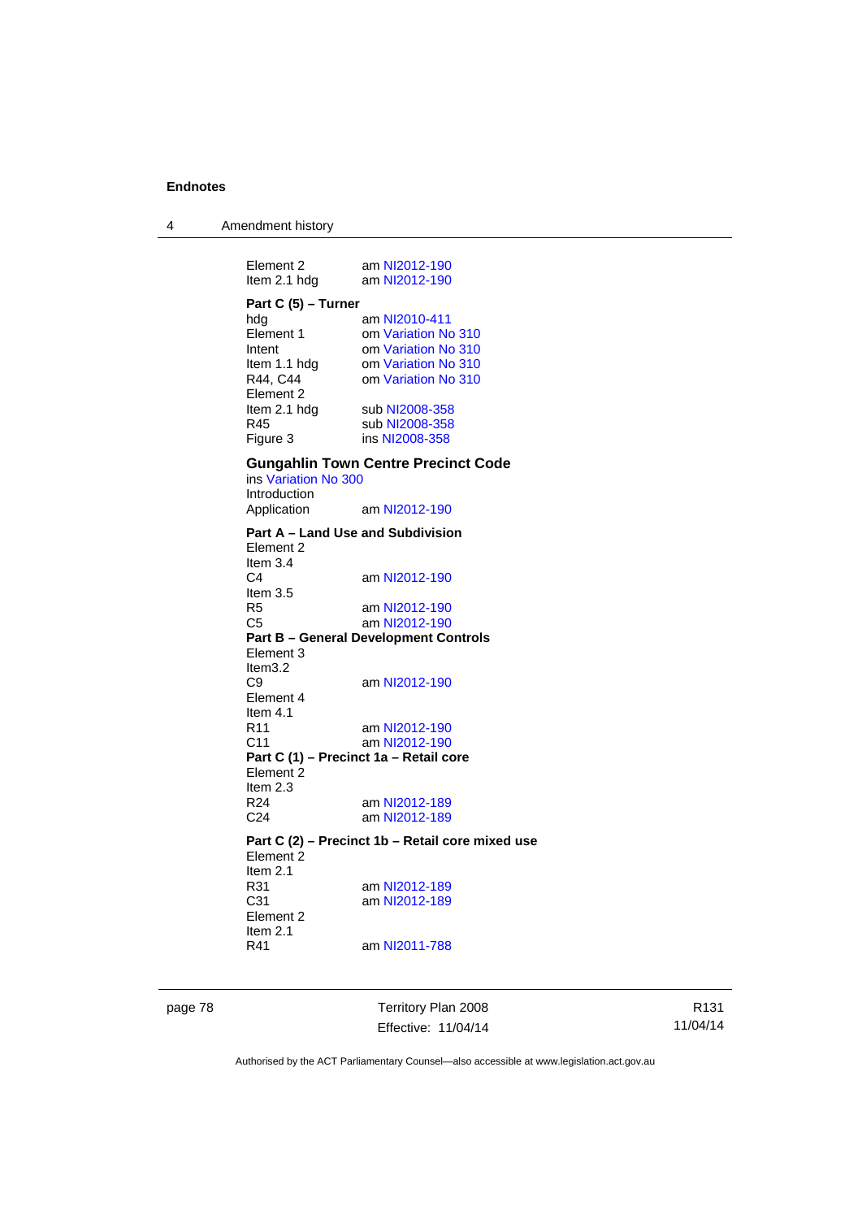Element 2 am NI2012-190
Item 2.1 hdg am NI2012-190

**Part C (5) – Turner**

hdg am NI2010-411
Element 1 om Variation No 310
Intent om Variation No 310
Item 1.1 hdg om Variation No 310
R44, C44 om Variation No 310
Element 2
Item 2.1 hdg sub NI2008-358
R45 sub NI2008-358
Figure 3 ins NI2008-358

**Gungahlin Town Centre Precinct Code**

ins Variation No 300
Introduction
Application am NI2012-190

**Part A – Land Use and Subdivision**

Element 2
Item 3.4
C4 am NI2012-190
Item 3.5
R5 am NI2012-190
C5 am NI2012-190

**Part B – General Development Controls**

Element 3
Item3.2
C9 am NI2012-190
Element 4
Item 4.1
R11 am NI2012-190
C11 am NI2012-190

**Part C (1) – Precinct 1a – Retail core**

Element 2
Item 2.3
R24 am NI2012-189
C24 am NI2012-189

**Part C (2) – Precinct 1b – Retail core mixed use**

Element 2
Item 2.1
R31 am NI2012-189
C31 am NI2012-189
Element 2
Item 2.1
R41 am NI2011-788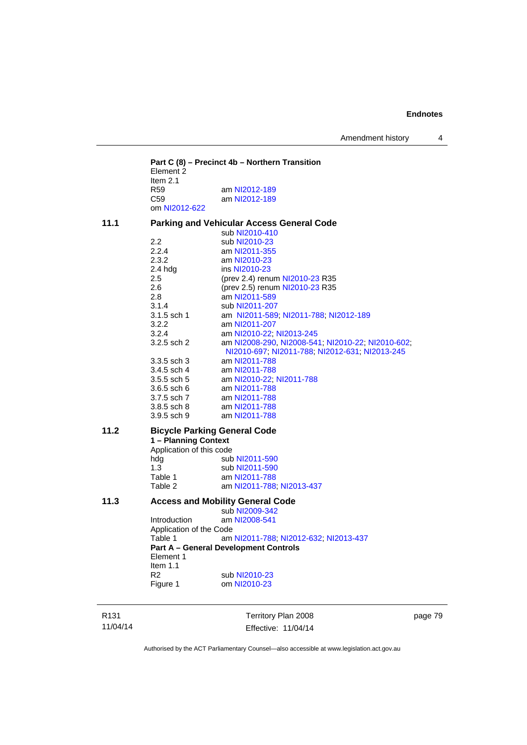**Part C (8) – Precinct 4b – Northern Transition**

Element 2

Item 2.1

| | |
|---|---|
| R59 | am NI2012-189 |
| C59 | am NI2012-189 |

om NI2012-622

**11.1 Parking and Vehicular Access General Code**

| | |
|---|---|
| | sub NI2010-410 |
| 2.2 | sub NI2010-23 |
| 2.2.4 | am NI2011-355 |
| 2.3.2 | am NI2010-23 |
| 2.4 hdg | ins NI2010-23 |
| 2.5 | (prev 2.4) renum NI2010-23 R35 |
| 2.6 | (prev 2.5) renum NI2010-23 R35 |
| 2.8 | am NI2011-589 |
| 3.1.4 | sub NI2011-207 |
| 3.1.5 sch 1 | am NI2011-589; NI2011-788; NI2012-189 |
| 3.2.2 | am NI2011-207 |
| 3.2.4 | am NI2010-22; NI2013-245 |
| 3.2.5 sch 2 | am NI2008-290, NI2008-541; NI2010-22; NI2010-602; NI2010-697; NI2011-788; NI2012-631; NI2013-245 |
| 3.3.5 sch 3 | am NI2011-788 |
| 3.4.5 sch 4 | am NI2011-788 |
| 3.5.5 sch 5 | am NI2010-22; NI2011-788 |
| 3.6.5 sch 6 | am NI2011-788 |
| 3.7.5 sch 7 | am NI2011-788 |
| 3.8.5 sch 8 | am NI2011-788 |
| 3.9.5 sch 9 | am NI2011-788 |

**11.2 Bicycle Parking General Code**

**1 – Planning Context**

Application of this code

| | |
|---|---|
| hdg | sub NI2011-590 |
| 1.3 | sub NI2011-590 |
| Table 1 | am NI2011-788 |
| Table 2 | am NI2011-788; NI2013-437 |

**11.3 Access and Mobility General Code**

| | |
|---|---|
| | sub NI2009-342 |
| Introduction | am NI2008-541 |

Application of the Code

| | |
|---|---|
| Table 1 | am NI2011-788; NI2012-632; NI2013-437 |

**Part A – General Development Controls**

Element 1

Item 1.1

| | |
|---|---|
| R2 | sub NI2010-23 |
| Figure 1 | om NI2010-23 |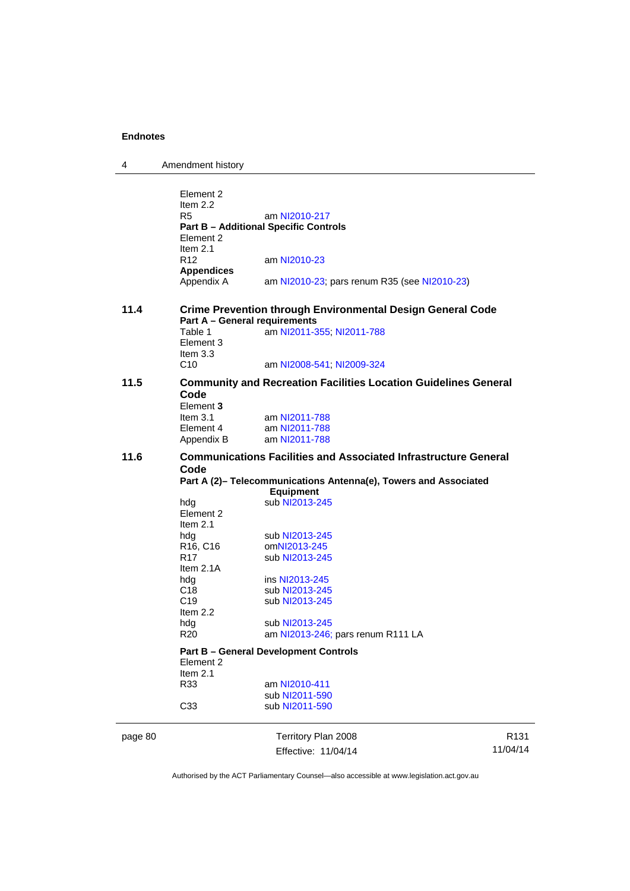Element 2
Item 2.2

| | |
|---|---|
| R5 | am NI2010-217 |

**Part B – Additional Specific Controls**

Element 2
Item 2.1

| | |
|---|---|
| R12 | am NI2010-23 |

**Appendices**

| | |
|---|---|
| Appendix A | am NI2010-23; pars renum R35 (see NI2010-23) |

## 11.4 Crime Prevention through Environmental Design General Code

**Part A – General requirements**

| | |
|---|---|
| Table 1 | am NI2011-355; NI2011-788 |

Element 3
Item 3.3

| | |
|---|---|
| C10 | am NI2008-541; NI2009-324 |

## 11.5 Community and Recreation Facilities Location Guidelines General Code

Element **3**

| | |
|---|---|
| Item 3.1 | am NI2011-788 |
| Element 4 | am NI2011-788 |
| Appendix B | am NI2011-788 |

## 11.6 Communications Facilities and Associated Infrastructure General Code

**Part A (2)– Telecommunications Antenna(e), Towers and Associated Equipment**

| | |
|---|---|
| hdg | sub NI2013-245 |

Element 2
Item 2.1

| | |
|---|---|
| hdg | sub NI2013-245 |
| R16, C16 | omNI2013-245 |
| R17 | sub NI2013-245 |

Item 2.1A

| | |
|---|---|
| hdg | ins NI2013-245 |
| C18 | sub NI2013-245 |
| C19 | sub NI2013-245 |

Item 2.2

| | |
|---|---|
| hdg | sub NI2013-245 |
| R20 | am NI2013-246; pars renum R111 LA |

**Part B – General Development Controls**

Element 2
Item 2.1

| | |
|---|---|
| R33 | am NI2010-411 |
| | sub NI2011-590 |
| C33 | sub NI2011-590 |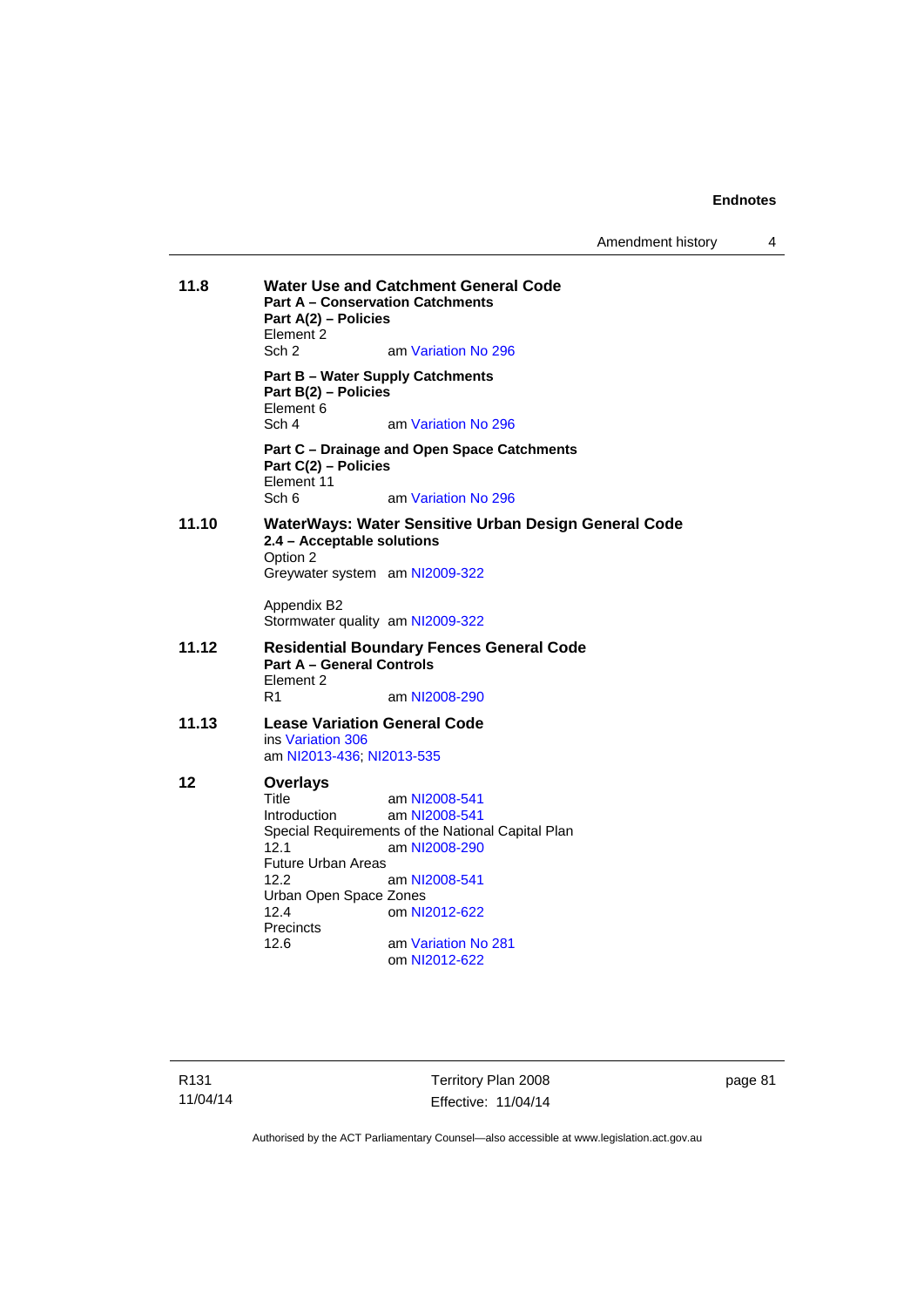**11.8** **Water Use and Catchment General Code**

**Part A – Conservation Catchments**

**Part A(2) – Policies**

Element 2

Sch 2 am Variation No 296

**Part B – Water Supply Catchments**

**Part B(2) – Policies**

Element 6

Sch 4 am Variation No 296

**Part C – Drainage and Open Space Catchments**

**Part C(2) – Policies**

Element 11

Sch 6 am Variation No 296

**11.10** **WaterWays: Water Sensitive Urban Design General Code**

**2.4 – Acceptable solutions**

Option 2

Greywater system am NI2009-322

Appendix B2

Stormwater quality am NI2009-322

**11.12** **Residential Boundary Fences General Code**

**Part A – General Controls**

Element 2

R1 am NI2008-290

**11.13** **Lease Variation General Code**

ins Variation 306

am NI2013-436; NI2013-535

**12** **Overlays**

Title am NI2008-541

Introduction am NI2008-541

Special Requirements of the National Capital Plan

12.1 am NI2008-290

Future Urban Areas

12.2 am NI2008-541

Urban Open Space Zones

12.4 om NI2012-622

Precincts

12.6 am Variation No 281

om NI2012-622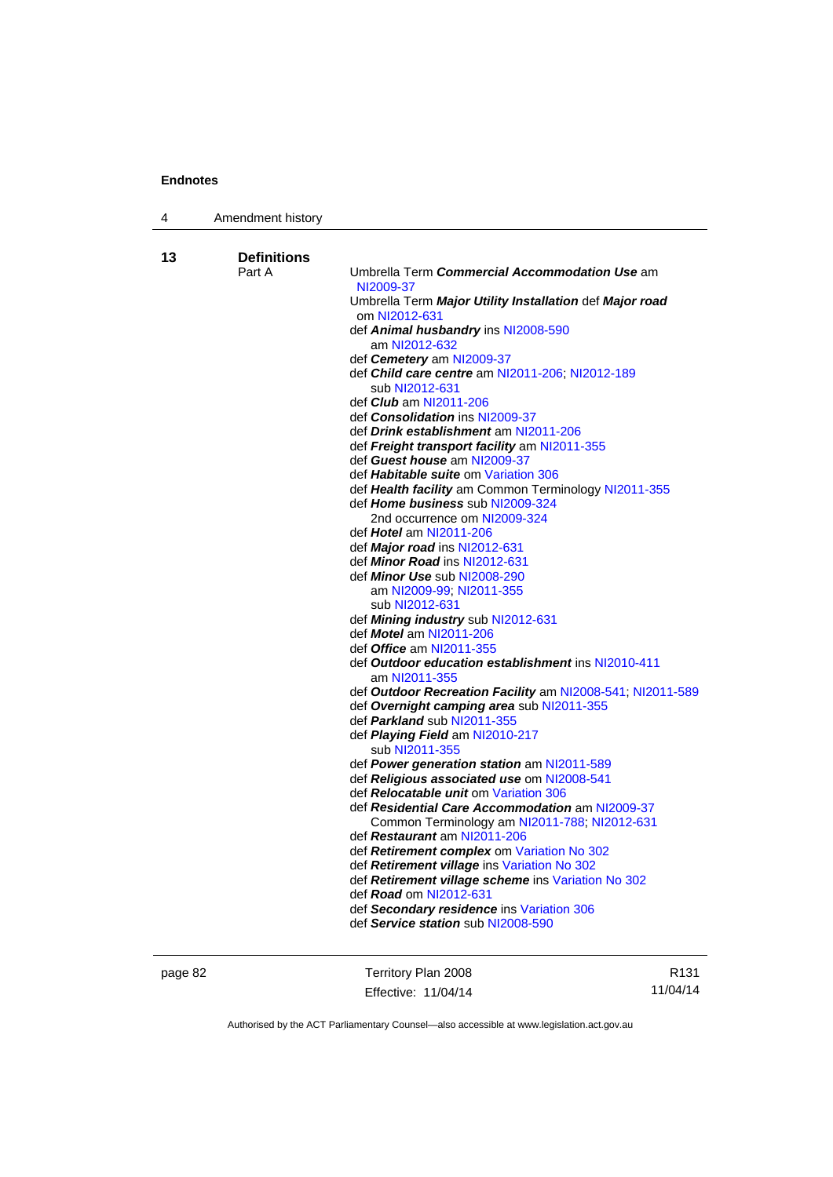## 4 Amendment history

**13 Definitions**

Part A

Umbrella Term ***Commercial Accommodation Use*** am NI2009-37
Umbrella Term ***Major Utility Installation*** def ***Major road*** om NI2012-631
def ***Animal husbandry*** ins NI2008-590
    am NI2012-632
def ***Cemetery*** am NI2009-37
def ***Child care centre*** am NI2011-206; NI2012-189
    sub NI2012-631
def ***Club*** am NI2011-206
def ***Consolidation*** ins NI2009-37
def ***Drink establishment*** am NI2011-206
def ***Freight transport facility*** am NI2011-355
def ***Guest house*** am NI2009-37
def ***Habitable suite*** om Variation 306
def ***Health facility*** am Common Terminology NI2011-355
def ***Home business*** sub NI2009-324
    2nd occurrence om NI2009-324
def ***Hotel*** am NI2011-206
def ***Major road*** ins NI2012-631
def ***Minor Road*** ins NI2012-631
def ***Minor Use*** sub NI2008-290
    am NI2009-99; NI2011-355
    sub NI2012-631
def ***Mining industry*** sub NI2012-631
def ***Motel*** am NI2011-206
def ***Office*** am NI2011-355
def ***Outdoor education establishment*** ins NI2010-411
    am NI2011-355
def ***Outdoor Recreation Facility*** am NI2008-541; NI2011-589
def ***Overnight camping area*** sub NI2011-355
def ***Parkland*** sub NI2011-355
def ***Playing Field*** am NI2010-217
    sub NI2011-355
def ***Power generation station*** am NI2011-589
def ***Religious associated use*** om NI2008-541
def ***Relocatable unit*** om Variation 306
def ***Residential Care Accommodation*** am NI2009-37
    Common Terminology am NI2011-788; NI2012-631
def ***Restaurant*** am NI2011-206
def ***Retirement complex*** om Variation No 302
def ***Retirement village*** ins Variation No 302
def ***Retirement village scheme*** ins Variation No 302
def ***Road*** om NI2012-631
def ***Secondary residence*** ins Variation 306
def ***Service station*** sub NI2008-590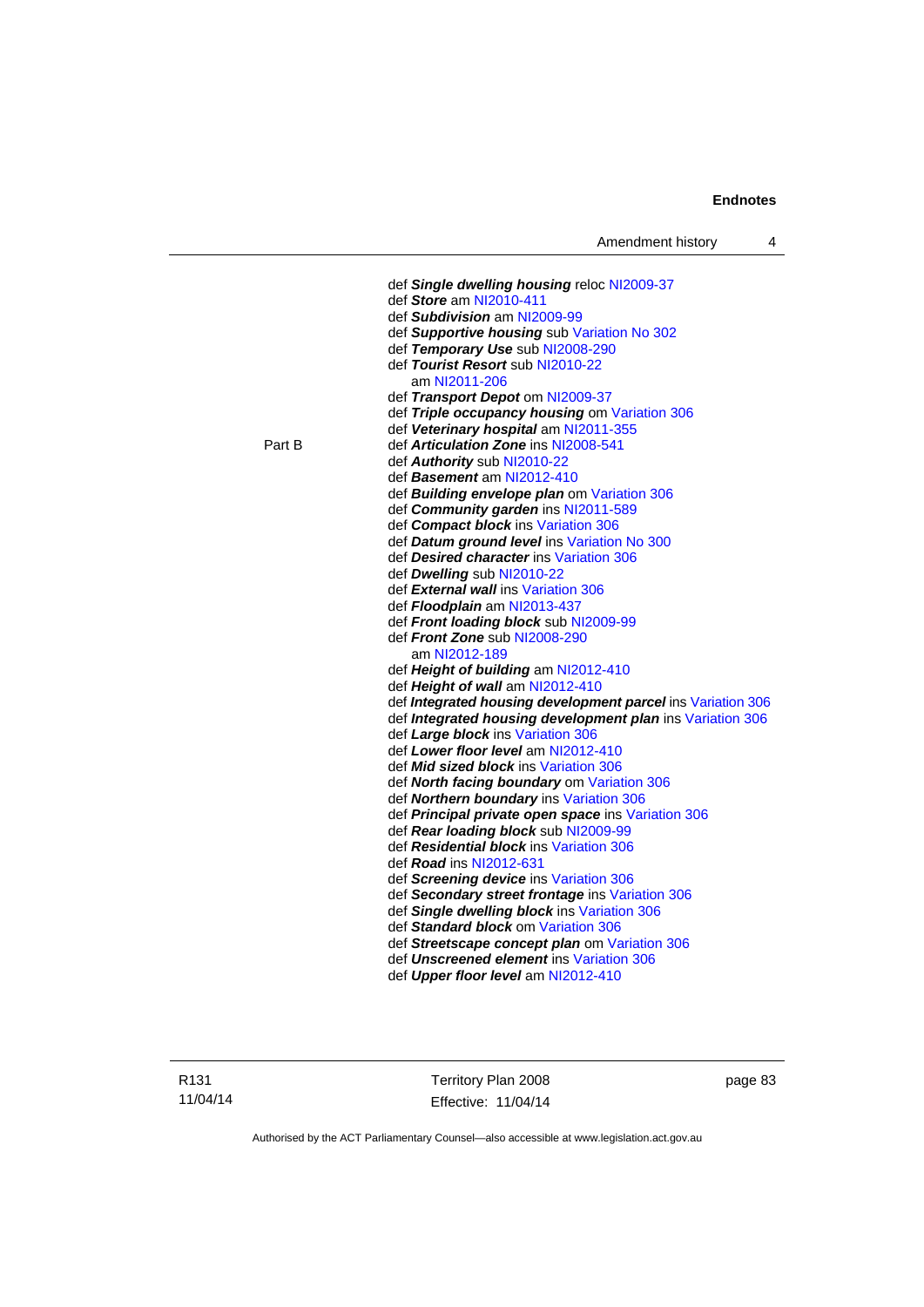def ***Single dwelling housing*** reloc NI2009-37
def ***Store*** am NI2010-411
def ***Subdivision*** am NI2009-99
def ***Supportive housing*** sub Variation No 302
def ***Temporary Use*** sub NI2008-290
def ***Tourist Resort*** sub NI2010-22
  am NI2011-206
def ***Transport Depot*** om NI2009-37
def ***Triple occupancy housing*** om Variation 306
def ***Veterinary hospital*** am NI2011-355

Part B
def ***Articulation Zone*** ins NI2008-541
def ***Authority*** sub NI2010-22
def ***Basement*** am NI2012-410
def ***Building envelope plan*** om Variation 306
def ***Community garden*** ins NI2011-589
def ***Compact block*** ins Variation 306
def ***Datum ground level*** ins Variation No 300
def ***Desired character*** ins Variation 306
def ***Dwelling*** sub NI2010-22
def ***External wall*** ins Variation 306
def ***Floodplain*** am NI2013-437
def ***Front loading block*** sub NI2009-99
def ***Front Zone*** sub NI2008-290
  am NI2012-189
def ***Height of building*** am NI2012-410
def ***Height of wall*** am NI2012-410
def ***Integrated housing development parcel*** ins Variation 306
def ***Integrated housing development plan*** ins Variation 306
def ***Large block*** ins Variation 306
def ***Lower floor level*** am NI2012-410
def ***Mid sized block*** ins Variation 306
def ***North facing boundary*** om Variation 306
def ***Northern boundary*** ins Variation 306
def ***Principal private open space*** ins Variation 306
def ***Rear loading block*** sub NI2009-99
def ***Residential block*** ins Variation 306
def ***Road*** ins NI2012-631
def ***Screening device*** ins Variation 306
def ***Secondary street frontage*** ins Variation 306
def ***Single dwelling block*** ins Variation 306
def ***Standard block*** om Variation 306
def ***Streetscape concept plan*** om Variation 306
def ***Unscreened element*** ins Variation 306
def ***Upper floor level*** am NI2012-410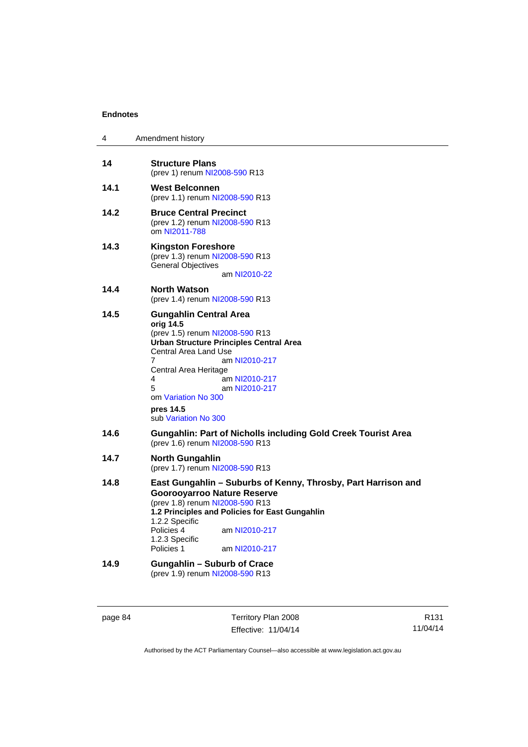**14 Structure Plans**
(prev 1) renum NI2008-590 R13

**14.1 West Belconnen**
(prev 1.1) renum NI2008-590 R13

**14.2 Bruce Central Precinct**
(prev 1.2) renum NI2008-590 R13
om NI2011-788

**14.3 Kingston Foreshore**
(prev 1.3) renum NI2008-590 R13
General Objectives
am NI2010-22

**14.4 North Watson**
(prev 1.4) renum NI2008-590 R13

**14.5 Gungahlin Central Area**
**orig 14.5**
(prev 1.5) renum NI2008-590 R13
**Urban Structure Principles Central Area**
Central Area Land Use
7 am NI2010-217
Central Area Heritage
4 am NI2010-217
5 am NI2010-217
om Variation No 300

**pres 14.5**
sub Variation No 300

**14.6 Gungahlin: Part of Nicholls including Gold Creek Tourist Area**
(prev 1.6) renum NI2008-590 R13

**14.7 North Gungahlin**
(prev 1.7) renum NI2008-590 R13

**14.8 East Gungahlin – Suburbs of Kenny, Throsby, Part Harrison and Goorooyarroo Nature Reserve**
(prev 1.8) renum NI2008-590 R13
**1.2 Principles and Policies for East Gungahlin**
1.2.2 Specific
Policies 4 am NI2010-217
1.2.3 Specific
Policies 1 am NI2010-217

**14.9 Gungahlin – Suburb of Crace**
(prev 1.9) renum NI2008-590 R13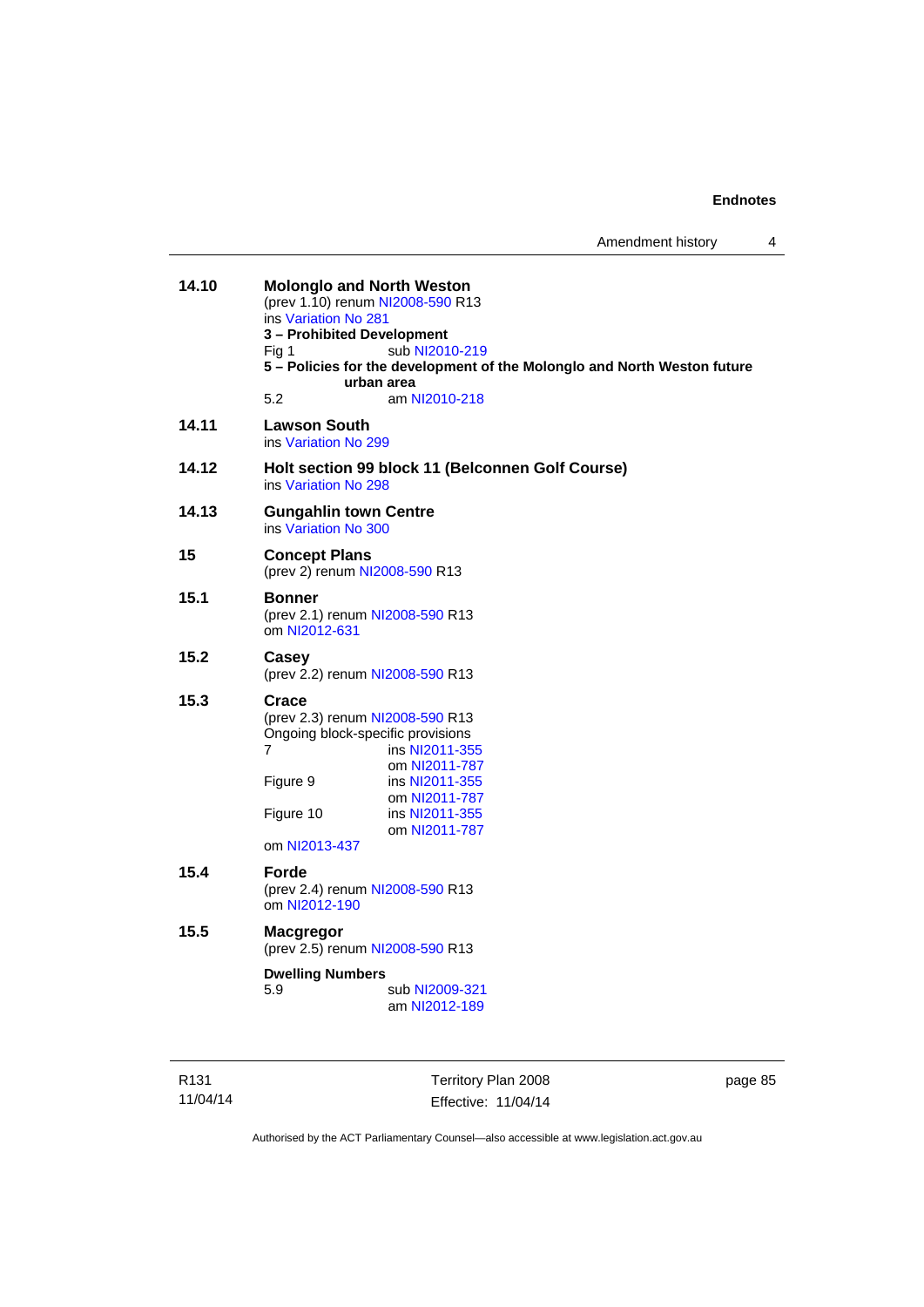**14.10 Molonglo and North Weston**
(prev 1.10) renum NI2008-590 R13
ins Variation No 281

**3 – Prohibited Development**

Fig 1 sub NI2010-219

**5 – Policies for the development of the Molonglo and North Weston future urban area**

5.2 am NI2010-218

**14.11 Lawson South**
ins Variation No 299

**14.12 Holt section 99 block 11 (Belconnen Golf Course)**
ins Variation No 298

**14.13 Gungahlin town Centre**
ins Variation No 300

**15 Concept Plans**
(prev 2) renum NI2008-590 R13

**15.1 Bonner**
(prev 2.1) renum NI2008-590 R13
om NI2012-631

**15.2 Casey**
(prev 2.2) renum NI2008-590 R13

**15.3 Crace**
(prev 2.3) renum NI2008-590 R13
Ongoing block-specific provisions

7 ins NI2011-355
om NI2011-787

Figure 9 ins NI2011-355
om NI2011-787

Figure 10 ins NI2011-355
om NI2011-787

om NI2013-437

**15.4 Forde**
(prev 2.4) renum NI2008-590 R13
om NI2012-190

**15.5 Macgregor**
(prev 2.5) renum NI2008-590 R13

**Dwelling Numbers**

5.9 sub NI2009-321
am NI2012-189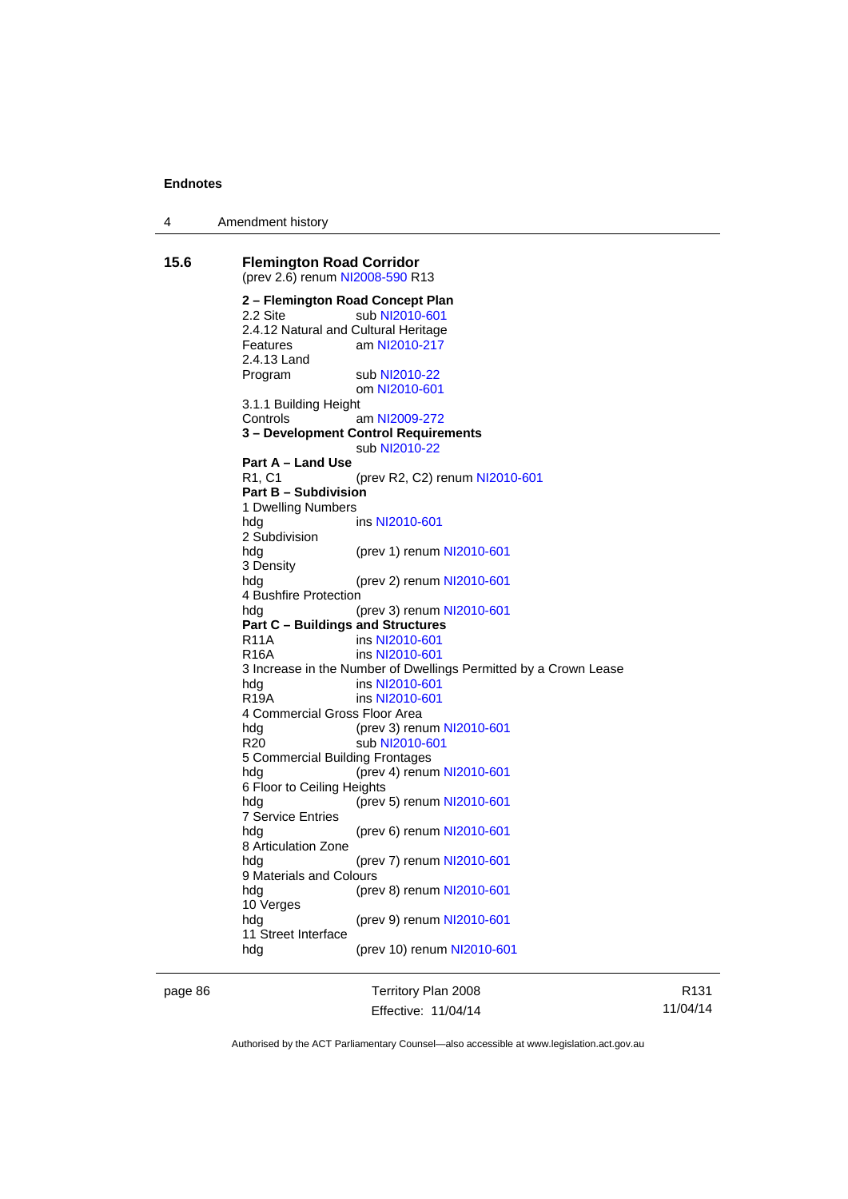## 15.6 Flemington Road Corridor

(prev 2.6) renum NI2008-590 R13

**2 – Flemington Road Concept Plan**

2.2 Site sub NI2010-601

2.4.12 Natural and Cultural Heritage Features am NI2010-217

2.4.13 Land Program sub NI2010-22
om NI2010-601

3.1.1 Building Height Controls am NI2009-272

**3 – Development Control Requirements**
sub NI2010-22

**Part A – Land Use**

R1, C1 (prev R2, C2) renum NI2010-601

**Part B – Subdivision**

1 Dwelling Numbers
hdg ins NI2010-601

2 Subdivision
hdg (prev 1) renum NI2010-601

3 Density
hdg (prev 2) renum NI2010-601

4 Bushfire Protection
hdg (prev 3) renum NI2010-601

**Part C – Buildings and Structures**

R11A ins NI2010-601

R16A ins NI2010-601

3 Increase in the Number of Dwellings Permitted by a Crown Lease
hdg ins NI2010-601

R19A ins NI2010-601

4 Commercial Gross Floor Area
hdg (prev 3) renum NI2010-601

R20 sub NI2010-601

5 Commercial Building Frontages
hdg (prev 4) renum NI2010-601

6 Floor to Ceiling Heights
hdg (prev 5) renum NI2010-601

7 Service Entries
hdg (prev 6) renum NI2010-601

8 Articulation Zone
hdg (prev 7) renum NI2010-601

9 Materials and Colours
hdg (prev 8) renum NI2010-601

10 Verges
hdg (prev 9) renum NI2010-601

11 Street Interface
hdg (prev 10) renum NI2010-601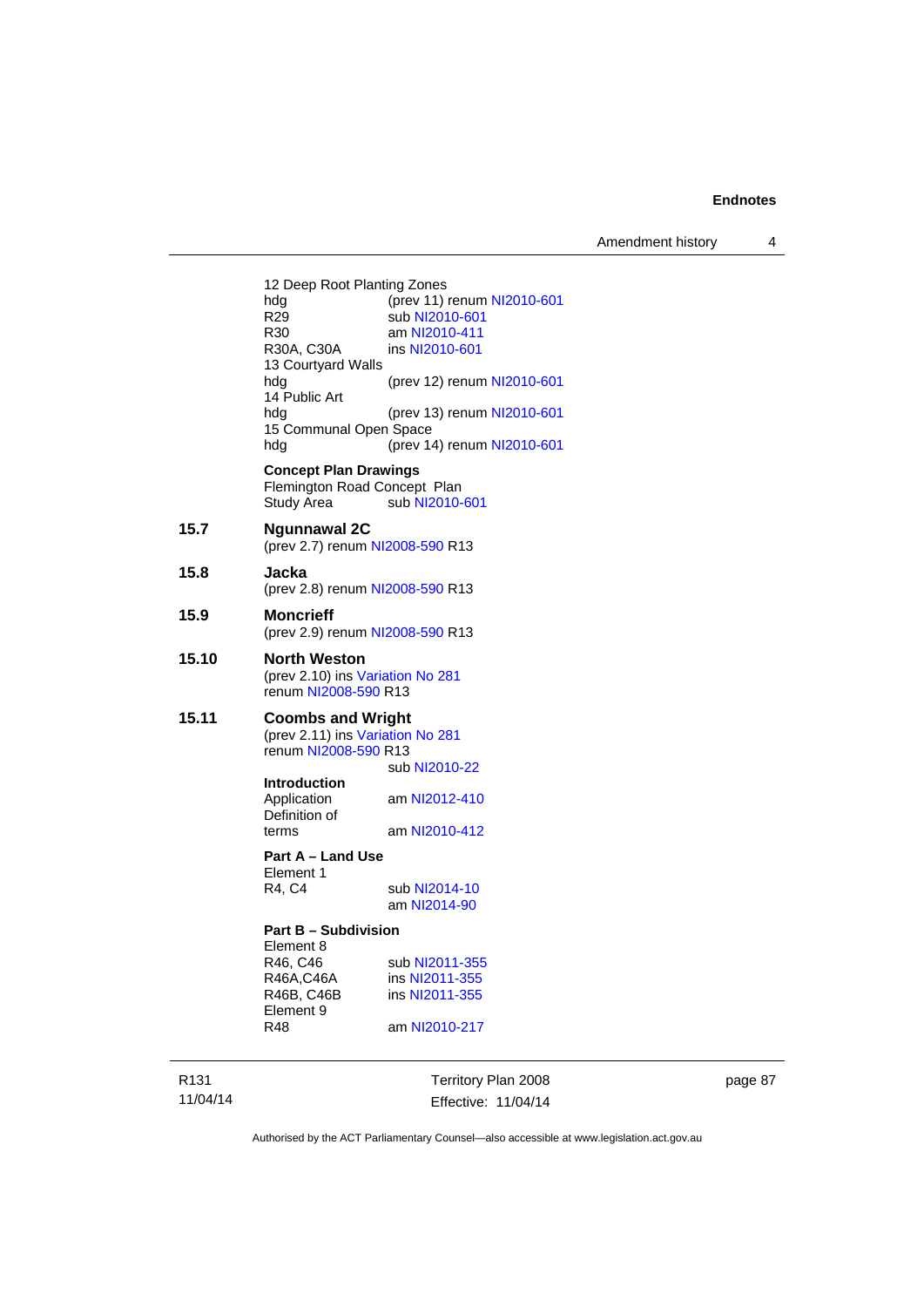12 Deep Root Planting Zones

| | |
|---|---|
| hdg | (prev 11) renum NI2010-601 |
| R29 | sub NI2010-601 |
| R30 | am NI2010-411 |
| R30A, C30A | ins NI2010-601 |

13 Courtyard Walls

| | |
|---|---|
| hdg | (prev 12) renum NI2010-601 |

14 Public Art

| | |
|---|---|
| hdg | (prev 13) renum NI2010-601 |

15 Communal Open Space

| | |
|---|---|
| hdg | (prev 14) renum NI2010-601 |

**Concept Plan Drawings**

Flemington Road Concept Plan

| | |
|---|---|
| Study Area | sub NI2010-601 |

### 15.7 Ngunnawal 2C

(prev 2.7) renum NI2008-590 R13

### 15.8 Jacka

(prev 2.8) renum NI2008-590 R13

### 15.9 Moncrieff

(prev 2.9) renum NI2008-590 R13

### 15.10 North Weston

(prev 2.10) ins Variation No 281
renum NI2008-590 R13

### 15.11 Coombs and Wright

(prev 2.11) ins Variation No 281
renum NI2008-590 R13
sub NI2010-22

**Introduction**

| | |
|---|---|
| Application | am NI2012-410 |
| Definition of terms | am NI2010-412 |

**Part A – Land Use**

Element 1

| | |
|---|---|
| R4, C4 | sub NI2014-10 |
| | am NI2014-90 |

**Part B – Subdivision**

Element 8

| | |
|---|---|
| R46, C46 | sub NI2011-355 |
| R46A,C46A | ins NI2011-355 |
| R46B, C46B | ins NI2011-355 |

Element 9

| | |
|---|---|
| R48 | am NI2010-217 |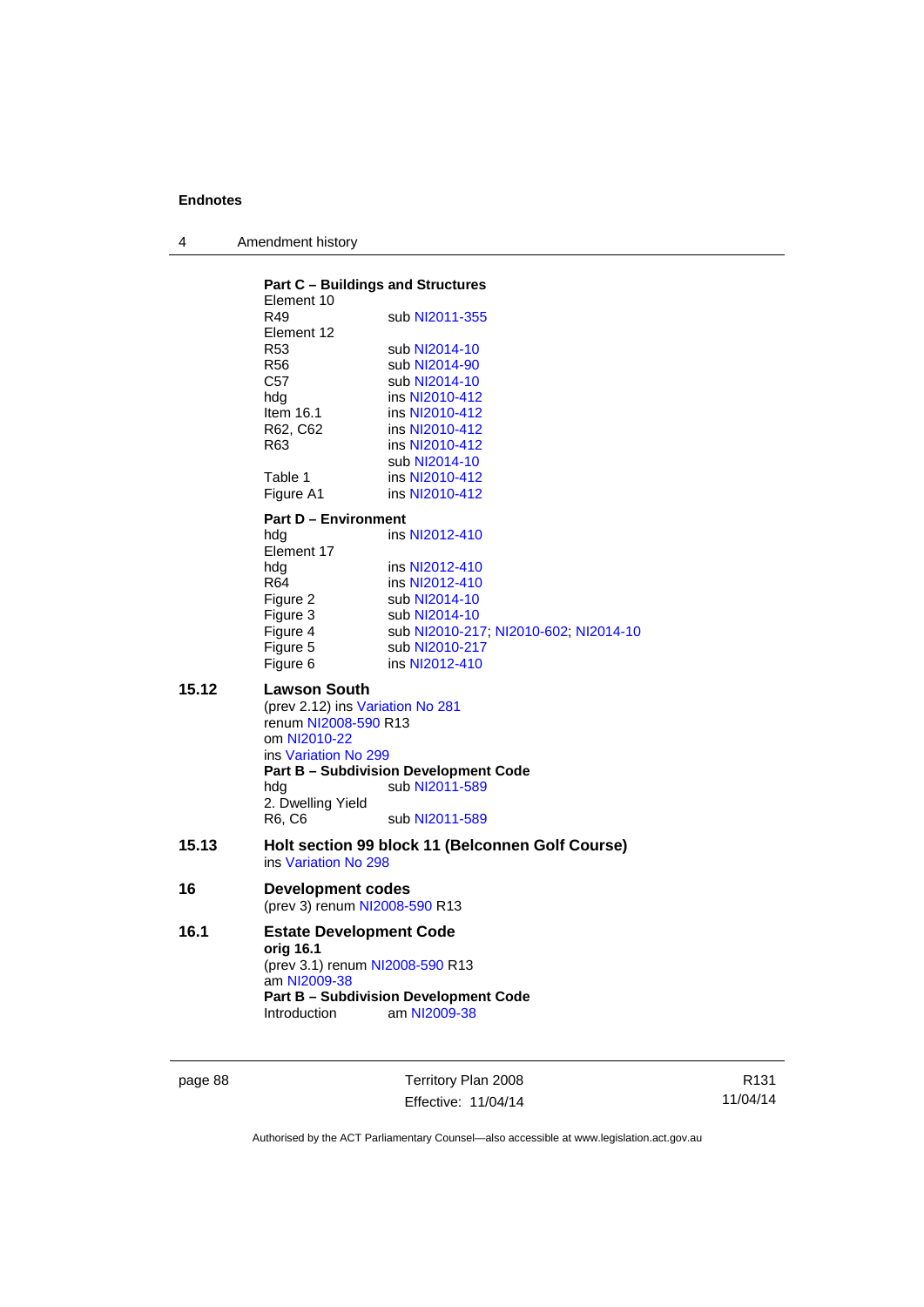**Part C – Buildings and Structures**

Element 10

| | |
|---|---|
| R49 | sub NI2011-355 |

Element 12

| | |
|---|---|
| R53 | sub NI2014-10 |
| R56 | sub NI2014-90 |
| C57 | sub NI2014-10 |
| hdg | ins NI2010-412 |
| Item 16.1 | ins NI2010-412 |
| R62, C62 | ins NI2010-412 |
| R63 | ins NI2010-412 |
| | sub NI2014-10 |
| Table 1 | ins NI2010-412 |
| Figure A1 | ins NI2010-412 |

**Part D – Environment**

| | |
|---|---|
| hdg | ins NI2012-410 |

Element 17

| | |
|---|---|
| hdg | ins NI2012-410 |
| R64 | ins NI2012-410 |
| Figure 2 | sub NI2014-10 |
| Figure 3 | sub NI2014-10 |
| Figure 4 | sub NI2010-217; NI2010-602; NI2014-10 |
| Figure 5 | sub NI2010-217 |
| Figure 6 | ins NI2012-410 |

## 15.12 Lawson South

(prev 2.12) ins Variation No 281
renum NI2008-590 R13
om NI2010-22
ins Variation No 299

**Part B – Subdivision Development Code**

| | |
|---|---|
| hdg | sub NI2011-589 |

2. Dwelling Yield

| | |
|---|---|
| R6, C6 | sub NI2011-589 |

## 15.13 Holt section 99 block 11 (Belconnen Golf Course)

ins Variation No 298

## 16 Development codes

(prev 3) renum NI2008-590 R13

## 16.1 Estate Development Code

**orig 16.1**
(prev 3.1) renum NI2008-590 R13
am NI2009-38

**Part B – Subdivision Development Code**

| | |
|---|---|
| Introduction | am NI2009-38 |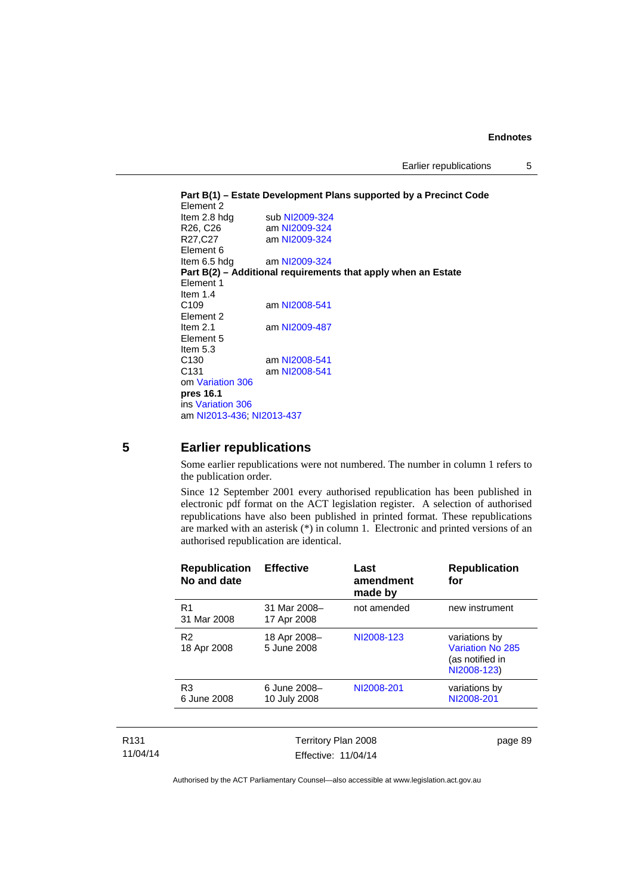**Part B(1) – Estate Development Plans supported by a Precinct Code**
Element 2
Item 2.8 hdg sub NI2009-324
R26, C26 am NI2009-324
R27,C27 am NI2009-324
Element 6
Item 6.5 hdg am NI2009-324
**Part B(2) – Additional requirements that apply when an Estate**
Element 1
Item 1.4
C109 am NI2008-541
Element 2
Item 2.1 am NI2009-487
Element 5
Item 5.3
C130 am NI2008-541
C131 am NI2008-541
om Variation 306
**pres 16.1**
ins Variation 306
am NI2013-436; NI2013-437

## 5 Earlier republications

Some earlier republications were not numbered. The number in column 1 refers to the publication order.

Since 12 September 2001 every authorised republication has been published in electronic pdf format on the ACT legislation register. A selection of authorised republications have also been published in printed format. These republications are marked with an asterisk (*) in column 1. Electronic and printed versions of an authorised republication are identical.

| Republication No and date | Effective | Last amendment made by | Republication for |
|---|---|---|---|
| R1<br>31 Mar 2008 | 31 Mar 2008–<br>17 Apr 2008 | not amended | new instrument |
| R2<br>18 Apr 2008 | 18 Apr 2008–<br>5 June 2008 | NI2008-123 | variations by Variation No 285 (as notified in NI2008-123) |
| R3<br>6 June 2008 | 6 June 2008–<br>10 July 2008 | NI2008-201 | variations by NI2008-201 |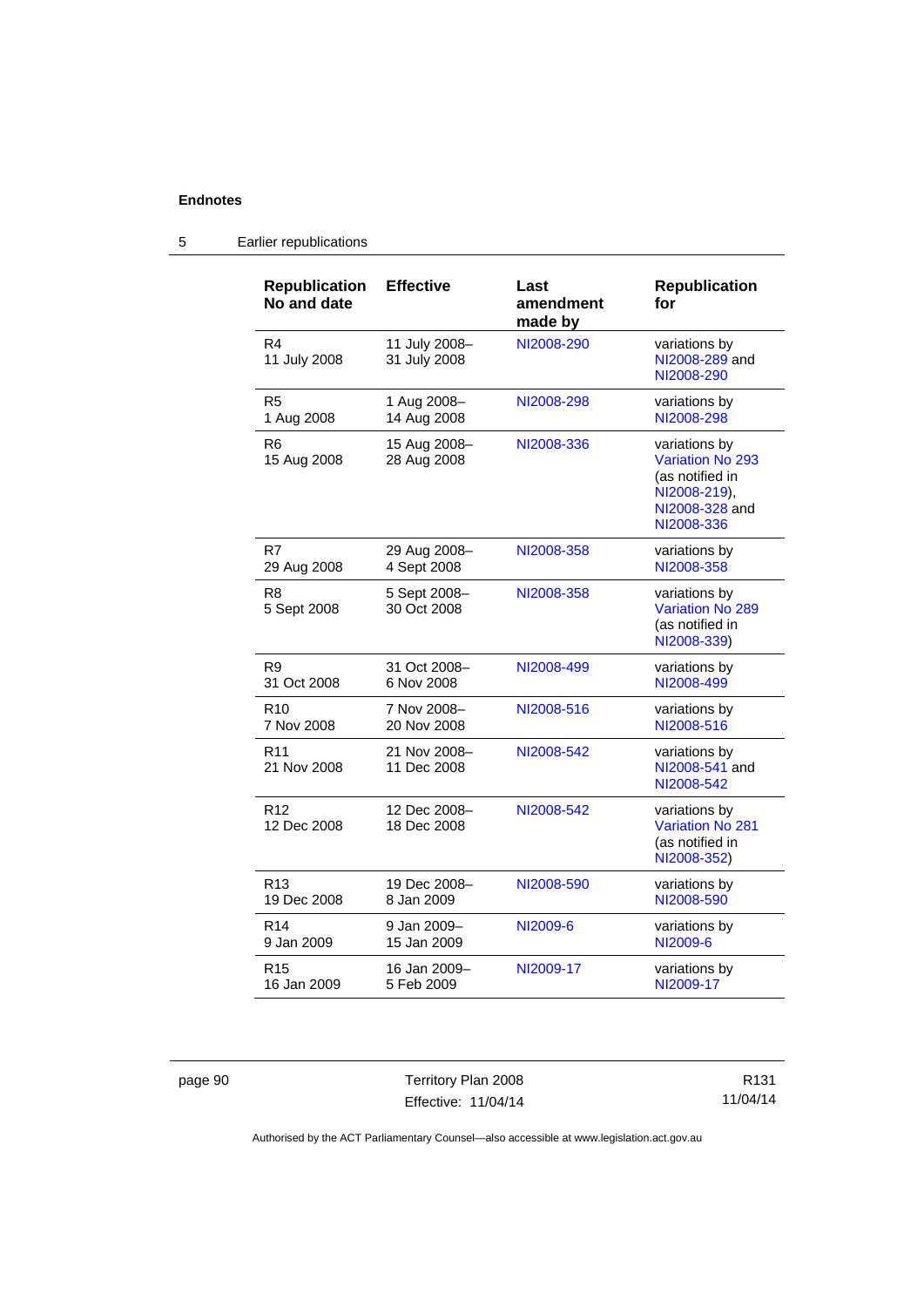## 5 Earlier republications

| Republication No and date | Effective | Last amendment made by | Republication for |
|---|---|---|---|
| R4 11 July 2008 | 11 July 2008–31 July 2008 | NI2008-290 | variations by NI2008-289 and NI2008-290 |
| R5 1 Aug 2008 | 1 Aug 2008–14 Aug 2008 | NI2008-298 | variations by NI2008-298 |
| R6 15 Aug 2008 | 15 Aug 2008–28 Aug 2008 | NI2008-336 | variations by Variation No 293 (as notified in NI2008-219), NI2008-328 and NI2008-336 |
| R7 29 Aug 2008 | 29 Aug 2008–4 Sept 2008 | NI2008-358 | variations by NI2008-358 |
| R8 5 Sept 2008 | 5 Sept 2008–30 Oct 2008 | NI2008-358 | variations by Variation No 289 (as notified in NI2008-339) |
| R9 31 Oct 2008 | 31 Oct 2008–6 Nov 2008 | NI2008-499 | variations by NI2008-499 |
| R10 7 Nov 2008 | 7 Nov 2008–20 Nov 2008 | NI2008-516 | variations by NI2008-516 |
| R11 21 Nov 2008 | 21 Nov 2008–11 Dec 2008 | NI2008-542 | variations by NI2008-541 and NI2008-542 |
| R12 12 Dec 2008 | 12 Dec 2008–18 Dec 2008 | NI2008-542 | variations by Variation No 281 (as notified in NI2008-352) |
| R13 19 Dec 2008 | 19 Dec 2008–8 Jan 2009 | NI2008-590 | variations by NI2008-590 |
| R14 9 Jan 2009 | 9 Jan 2009–15 Jan 2009 | NI2009-6 | variations by NI2009-6 |
| R15 16 Jan 2009 | 16 Jan 2009–5 Feb 2009 | NI2009-17 | variations by NI2009-17 |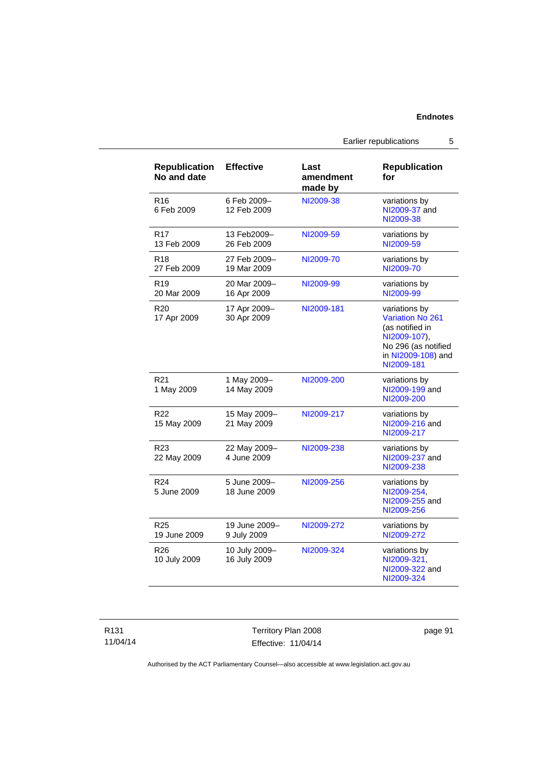| Republication No and date | Effective | Last amendment made by | Republication for |
|---|---|---|---|
| R16<br>6 Feb 2009 | 6 Feb 2009–<br>12 Feb 2009 | NI2009-38 | variations by NI2009-37 and NI2009-38 |
| R17<br>13 Feb 2009 | 13 Feb2009–<br>26 Feb 2009 | NI2009-59 | variations by NI2009-59 |
| R18<br>27 Feb 2009 | 27 Feb 2009–<br>19 Mar 2009 | NI2009-70 | variations by NI2009-70 |
| R19<br>20 Mar 2009 | 20 Mar 2009–<br>16 Apr 2009 | NI2009-99 | variations by NI2009-99 |
| R20<br>17 Apr 2009 | 17 Apr 2009–<br>30 Apr 2009 | NI2009-181 | variations by Variation No 261 (as notified in NI2009-107), No 296 (as notified in NI2009-108) and NI2009-181 |
| R21<br>1 May 2009 | 1 May 2009–<br>14 May 2009 | NI2009-200 | variations by NI2009-199 and NI2009-200 |
| R22<br>15 May 2009 | 15 May 2009–<br>21 May 2009 | NI2009-217 | variations by NI2009-216 and NI2009-217 |
| R23<br>22 May 2009 | 22 May 2009–<br>4 June 2009 | NI2009-238 | variations by NI2009-237 and NI2009-238 |
| R24<br>5 June 2009 | 5 June 2009–<br>18 June 2009 | NI2009-256 | variations by NI2009-254, NI2009-255 and NI2009-256 |
| R25<br>19 June 2009 | 19 June 2009–<br>9 July 2009 | NI2009-272 | variations by NI2009-272 |
| R26<br>10 July 2009 | 10 July 2009–<br>16 July 2009 | NI2009-324 | variations by NI2009-321, NI2009-322 and NI2009-324 |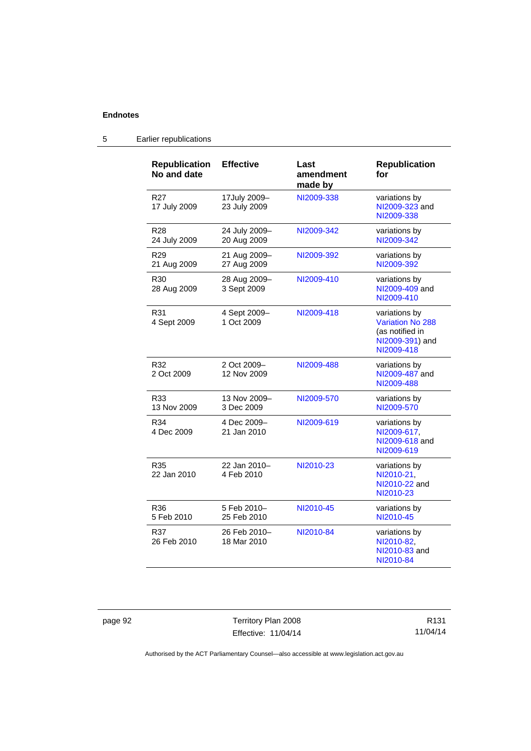## Endnotes

### 5 Earlier republications

| Republication No and date | Effective | Last amendment made by | Republication for |
|---|---|---|---|
| R27 17 July 2009 | 17July 2009– 23 July 2009 | NI2009-338 | variations by NI2009-323 and NI2009-338 |
| R28 24 July 2009 | 24 July 2009– 20 Aug 2009 | NI2009-342 | variations by NI2009-342 |
| R29 21 Aug 2009 | 21 Aug 2009– 27 Aug 2009 | NI2009-392 | variations by NI2009-392 |
| R30 28 Aug 2009 | 28 Aug 2009– 3 Sept 2009 | NI2009-410 | variations by NI2009-409 and NI2009-410 |
| R31 4 Sept 2009 | 4 Sept 2009– 1 Oct 2009 | NI2009-418 | variations by Variation No 288 (as notified in NI2009-391) and NI2009-418 |
| R32 2 Oct 2009 | 2 Oct 2009– 12 Nov 2009 | NI2009-488 | variations by NI2009-487 and NI2009-488 |
| R33 13 Nov 2009 | 13 Nov 2009– 3 Dec 2009 | NI2009-570 | variations by NI2009-570 |
| R34 4 Dec 2009 | 4 Dec 2009– 21 Jan 2010 | NI2009-619 | variations by NI2009-617, NI2009-618 and NI2009-619 |
| R35 22 Jan 2010 | 22 Jan 2010– 4 Feb 2010 | NI2010-23 | variations by NI2010-21, NI2010-22 and NI2010-23 |
| R36 5 Feb 2010 | 5 Feb 2010– 25 Feb 2010 | NI2010-45 | variations by NI2010-45 |
| R37 26 Feb 2010 | 26 Feb 2010– 18 Mar 2010 | NI2010-84 | variations by NI2010-82, NI2010-83 and NI2010-84 |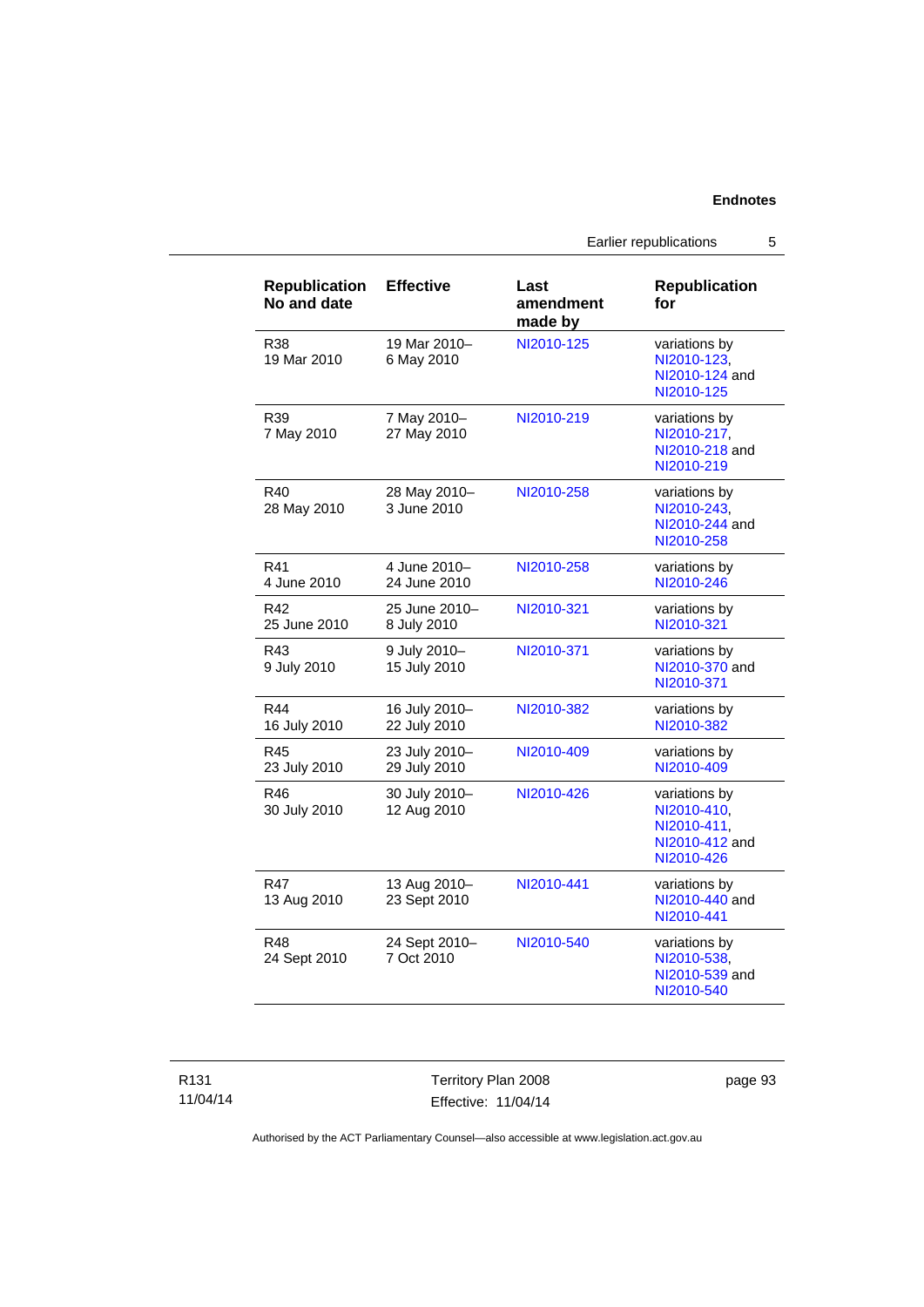| Republication No and date | Effective | Last amendment made by | Republication for |
| --- | --- | --- | --- |
| R38 19 Mar 2010 | 19 Mar 2010– 6 May 2010 | NI2010-125 | variations by NI2010-123, NI2010-124 and NI2010-125 |
| R39 7 May 2010 | 7 May 2010– 27 May 2010 | NI2010-219 | variations by NI2010-217, NI2010-218 and NI2010-219 |
| R40 28 May 2010 | 28 May 2010– 3 June 2010 | NI2010-258 | variations by NI2010-243, NI2010-244 and NI2010-258 |
| R41 4 June 2010 | 4 June 2010– 24 June 2010 | NI2010-258 | variations by NI2010-246 |
| R42 25 June 2010 | 25 June 2010– 8 July 2010 | NI2010-321 | variations by NI2010-321 |
| R43 9 July 2010 | 9 July 2010– 15 July 2010 | NI2010-371 | variations by NI2010-370 and NI2010-371 |
| R44 16 July 2010 | 16 July 2010– 22 July 2010 | NI2010-382 | variations by NI2010-382 |
| R45 23 July 2010 | 23 July 2010– 29 July 2010 | NI2010-409 | variations by NI2010-409 |
| R46 30 July 2010 | 30 July 2010– 12 Aug 2010 | NI2010-426 | variations by NI2010-410, NI2010-411, NI2010-412 and NI2010-426 |
| R47 13 Aug 2010 | 13 Aug 2010– 23 Sept 2010 | NI2010-441 | variations by NI2010-440 and NI2010-441 |
| R48 24 Sept 2010 | 24 Sept 2010– 7 Oct 2010 | NI2010-540 | variations by NI2010-538, NI2010-539 and NI2010-540 |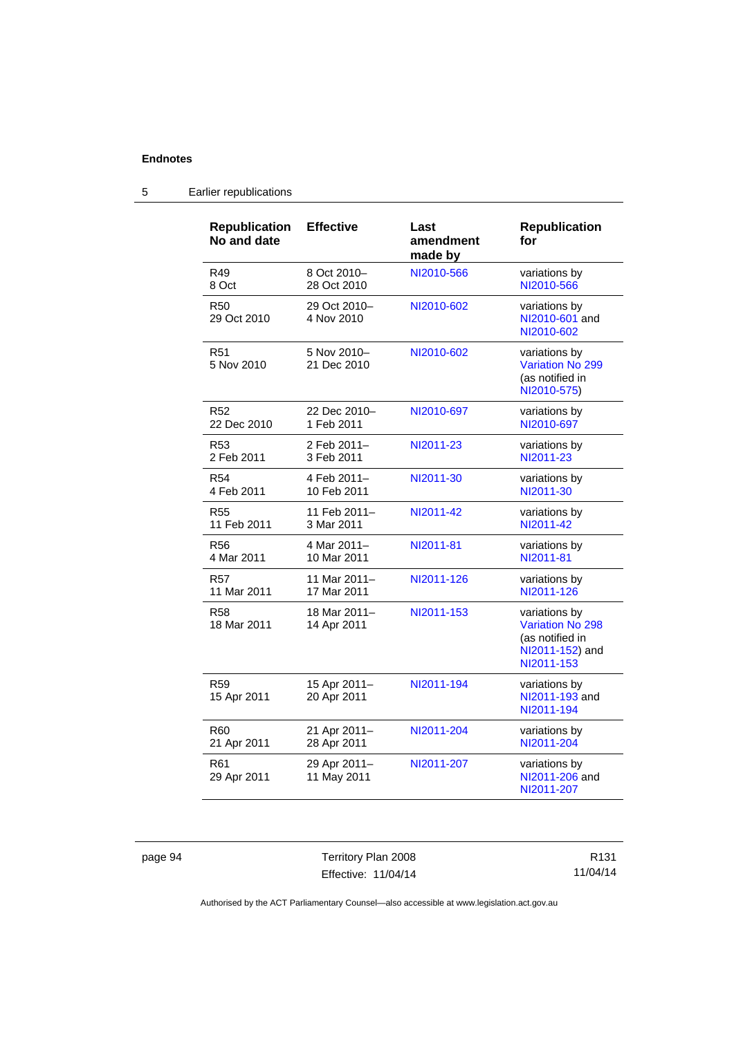## 5 Earlier republications

| Republication No and date | Effective | Last amendment made by | Republication for |
|---|---|---|---|
| R49 8 Oct | 8 Oct 2010– 28 Oct 2010 | NI2010-566 | variations by NI2010-566 |
| R50 29 Oct 2010 | 29 Oct 2010– 4 Nov 2010 | NI2010-602 | variations by NI2010-601 and NI2010-602 |
| R51 5 Nov 2010 | 5 Nov 2010– 21 Dec 2010 | NI2010-602 | variations by Variation No 299 (as notified in NI2010-575) |
| R52 22 Dec 2010 | 22 Dec 2010– 1 Feb 2011 | NI2010-697 | variations by NI2010-697 |
| R53 2 Feb 2011 | 2 Feb 2011– 3 Feb 2011 | NI2011-23 | variations by NI2011-23 |
| R54 4 Feb 2011 | 4 Feb 2011– 10 Feb 2011 | NI2011-30 | variations by NI2011-30 |
| R55 11 Feb 2011 | 11 Feb 2011– 3 Mar 2011 | NI2011-42 | variations by NI2011-42 |
| R56 4 Mar 2011 | 4 Mar 2011– 10 Mar 2011 | NI2011-81 | variations by NI2011-81 |
| R57 11 Mar 2011 | 11 Mar 2011– 17 Mar 2011 | NI2011-126 | variations by NI2011-126 |
| R58 18 Mar 2011 | 18 Mar 2011– 14 Apr 2011 | NI2011-153 | variations by Variation No 298 (as notified in NI2011-152) and NI2011-153 |
| R59 15 Apr 2011 | 15 Apr 2011– 20 Apr 2011 | NI2011-194 | variations by NI2011-193 and NI2011-194 |
| R60 21 Apr 2011 | 21 Apr 2011– 28 Apr 2011 | NI2011-204 | variations by NI2011-204 |
| R61 29 Apr 2011 | 29 Apr 2011– 11 May 2011 | NI2011-207 | variations by NI2011-206 and NI2011-207 |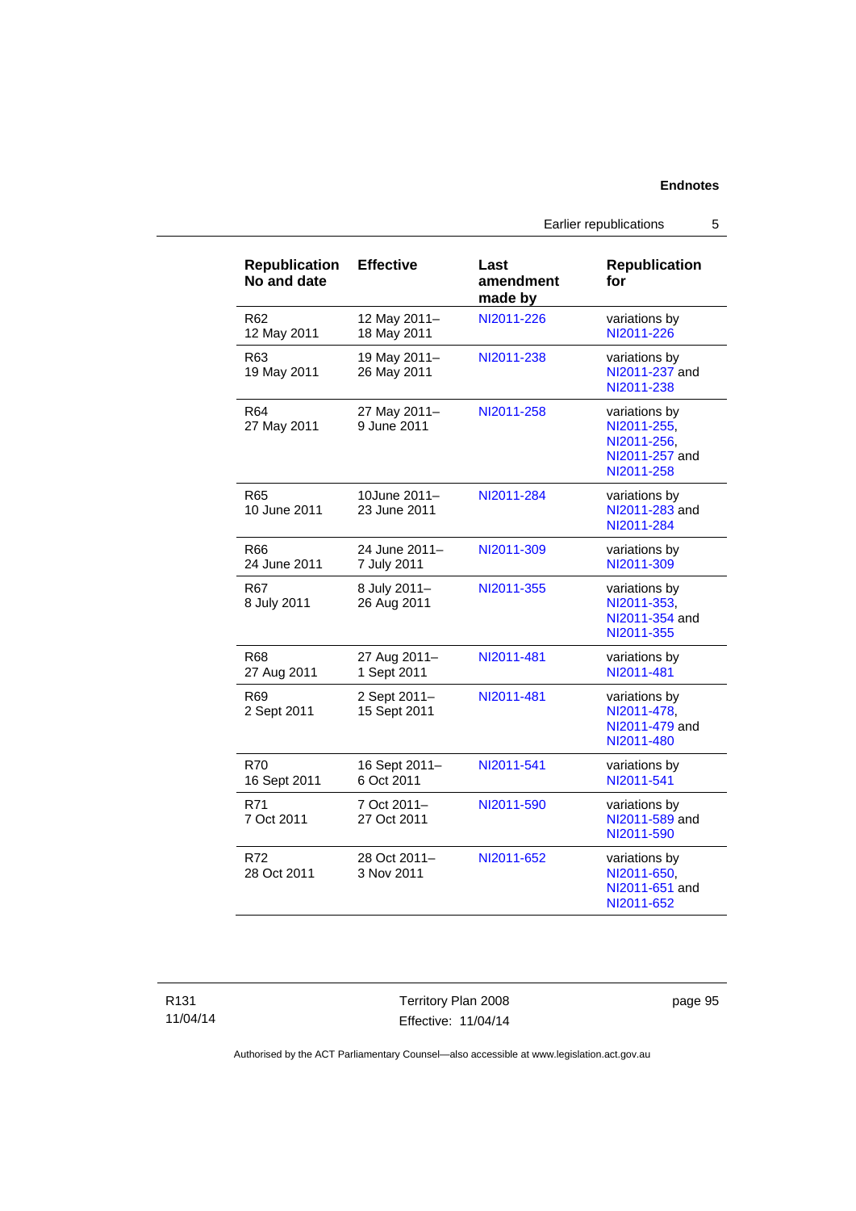| Republication No and date | Effective | Last amendment made by | Republication for |
|---|---|---|---|
| R62<br>12 May 2011 | 12 May 2011–<br>18 May 2011 | NI2011-226 | variations by NI2011-226 |
| R63<br>19 May 2011 | 19 May 2011–<br>26 May 2011 | NI2011-238 | variations by NI2011-237 and NI2011-238 |
| R64<br>27 May 2011 | 27 May 2011–<br>9 June 2011 | NI2011-258 | variations by NI2011-255, NI2011-256, NI2011-257 and NI2011-258 |
| R65<br>10 June 2011 | 10June 2011–<br>23 June 2011 | NI2011-284 | variations by NI2011-283 and NI2011-284 |
| R66<br>24 June 2011 | 24 June 2011–<br>7 July 2011 | NI2011-309 | variations by NI2011-309 |
| R67<br>8 July 2011 | 8 July 2011–<br>26 Aug 2011 | NI2011-355 | variations by NI2011-353, NI2011-354 and NI2011-355 |
| R68<br>27 Aug 2011 | 27 Aug 2011–<br>1 Sept 2011 | NI2011-481 | variations by NI2011-481 |
| R69<br>2 Sept 2011 | 2 Sept 2011–<br>15 Sept 2011 | NI2011-481 | variations by NI2011-478, NI2011-479 and NI2011-480 |
| R70<br>16 Sept 2011 | 16 Sept 2011–<br>6 Oct 2011 | NI2011-541 | variations by NI2011-541 |
| R71<br>7 Oct 2011 | 7 Oct 2011–<br>27 Oct 2011 | NI2011-590 | variations by NI2011-589 and NI2011-590 |
| R72<br>28 Oct 2011 | 28 Oct 2011–<br>3 Nov 2011 | NI2011-652 | variations by NI2011-650, NI2011-651 and NI2011-652 |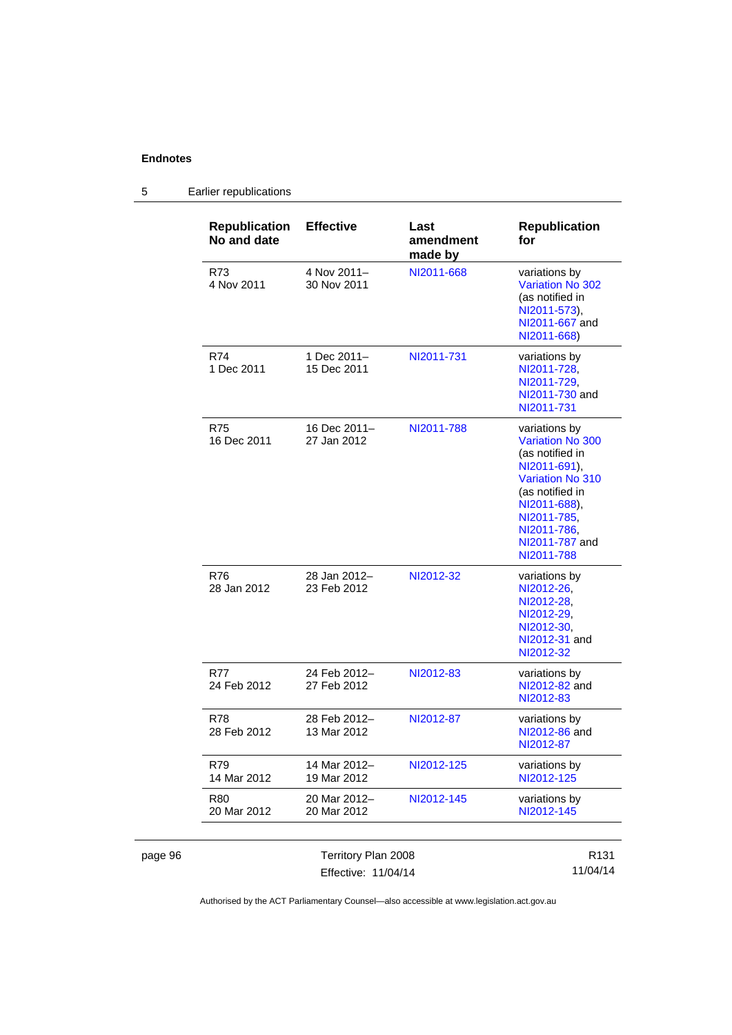## 5 Earlier republications

| Republication No and date | Effective | Last amendment made by | Republication for |
|---|---|---|---|
| R73<br>4 Nov 2011 | 4 Nov 2011–<br>30 Nov 2011 | NI2011-668 | variations by Variation No 302 (as notified in NI2011-573), NI2011-667 and NI2011-668) |
| R74<br>1 Dec 2011 | 1 Dec 2011–<br>15 Dec 2011 | NI2011-731 | variations by NI2011-728, NI2011-729, NI2011-730 and NI2011-731 |
| R75<br>16 Dec 2011 | 16 Dec 2011–<br>27 Jan 2012 | NI2011-788 | variations by Variation No 300 (as notified in NI2011-691), Variation No 310 (as notified in NI2011-688), NI2011-785, NI2011-786, NI2011-787 and NI2011-788 |
| R76<br>28 Jan 2012 | 28 Jan 2012–<br>23 Feb 2012 | NI2012-32 | variations by NI2012-26, NI2012-28, NI2012-29, NI2012-30, NI2012-31 and NI2012-32 |
| R77<br>24 Feb 2012 | 24 Feb 2012–<br>27 Feb 2012 | NI2012-83 | variations by NI2012-82 and NI2012-83 |
| R78<br>28 Feb 2012 | 28 Feb 2012–<br>13 Mar 2012 | NI2012-87 | variations by NI2012-86 and NI2012-87 |
| R79<br>14 Mar 2012 | 14 Mar 2012–<br>19 Mar 2012 | NI2012-125 | variations by NI2012-125 |
| R80<br>20 Mar 2012 | 20 Mar 2012–<br>20 Mar 2012 | NI2012-145 | variations by NI2012-145 |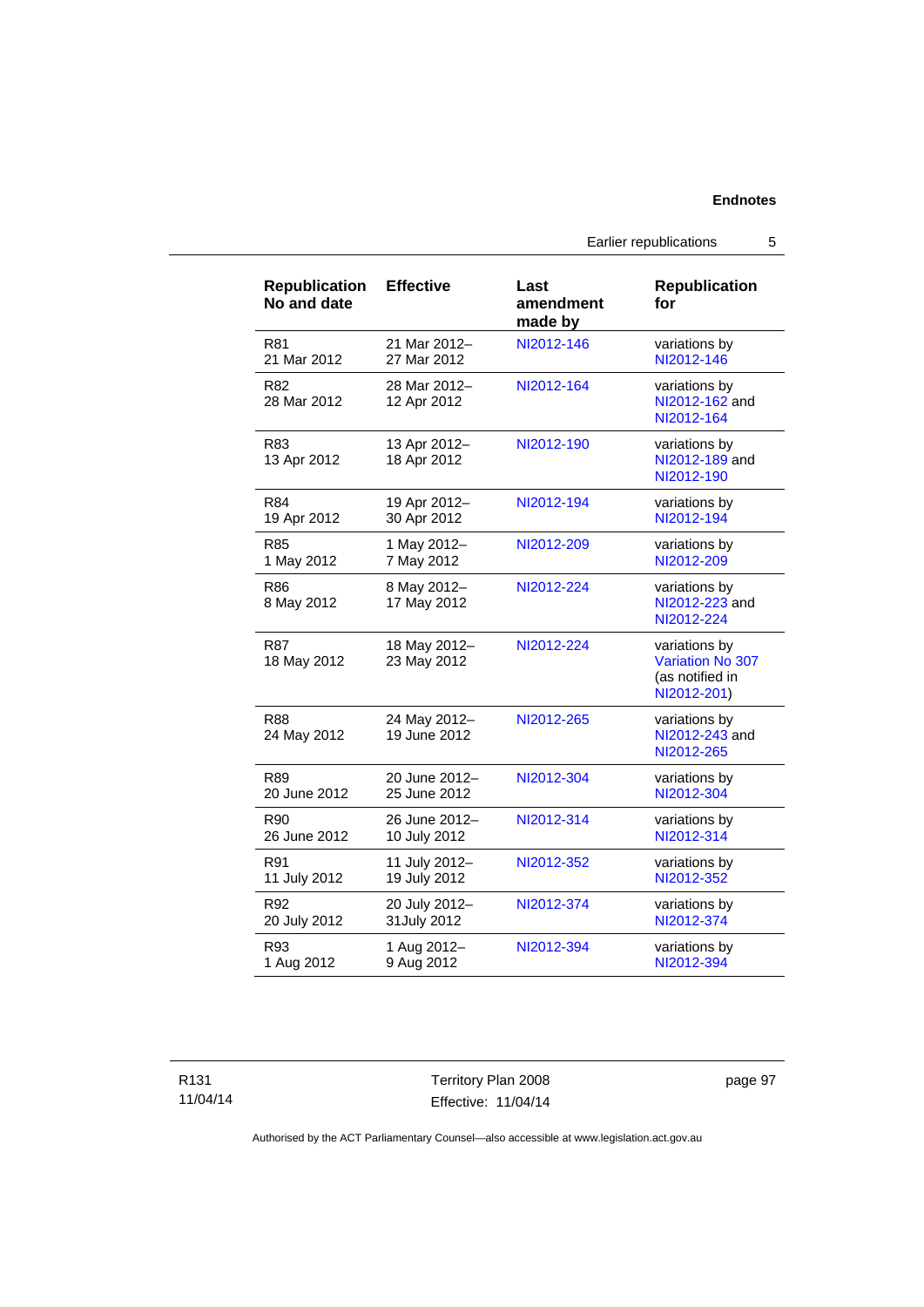| Republication No and date | Effective | Last amendment made by | Republication for |
|---|---|---|---|
| R81<br>21 Mar 2012 | 21 Mar 2012–<br>27 Mar 2012 | NI2012-146 | variations by NI2012-146 |
| R82<br>28 Mar 2012 | 28 Mar 2012–<br>12 Apr 2012 | NI2012-164 | variations by NI2012-162 and NI2012-164 |
| R83<br>13 Apr 2012 | 13 Apr 2012–<br>18 Apr 2012 | NI2012-190 | variations by NI2012-189 and NI2012-190 |
| R84<br>19 Apr 2012 | 19 Apr 2012–<br>30 Apr 2012 | NI2012-194 | variations by NI2012-194 |
| R85<br>1 May 2012 | 1 May 2012–<br>7 May 2012 | NI2012-209 | variations by NI2012-209 |
| R86<br>8 May 2012 | 8 May 2012–<br>17 May 2012 | NI2012-224 | variations by NI2012-223 and NI2012-224 |
| R87<br>18 May 2012 | 18 May 2012–<br>23 May 2012 | NI2012-224 | variations by Variation No 307 (as notified in NI2012-201) |
| R88<br>24 May 2012 | 24 May 2012–<br>19 June 2012 | NI2012-265 | variations by NI2012-243 and NI2012-265 |
| R89<br>20 June 2012 | 20 June 2012–<br>25 June 2012 | NI2012-304 | variations by NI2012-304 |
| R90<br>26 June 2012 | 26 June 2012–<br>10 July 2012 | NI2012-314 | variations by NI2012-314 |
| R91<br>11 July 2012 | 11 July 2012–<br>19 July 2012 | NI2012-352 | variations by NI2012-352 |
| R92<br>20 July 2012 | 20 July 2012–<br>31July 2012 | NI2012-374 | variations by NI2012-374 |
| R93<br>1 Aug 2012 | 1 Aug 2012–<br>9 Aug 2012 | NI2012-394 | variations by NI2012-394 |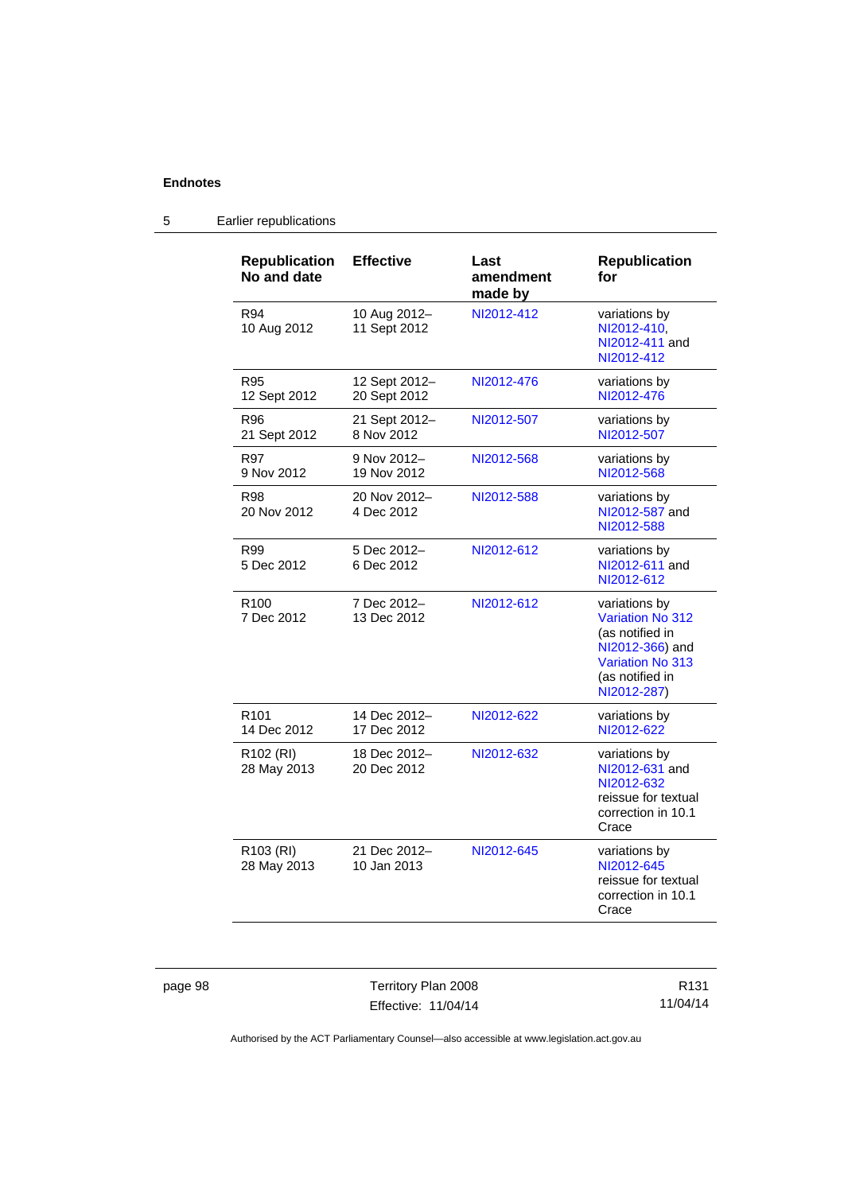## 5 Earlier republications

| Republication No and date | Effective | Last amendment made by | Republication for |
|---|---|---|---|
| R94 10 Aug 2012 | 10 Aug 2012– 11 Sept 2012 | NI2012-412 | variations by NI2012-410, NI2012-411 and NI2012-412 |
| R95 12 Sept 2012 | 12 Sept 2012– 20 Sept 2012 | NI2012-476 | variations by NI2012-476 |
| R96 21 Sept 2012 | 21 Sept 2012– 8 Nov 2012 | NI2012-507 | variations by NI2012-507 |
| R97 9 Nov 2012 | 9 Nov 2012– 19 Nov 2012 | NI2012-568 | variations by NI2012-568 |
| R98 20 Nov 2012 | 20 Nov 2012– 4 Dec 2012 | NI2012-588 | variations by NI2012-587 and NI2012-588 |
| R99 5 Dec 2012 | 5 Dec 2012– 6 Dec 2012 | NI2012-612 | variations by NI2012-611 and NI2012-612 |
| R100 7 Dec 2012 | 7 Dec 2012– 13 Dec 2012 | NI2012-612 | variations by Variation No 312 (as notified in NI2012-366) and Variation No 313 (as notified in NI2012-287) |
| R101 14 Dec 2012 | 14 Dec 2012– 17 Dec 2012 | NI2012-622 | variations by NI2012-622 |
| R102 (RI) 28 May 2013 | 18 Dec 2012– 20 Dec 2012 | NI2012-632 | variations by NI2012-631 and NI2012-632 reissue for textual correction in 10.1 Crace |
| R103 (RI) 28 May 2013 | 21 Dec 2012– 10 Jan 2013 | NI2012-645 | variations by NI2012-645 reissue for textual correction in 10.1 Crace |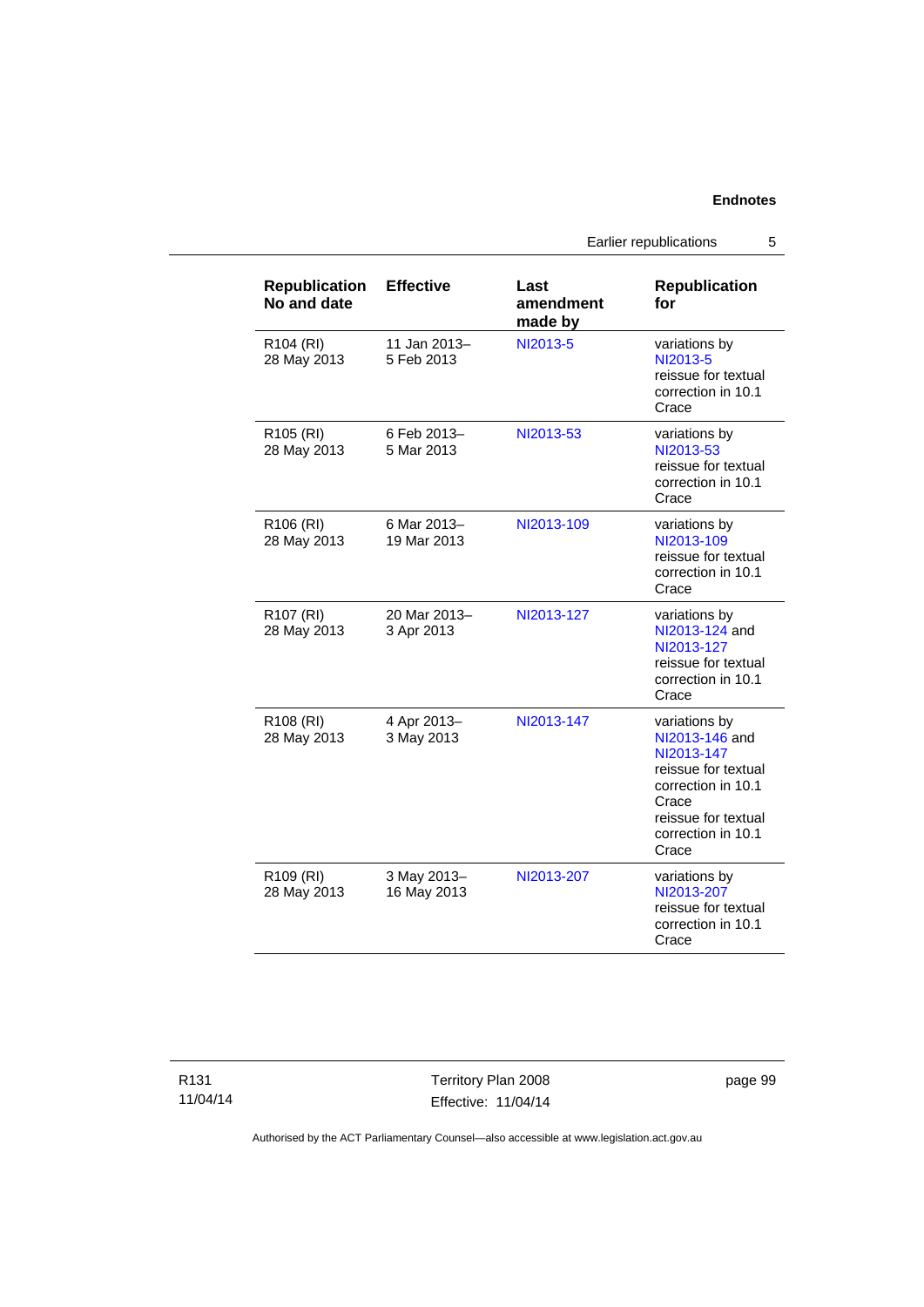| Republication No and date | Effective | Last amendment made by | Republication for |
|---|---|---|---|
| R104 (RI) 28 May 2013 | 11 Jan 2013– 5 Feb 2013 | NI2013-5 | variations by NI2013-5 reissue for textual correction in 10.1 Crace |
| R105 (RI) 28 May 2013 | 6 Feb 2013– 5 Mar 2013 | NI2013-53 | variations by NI2013-53 reissue for textual correction in 10.1 Crace |
| R106 (RI) 28 May 2013 | 6 Mar 2013– 19 Mar 2013 | NI2013-109 | variations by NI2013-109 reissue for textual correction in 10.1 Crace |
| R107 (RI) 28 May 2013 | 20 Mar 2013– 3 Apr 2013 | NI2013-127 | variations by NI2013-124 and NI2013-127 reissue for textual correction in 10.1 Crace |
| R108 (RI) 28 May 2013 | 4 Apr 2013– 3 May 2013 | NI2013-147 | variations by NI2013-146 and NI2013-147 reissue for textual correction in 10.1 Crace reissue for textual correction in 10.1 Crace |
| R109 (RI) 28 May 2013 | 3 May 2013– 16 May 2013 | NI2013-207 | variations by NI2013-207 reissue for textual correction in 10.1 Crace |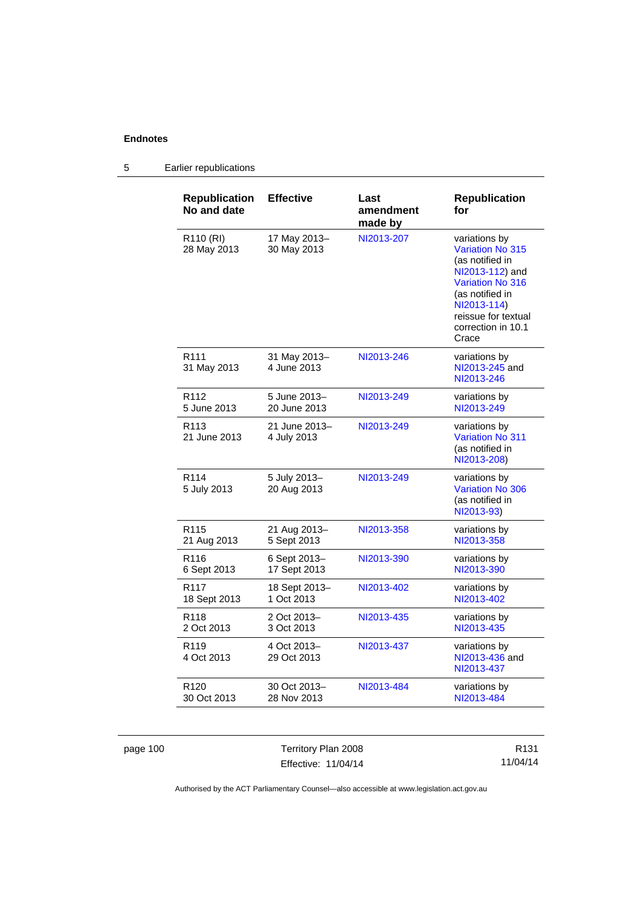**Endnotes**

5 Earlier republications

| Republication No and date | Effective | Last amendment made by | Republication for |
|---|---|---|---|
| R110 (RI) 28 May 2013 | 17 May 2013– 30 May 2013 | NI2013-207 | variations by Variation No 315 (as notified in NI2013-112) and Variation No 316 (as notified in NI2013-114) reissue for textual correction in 10.1 Crace |
| R111 31 May 2013 | 31 May 2013– 4 June 2013 | NI2013-246 | variations by NI2013-245 and NI2013-246 |
| R112 5 June 2013 | 5 June 2013– 20 June 2013 | NI2013-249 | variations by NI2013-249 |
| R113 21 June 2013 | 21 June 2013– 4 July 2013 | NI2013-249 | variations by Variation No 311 (as notified in NI2013-208) |
| R114 5 July 2013 | 5 July 2013– 20 Aug 2013 | NI2013-249 | variations by Variation No 306 (as notified in NI2013-93) |
| R115 21 Aug 2013 | 21 Aug 2013– 5 Sept 2013 | NI2013-358 | variations by NI2013-358 |
| R116 6 Sept 2013 | 6 Sept 2013– 17 Sept 2013 | NI2013-390 | variations by NI2013-390 |
| R117 18 Sept 2013 | 18 Sept 2013– 1 Oct 2013 | NI2013-402 | variations by NI2013-402 |
| R118 2 Oct 2013 | 2 Oct 2013– 3 Oct 2013 | NI2013-435 | variations by NI2013-435 |
| R119 4 Oct 2013 | 4 Oct 2013– 29 Oct 2013 | NI2013-437 | variations by NI2013-436 and NI2013-437 |
| R120 30 Oct 2013 | 30 Oct 2013– 28 Nov 2013 | NI2013-484 | variations by NI2013-484 |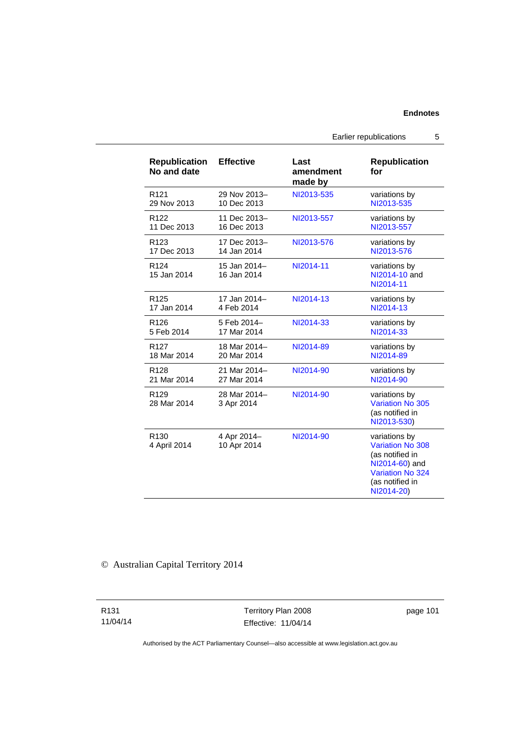| Republication No and date | Effective | Last amendment made by | Republication for |
|---|---|---|---|
| R121 29 Nov 2013 | 29 Nov 2013– 10 Dec 2013 | NI2013-535 | variations by NI2013-535 |
| R122 11 Dec 2013 | 11 Dec 2013– 16 Dec 2013 | NI2013-557 | variations by NI2013-557 |
| R123 17 Dec 2013 | 17 Dec 2013– 14 Jan 2014 | NI2013-576 | variations by NI2013-576 |
| R124 15 Jan 2014 | 15 Jan 2014– 16 Jan 2014 | NI2014-11 | variations by NI2014-10 and NI2014-11 |
| R125 17 Jan 2014 | 17 Jan 2014– 4 Feb 2014 | NI2014-13 | variations by NI2014-13 |
| R126 5 Feb 2014 | 5 Feb 2014– 17 Mar 2014 | NI2014-33 | variations by NI2014-33 |
| R127 18 Mar 2014 | 18 Mar 2014– 20 Mar 2014 | NI2014-89 | variations by NI2014-89 |
| R128 21 Mar 2014 | 21 Mar 2014– 27 Mar 2014 | NI2014-90 | variations by NI2014-90 |
| R129 28 Mar 2014 | 28 Mar 2014– 3 Apr 2014 | NI2014-90 | variations by Variation No 305 (as notified in NI2013-530) |
| R130 4 April 2014 | 4 Apr 2014– 10 Apr 2014 | NI2014-90 | variations by Variation No 308 (as notified in NI2014-60) and Variation No 324 (as notified in NI2014-20) |

© Australian Capital Territory 2014